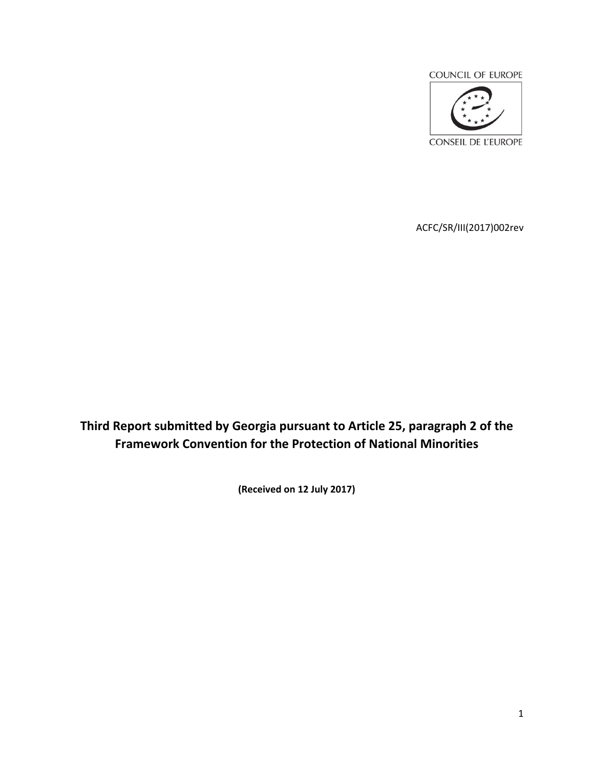COUNCIL OF EUROPE

CONSEIL DE L'EUROPE

ACFC/SR/III(2017)002rev

# Third Report submitted by Georgia pursuant to Article 25, paragraph 2 of the Framework Convention for the Protection of National Minorities

**(Received on 12 July 2017)**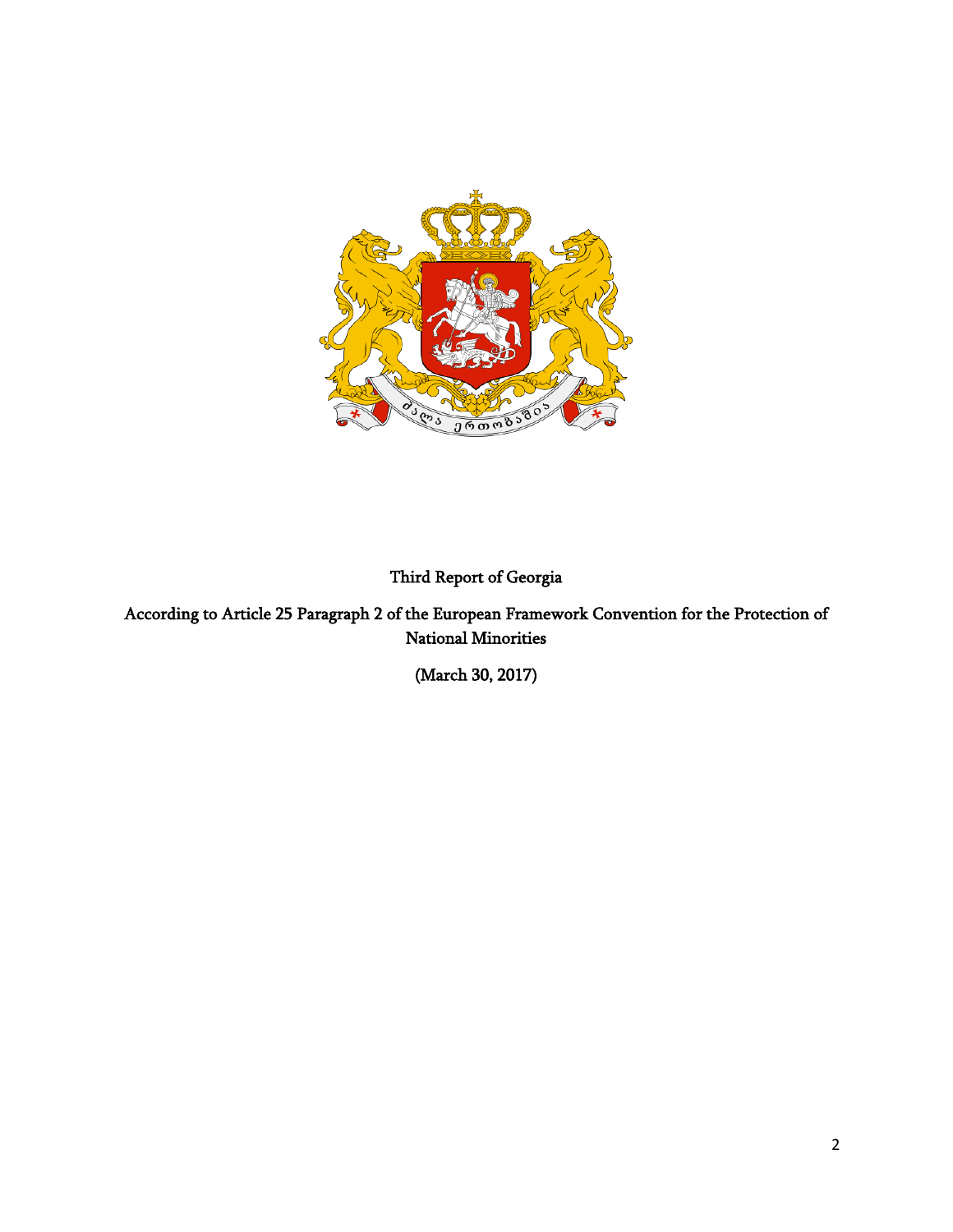Third Report of Georgia

According to Article 25 Paragraph 2 of the European Framework Convention for the Protection of National Minorities

(March 30, 2017)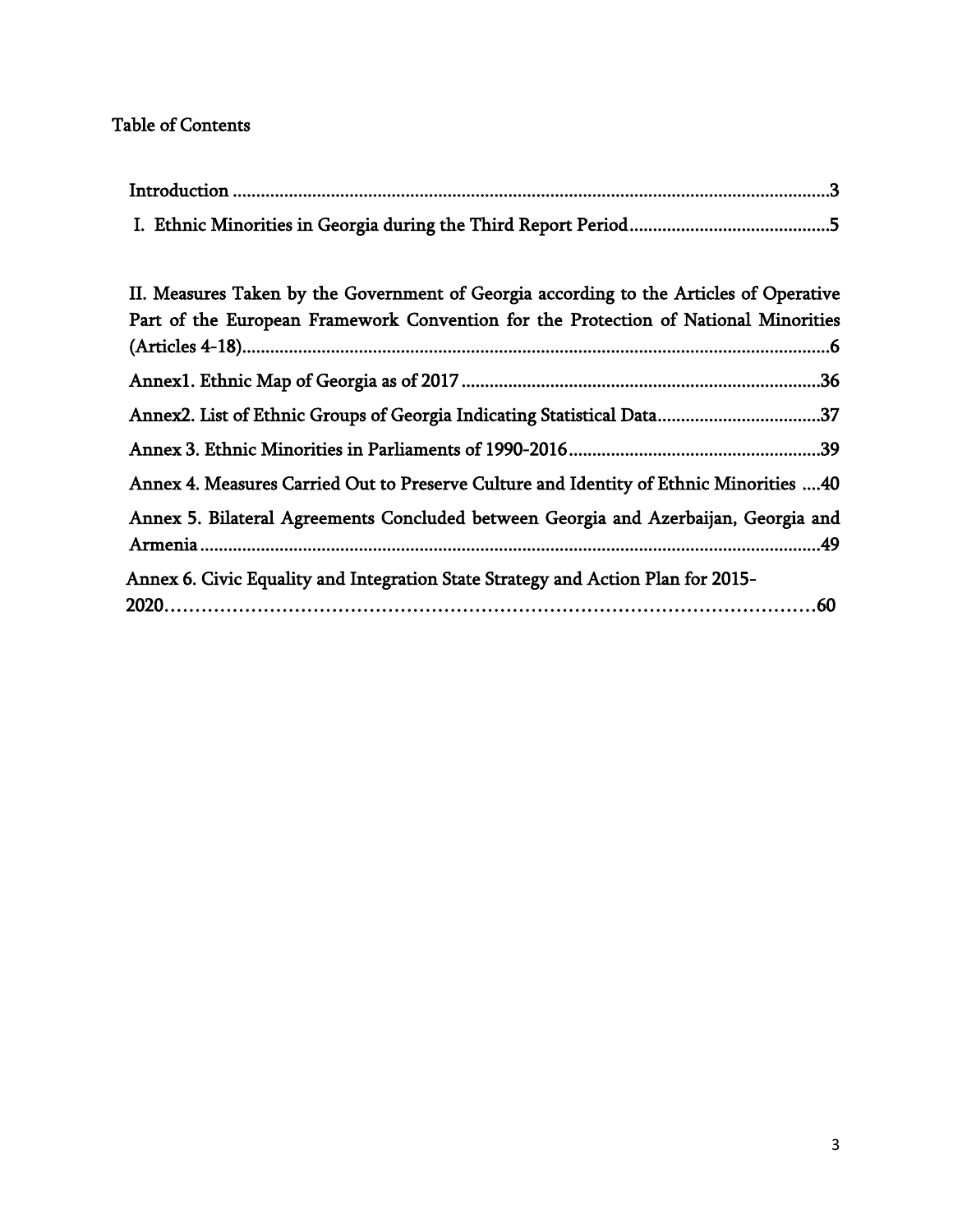Table of Contents

Introduction .......................................................................................................................3

I. Ethnic Minorities in Georgia during the Third Report Period............................................5

II. Measures Taken by the Government of Georgia according to the Articles of Operative Part of the European Framework Convention for the Protection of National Minorities (Articles 4-18).................................................................................................................6

Annex1. Ethnic Map of Georgia as of 2017 ........................................................................36

Annex2. List of Ethnic Groups of Georgia Indicating Statistical Data..................................37

Annex 3. Ethnic Minorities in Parliaments of 1990-2016......................................................39

Annex 4. Measures Carried Out to Preserve Culture and Identity of Ethnic Minorities ....40

Annex 5. Bilateral Agreements Concluded between Georgia and Azerbaijan, Georgia and Armenia.......................................................................................................................49

Annex 6. Civic Equality and Integration State Strategy and Action Plan for 2015-2020............................................................................................................60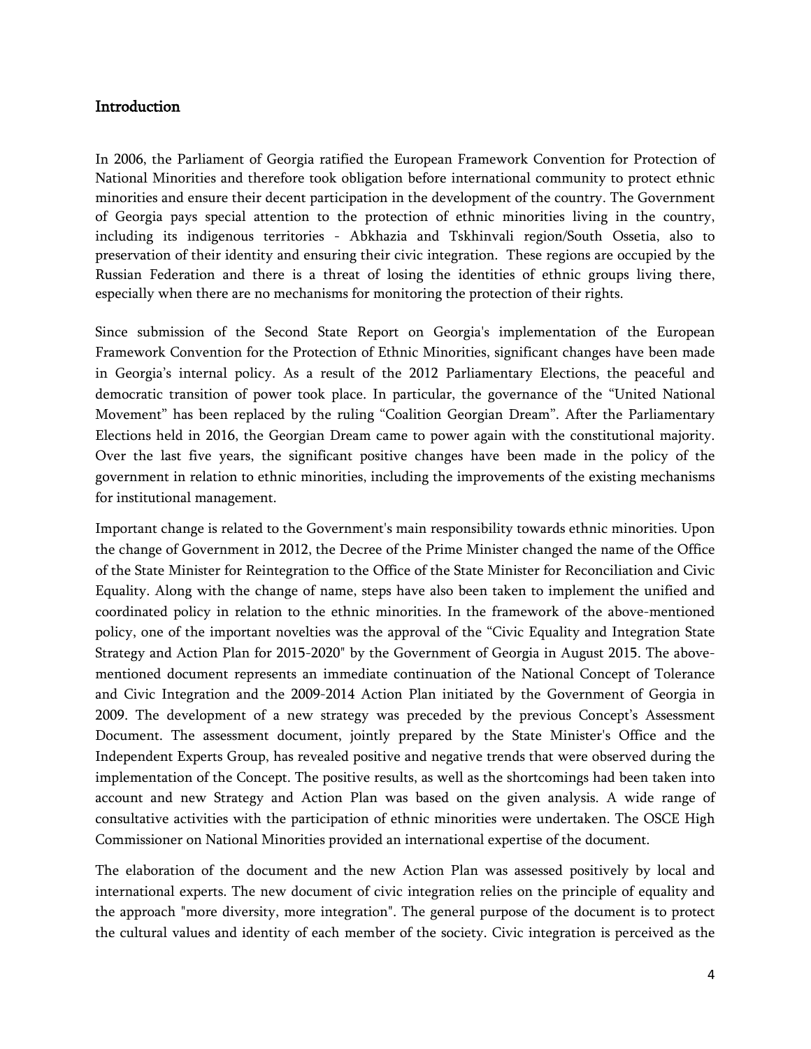## Introduction

In 2006, the Parliament of Georgia ratified the European Framework Convention for Protection of National Minorities and therefore took obligation before international community to protect ethnic minorities and ensure their decent participation in the development of the country. The Government of Georgia pays special attention to the protection of ethnic minorities living in the country, including its indigenous territories - Abkhazia and Tskhinvali region/South Ossetia, also to preservation of their identity and ensuring their civic integration. These regions are occupied by the Russian Federation and there is a threat of losing the identities of ethnic groups living there, especially when there are no mechanisms for monitoring the protection of their rights.

Since submission of the Second State Report on Georgia's implementation of the European Framework Convention for the Protection of Ethnic Minorities, significant changes have been made in Georgia's internal policy. As a result of the 2012 Parliamentary Elections, the peaceful and democratic transition of power took place. In particular, the governance of the "United National Movement" has been replaced by the ruling "Coalition Georgian Dream". After the Parliamentary Elections held in 2016, the Georgian Dream came to power again with the constitutional majority. Over the last five years, the significant positive changes have been made in the policy of the government in relation to ethnic minorities, including the improvements of the existing mechanisms for institutional management.

Important change is related to the Government's main responsibility towards ethnic minorities. Upon the change of Government in 2012, the Decree of the Prime Minister changed the name of the Office of the State Minister for Reintegration to the Office of the State Minister for Reconciliation and Civic Equality. Along with the change of name, steps have also been taken to implement the unified and coordinated policy in relation to the ethnic minorities. In the framework of the above-mentioned policy, one of the important novelties was the approval of the "Civic Equality and Integration State Strategy and Action Plan for 2015-2020" by the Government of Georgia in August 2015. The above-mentioned document represents an immediate continuation of the National Concept of Tolerance and Civic Integration and the 2009-2014 Action Plan initiated by the Government of Georgia in 2009. The development of a new strategy was preceded by the previous Concept's Assessment Document. The assessment document, jointly prepared by the State Minister's Office and the Independent Experts Group, has revealed positive and negative trends that were observed during the implementation of the Concept. The positive results, as well as the shortcomings had been taken into account and new Strategy and Action Plan was based on the given analysis. A wide range of consultative activities with the participation of ethnic minorities were undertaken. The OSCE High Commissioner on National Minorities provided an international expertise of the document.

The elaboration of the document and the new Action Plan was assessed positively by local and international experts. The new document of civic integration relies on the principle of equality and the approach "more diversity, more integration". The general purpose of the document is to protect the cultural values and identity of each member of the society. Civic integration is perceived as the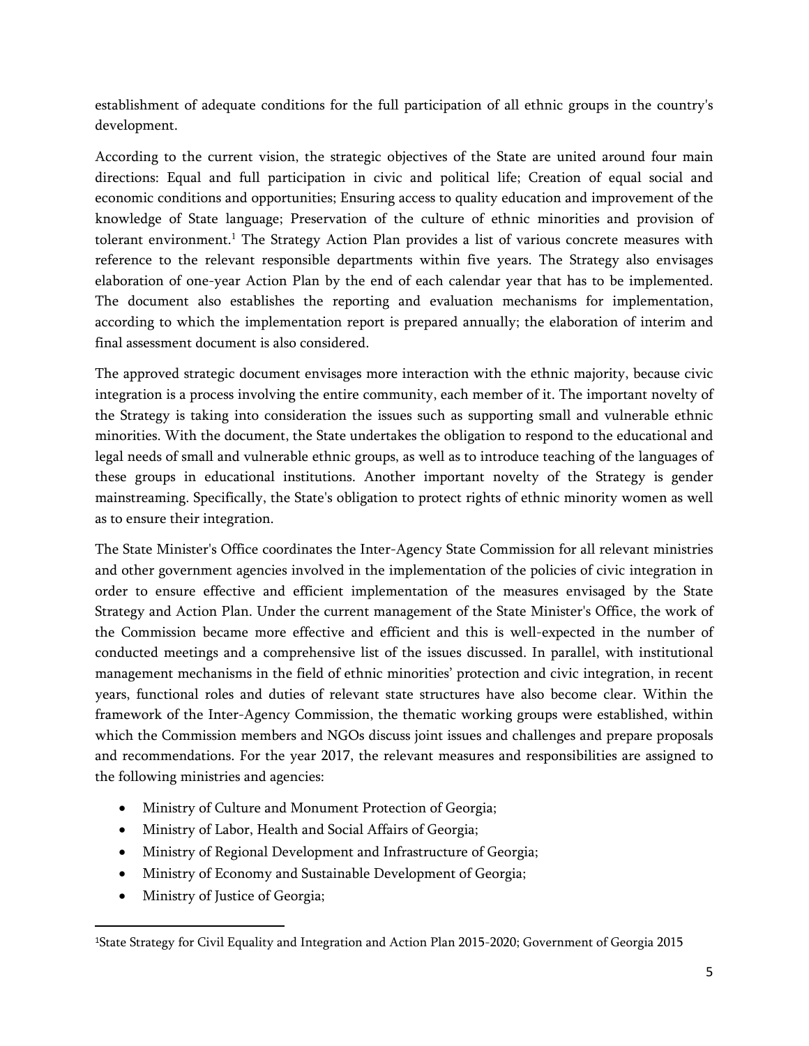establishment of adequate conditions for the full participation of all ethnic groups in the country's development.

According to the current vision, the strategic objectives of the State are united around four main directions: Equal and full participation in civic and political life; Creation of equal social and economic conditions and opportunities; Ensuring access to quality education and improvement of the knowledge of State language; Preservation of the culture of ethnic minorities and provision of tolerant environment.[1] The Strategy Action Plan provides a list of various concrete measures with reference to the relevant responsible departments within five years. The Strategy also envisages elaboration of one-year Action Plan by the end of each calendar year that has to be implemented. The document also establishes the reporting and evaluation mechanisms for implementation, according to which the implementation report is prepared annually; the elaboration of interim and final assessment document is also considered.

The approved strategic document envisages more interaction with the ethnic majority, because civic integration is a process involving the entire community, each member of it. The important novelty of the Strategy is taking into consideration the issues such as supporting small and vulnerable ethnic minorities. With the document, the State undertakes the obligation to respond to the educational and legal needs of small and vulnerable ethnic groups, as well as to introduce teaching of the languages of these groups in educational institutions. Another important novelty of the Strategy is gender mainstreaming. Specifically, the State's obligation to protect rights of ethnic minority women as well as to ensure their integration.

The State Minister's Office coordinates the Inter-Agency State Commission for all relevant ministries and other government agencies involved in the implementation of the policies of civic integration in order to ensure effective and efficient implementation of the measures envisaged by the State Strategy and Action Plan. Under the current management of the State Minister's Office, the work of the Commission became more effective and efficient and this is well-expected in the number of conducted meetings and a comprehensive list of the issues discussed. In parallel, with institutional management mechanisms in the field of ethnic minorities' protection and civic integration, in recent years, functional roles and duties of relevant state structures have also become clear. Within the framework of the Inter-Agency Commission, the thematic working groups were established, within which the Commission members and NGOs discuss joint issues and challenges and prepare proposals and recommendations. For the year 2017, the relevant measures and responsibilities are assigned to the following ministries and agencies:

- Ministry of Culture and Monument Protection of Georgia;
- Ministry of Labor, Health and Social Affairs of Georgia;
- Ministry of Regional Development and Infrastructure of Georgia;
- Ministry of Economy and Sustainable Development of Georgia;
- Ministry of Justice of Georgia;

[1] State Strategy for Civil Equality and Integration and Action Plan 2015-2020; Government of Georgia 2015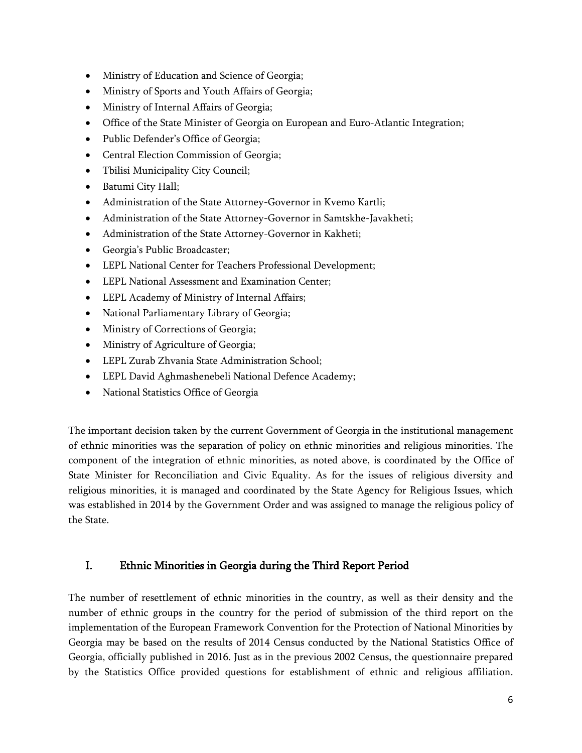- Ministry of Education and Science of Georgia;
- Ministry of Sports and Youth Affairs of Georgia;
- Ministry of Internal Affairs of Georgia;
- Office of the State Minister of Georgia on European and Euro-Atlantic Integration;
- Public Defender's Office of Georgia;
- Central Election Commission of Georgia;
- Tbilisi Municipality City Council;
- Batumi City Hall;
- Administration of the State Attorney-Governor in Kvemo Kartli;
- Administration of the State Attorney-Governor in Samtskhe-Javakheti;
- Administration of the State Attorney-Governor in Kakheti;
- Georgia's Public Broadcaster;
- LEPL National Center for Teachers Professional Development;
- LEPL National Assessment and Examination Center;
- LEPL Academy of Ministry of Internal Affairs;
- National Parliamentary Library of Georgia;
- Ministry of Corrections of Georgia;
- Ministry of Agriculture of Georgia;
- LEPL Zurab Zhvania State Administration School;
- LEPL David Aghmashenebeli National Defence Academy;
- National Statistics Office of Georgia

The important decision taken by the current Government of Georgia in the institutional management of ethnic minorities was the separation of policy on ethnic minorities and religious minorities. The component of the integration of ethnic minorities, as noted above, is coordinated by the Office of State Minister for Reconciliation and Civic Equality. As for the issues of religious diversity and religious minorities, it is managed and coordinated by the State Agency for Religious Issues, which was established in 2014 by the Government Order and was assigned to manage the religious policy of the State.

## I. Ethnic Minorities in Georgia during the Third Report Period

The number of resettlement of ethnic minorities in the country, as well as their density and the number of ethnic groups in the country for the period of submission of the third report on the implementation of the European Framework Convention for the Protection of National Minorities by Georgia may be based on the results of 2014 Census conducted by the National Statistics Office of Georgia, officially published in 2016. Just as in the previous 2002 Census, the questionnaire prepared by the Statistics Office provided questions for establishment of ethnic and religious affiliation.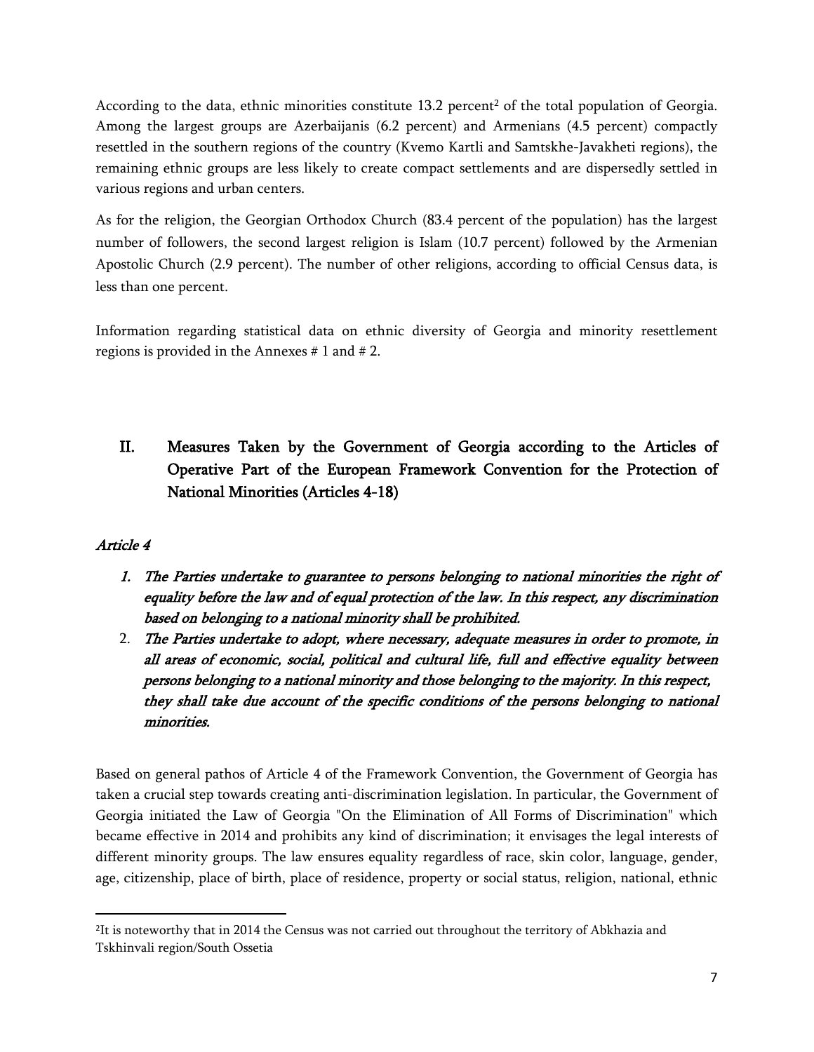According to the data, ethnic minorities constitute 13.2 percent[2] of the total population of Georgia. Among the largest groups are Azerbaijanis (6.2 percent) and Armenians (4.5 percent) compactly resettled in the southern regions of the country (Kvemo Kartli and Samtskhe-Javakheti regions), the remaining ethnic groups are less likely to create compact settlements and are dispersedly settled in various regions and urban centers.

As for the religion, the Georgian Orthodox Church (83.4 percent of the population) has the largest number of followers, the second largest religion is Islam (10.7 percent) followed by the Armenian Apostolic Church (2.9 percent). The number of other religions, according to official Census data, is less than one percent.

Information regarding statistical data on ethnic diversity of Georgia and minority resettlement regions is provided in the Annexes # 1 and # 2.

## II. Measures Taken by the Government of Georgia according to the Articles of Operative Part of the European Framework Convention for the Protection of National Minorities (Articles 4-18)

### *Article 4*

1. *The Parties undertake to guarantee to persons belonging to national minorities the right of equality before the law and of equal protection of the law. In this respect, any discrimination based on belonging to a national minority shall be prohibited.*
2. *The Parties undertake to adopt, where necessary, adequate measures in order to promote, in all areas of economic, social, political and cultural life, full and effective equality between persons belonging to a national minority and those belonging to the majority. In this respect, they shall take due account of the specific conditions of the persons belonging to national minorities.*

Based on general pathos of Article 4 of the Framework Convention, the Government of Georgia has taken a crucial step towards creating anti-discrimination legislation. In particular, the Government of Georgia initiated the Law of Georgia "On the Elimination of All Forms of Discrimination" which became effective in 2014 and prohibits any kind of discrimination; it envisages the legal interests of different minority groups. The law ensures equality regardless of race, skin color, language, gender, age, citizenship, place of birth, place of residence, property or social status, religion, national, ethnic

---

[2] It is noteworthy that in 2014 the Census was not carried out throughout the territory of Abkhazia and Tskhinvali region/South Ossetia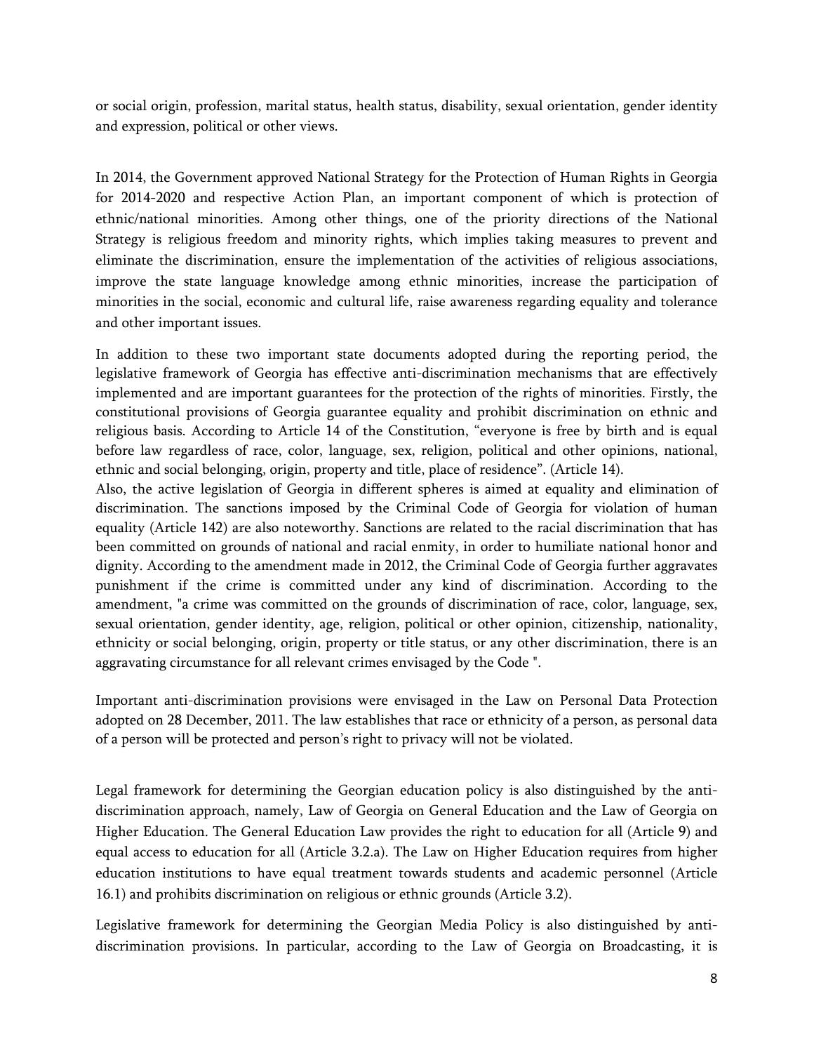or social origin, profession, marital status, health status, disability, sexual orientation, gender identity and expression, political or other views.

In 2014, the Government approved National Strategy for the Protection of Human Rights in Georgia for 2014-2020 and respective Action Plan, an important component of which is protection of ethnic/national minorities. Among other things, one of the priority directions of the National Strategy is religious freedom and minority rights, which implies taking measures to prevent and eliminate the discrimination, ensure the implementation of the activities of religious associations, improve the state language knowledge among ethnic minorities, increase the participation of minorities in the social, economic and cultural life, raise awareness regarding equality and tolerance and other important issues.

In addition to these two important state documents adopted during the reporting period, the legislative framework of Georgia has effective anti-discrimination mechanisms that are effectively implemented and are important guarantees for the protection of the rights of minorities. Firstly, the constitutional provisions of Georgia guarantee equality and prohibit discrimination on ethnic and religious basis. According to Article 14 of the Constitution, "everyone is free by birth and is equal before law regardless of race, color, language, sex, religion, political and other opinions, national, ethnic and social belonging, origin, property and title, place of residence". (Article 14).

Also, the active legislation of Georgia in different spheres is aimed at equality and elimination of discrimination. The sanctions imposed by the Criminal Code of Georgia for violation of human equality (Article 142) are also noteworthy. Sanctions are related to the racial discrimination that has been committed on grounds of national and racial enmity, in order to humiliate national honor and dignity. According to the amendment made in 2012, the Criminal Code of Georgia further aggravates punishment if the crime is committed under any kind of discrimination. According to the amendment, "a crime was committed on the grounds of discrimination of race, color, language, sex, sexual orientation, gender identity, age, religion, political or other opinion, citizenship, nationality, ethnicity or social belonging, origin, property or title status, or any other discrimination, there is an aggravating circumstance for all relevant crimes envisaged by the Code ".

Important anti-discrimination provisions were envisaged in the Law on Personal Data Protection adopted on 28 December, 2011. The law establishes that race or ethnicity of a person, as personal data of a person will be protected and person's right to privacy will not be violated.

Legal framework for determining the Georgian education policy is also distinguished by the anti-discrimination approach, namely, Law of Georgia on General Education and the Law of Georgia on Higher Education. The General Education Law provides the right to education for all (Article 9) and equal access to education for all (Article 3.2.a). The Law on Higher Education requires from higher education institutions to have equal treatment towards students and academic personnel (Article 16.1) and prohibits discrimination on religious or ethnic grounds (Article 3.2).

Legislative framework for determining the Georgian Media Policy is also distinguished by anti-discrimination provisions. In particular, according to the Law of Georgia on Broadcasting, it is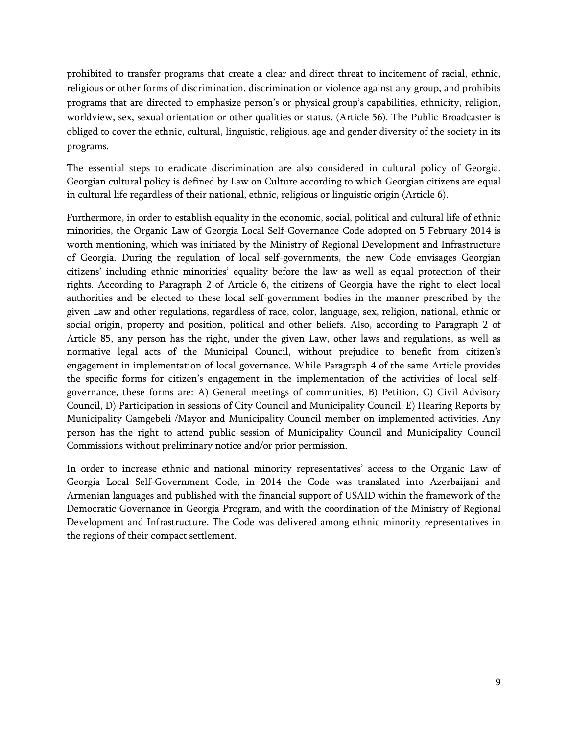prohibited to transfer programs that create a clear and direct threat to incitement of racial, ethnic, religious or other forms of discrimination, discrimination or violence against any group, and prohibits programs that are directed to emphasize person's or physical group's capabilities, ethnicity, religion, worldview, sex, sexual orientation or other qualities or status. (Article 56). The Public Broadcaster is obliged to cover the ethnic, cultural, linguistic, religious, age and gender diversity of the society in its programs.

The essential steps to eradicate discrimination are also considered in cultural policy of Georgia. Georgian cultural policy is defined by Law on Culture according to which Georgian citizens are equal in cultural life regardless of their national, ethnic, religious or linguistic origin (Article 6).

Furthermore, in order to establish equality in the economic, social, political and cultural life of ethnic minorities, the Organic Law of Georgia Local Self-Governance Code adopted on 5 February 2014 is worth mentioning, which was initiated by the Ministry of Regional Development and Infrastructure of Georgia. During the regulation of local self-governments, the new Code envisages Georgian citizens' including ethnic minorities' equality before the law as well as equal protection of their rights. According to Paragraph 2 of Article 6, the citizens of Georgia have the right to elect local authorities and be elected to these local self-government bodies in the manner prescribed by the given Law and other regulations, regardless of race, color, language, sex, religion, national, ethnic or social origin, property and position, political and other beliefs. Also, according to Paragraph 2 of Article 85, any person has the right, under the given Law, other laws and regulations, as well as normative legal acts of the Municipal Council, without prejudice to benefit from citizen's engagement in implementation of local governance. While Paragraph 4 of the same Article provides the specific forms for citizen's engagement in the implementation of the activities of local self-governance, these forms are: A) General meetings of communities, B) Petition, C) Civil Advisory Council, D) Participation in sessions of City Council and Municipality Council, E) Hearing Reports by Municipality Gamgebeli /Mayor and Municipality Council member on implemented activities. Any person has the right to attend public session of Municipality Council and Municipality Council Commissions without preliminary notice and/or prior permission.

In order to increase ethnic and national minority representatives' access to the Organic Law of Georgia Local Self-Government Code, in 2014 the Code was translated into Azerbaijani and Armenian languages and published with the financial support of USAID within the framework of the Democratic Governance in Georgia Program, and with the coordination of the Ministry of Regional Development and Infrastructure. The Code was delivered among ethnic minority representatives in the regions of their compact settlement.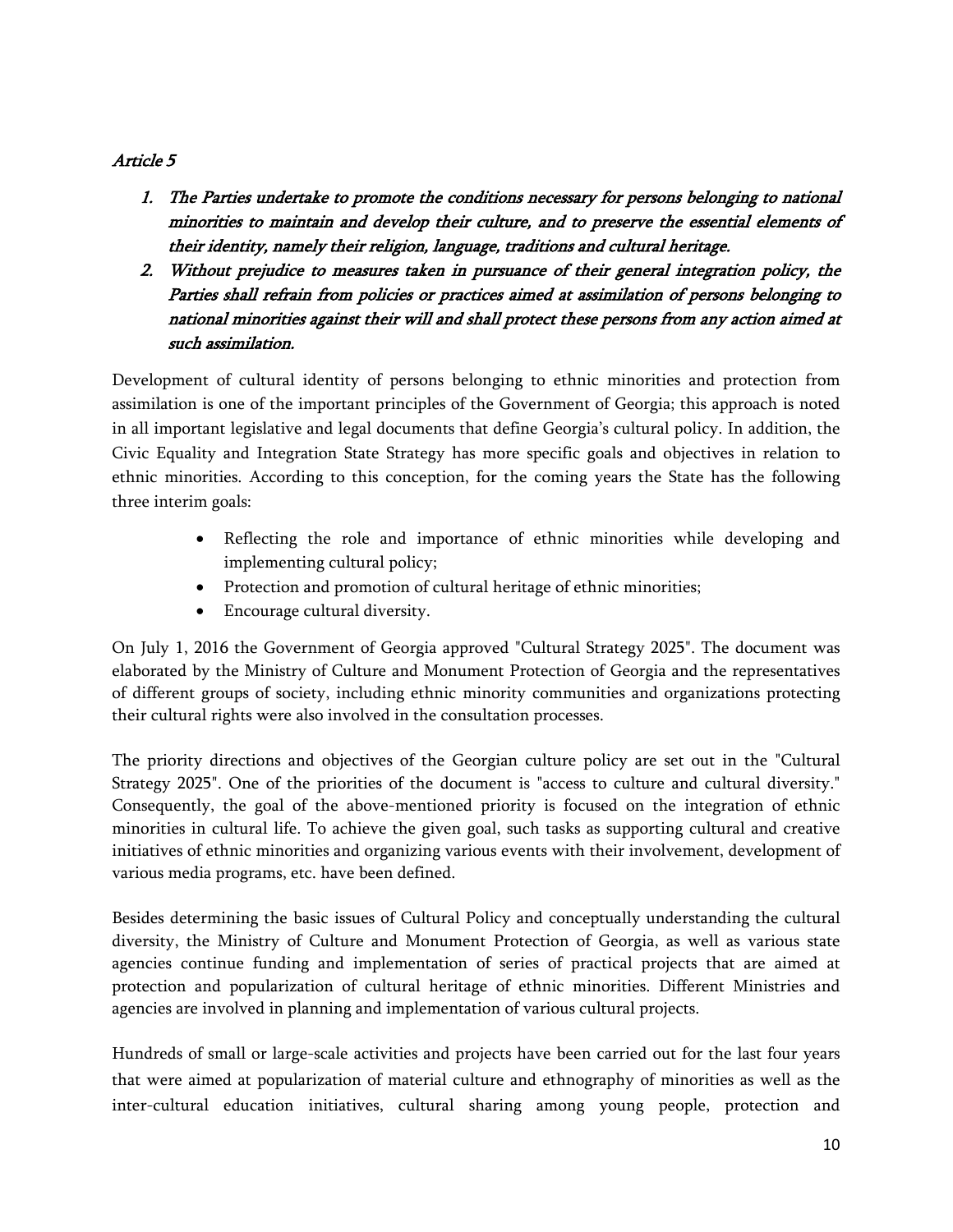*Article 5*

1. *The Parties undertake to promote the conditions necessary for persons belonging to national minorities to maintain and develop their culture, and to preserve the essential elements of their identity, namely their religion, language, traditions and cultural heritage.*
2. *Without prejudice to measures taken in pursuance of their general integration policy, the Parties shall refrain from policies or practices aimed at assimilation of persons belonging to national minorities against their will and shall protect these persons from any action aimed at such assimilation.*

Development of cultural identity of persons belonging to ethnic minorities and protection from assimilation is one of the important principles of the Government of Georgia; this approach is noted in all important legislative and legal documents that define Georgia's cultural policy. In addition, the Civic Equality and Integration State Strategy has more specific goals and objectives in relation to ethnic minorities. According to this conception, for the coming years the State has the following three interim goals:

- Reflecting the role and importance of ethnic minorities while developing and implementing cultural policy;
- Protection and promotion of cultural heritage of ethnic minorities;
- Encourage cultural diversity.

On July 1, 2016 the Government of Georgia approved "Cultural Strategy 2025". The document was elaborated by the Ministry of Culture and Monument Protection of Georgia and the representatives of different groups of society, including ethnic minority communities and organizations protecting their cultural rights were also involved in the consultation processes.

The priority directions and objectives of the Georgian culture policy are set out in the "Cultural Strategy 2025". One of the priorities of the document is "access to culture and cultural diversity." Consequently, the goal of the above-mentioned priority is focused on the integration of ethnic minorities in cultural life. To achieve the given goal, such tasks as supporting cultural and creative initiatives of ethnic minorities and organizing various events with their involvement, development of various media programs, etc. have been defined.

Besides determining the basic issues of Cultural Policy and conceptually understanding the cultural diversity, the Ministry of Culture and Monument Protection of Georgia, as well as various state agencies continue funding and implementation of series of practical projects that are aimed at protection and popularization of cultural heritage of ethnic minorities. Different Ministries and agencies are involved in planning and implementation of various cultural projects.

Hundreds of small or large-scale activities and projects have been carried out for the last four years that were aimed at popularization of material culture and ethnography of minorities as well as the inter-cultural education initiatives, cultural sharing among young people, protection and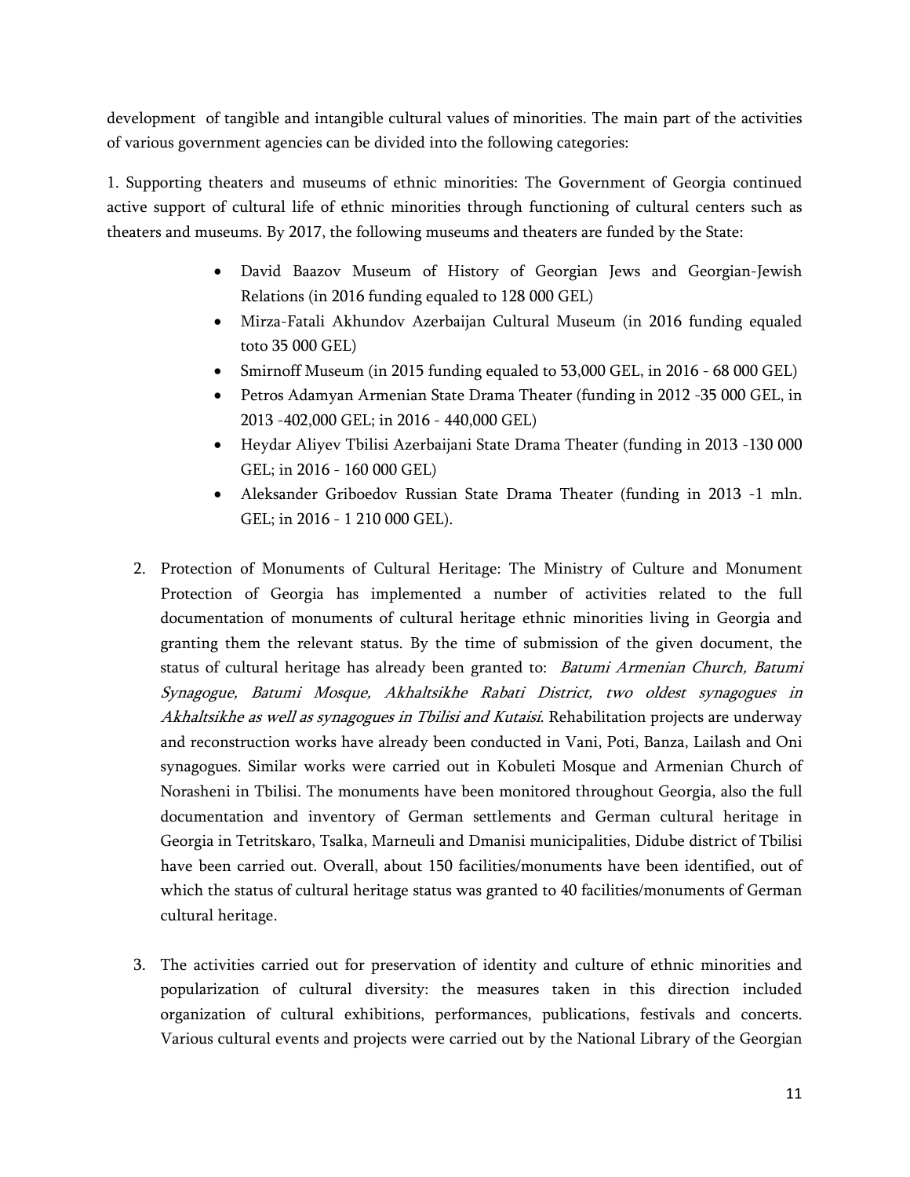development of tangible and intangible cultural values of minorities. The main part of the activities of various government agencies can be divided into the following categories:

1. Supporting theaters and museums of ethnic minorities: The Government of Georgia continued active support of cultural life of ethnic minorities through functioning of cultural centers such as theaters and museums. By 2017, the following museums and theaters are funded by the State:

- David Baazov Museum of History of Georgian Jews and Georgian-Jewish Relations (in 2016 funding equaled to 128 000 GEL)
- Mirza-Fatali Akhundov Azerbaijan Cultural Museum (in 2016 funding equaled toto 35 000 GEL)
- Smirnoff Museum (in 2015 funding equaled to 53,000 GEL, in 2016 - 68 000 GEL)
- Petros Adamyan Armenian State Drama Theater (funding in 2012 -35 000 GEL, in 2013 -402,000 GEL; in 2016 - 440,000 GEL)
- Heydar Aliyev Tbilisi Azerbaijani State Drama Theater (funding in 2013 -130 000 GEL; in 2016 - 160 000 GEL)
- Aleksander Griboedov Russian State Drama Theater (funding in 2013 -1 mln. GEL; in 2016 - 1 210 000 GEL).

2. Protection of Monuments of Cultural Heritage: The Ministry of Culture and Monument Protection of Georgia has implemented a number of activities related to the full documentation of monuments of cultural heritage ethnic minorities living in Georgia and granting them the relevant status. By the time of submission of the given document, the status of cultural heritage has already been granted to: *Batumi Armenian Church, Batumi Synagogue, Batumi Mosque, Akhaltsikhe Rabati District, two oldest synagogues in Akhaltsikhe as well as synagogues in Tbilisi and Kutaisi*. Rehabilitation projects are underway and reconstruction works have already been conducted in Vani, Poti, Banza, Lailash and Oni synagogues. Similar works were carried out in Kobuleti Mosque and Armenian Church of Norasheni in Tbilisi. The monuments have been monitored throughout Georgia, also the full documentation and inventory of German settlements and German cultural heritage in Georgia in Tetritskaro, Tsalka, Marneuli and Dmanisi municipalities, Didube district of Tbilisi have been carried out. Overall, about 150 facilities/monuments have been identified, out of which the status of cultural heritage status was granted to 40 facilities/monuments of German cultural heritage.

3. The activities carried out for preservation of identity and culture of ethnic minorities and popularization of cultural diversity: the measures taken in this direction included organization of cultural exhibitions, performances, publications, festivals and concerts. Various cultural events and projects were carried out by the National Library of the Georgian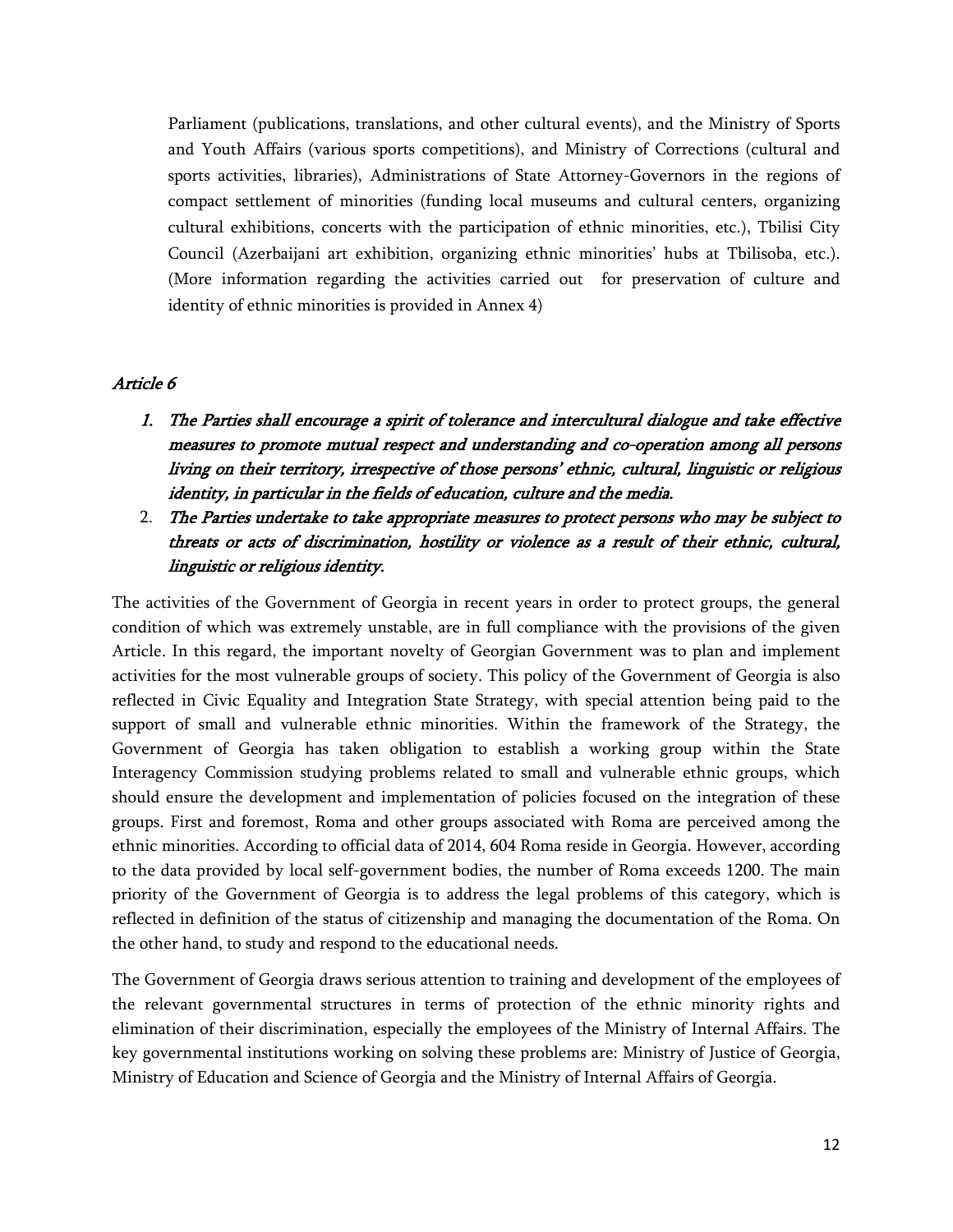Parliament (publications, translations, and other cultural events), and the Ministry of Sports and Youth Affairs (various sports competitions), and Ministry of Corrections (cultural and sports activities, libraries), Administrations of State Attorney-Governors in the regions of compact settlement of minorities (funding local museums and cultural centers, organizing cultural exhibitions, concerts with the participation of ethnic minorities, etc.), Tbilisi City Council (Azerbaijani art exhibition, organizing ethnic minorities' hubs at Tbilisoba, etc.). (More information regarding the activities carried out for preservation of culture and identity of ethnic minorities is provided in Annex 4)

### *Article 6*

1. ***The Parties shall encourage a spirit of tolerance and intercultural dialogue and take effective measures to promote mutual respect and understanding and co-operation among all persons living on their territory, irrespective of those persons' ethnic, cultural, linguistic or religious identity, in particular in the fields of education, culture and the media.***
2. ***The Parties undertake to take appropriate measures to protect persons who may be subject to threats or acts of discrimination, hostility or violence as a result of their ethnic, cultural, linguistic or religious identity.***

The activities of the Government of Georgia in recent years in order to protect groups, the general condition of which was extremely unstable, are in full compliance with the provisions of the given Article. In this regard, the important novelty of Georgian Government was to plan and implement activities for the most vulnerable groups of society. This policy of the Government of Georgia is also reflected in Civic Equality and Integration State Strategy, with special attention being paid to the support of small and vulnerable ethnic minorities. Within the framework of the Strategy, the Government of Georgia has taken obligation to establish a working group within the State Interagency Commission studying problems related to small and vulnerable ethnic groups, which should ensure the development and implementation of policies focused on the integration of these groups. First and foremost, Roma and other groups associated with Roma are perceived among the ethnic minorities. According to official data of 2014, 604 Roma reside in Georgia. However, according to the data provided by local self-government bodies, the number of Roma exceeds 1200. The main priority of the Government of Georgia is to address the legal problems of this category, which is reflected in definition of the status of citizenship and managing the documentation of the Roma. On the other hand, to study and respond to the educational needs.

The Government of Georgia draws serious attention to training and development of the employees of the relevant governmental structures in terms of protection of the ethnic minority rights and elimination of their discrimination, especially the employees of the Ministry of Internal Affairs. The key governmental institutions working on solving these problems are: Ministry of Justice of Georgia, Ministry of Education and Science of Georgia and the Ministry of Internal Affairs of Georgia.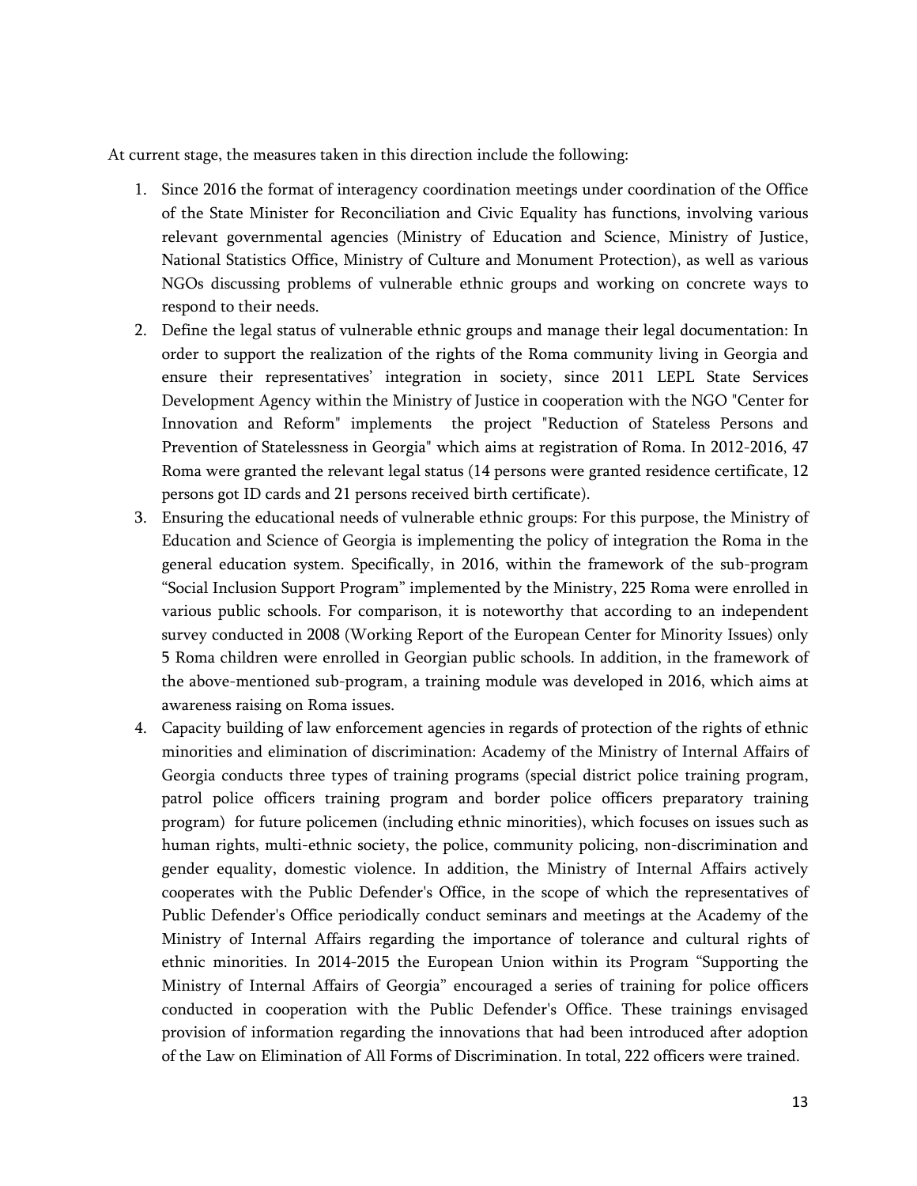At current stage, the measures taken in this direction include the following:

1. Since 2016 the format of interagency coordination meetings under coordination of the Office of the State Minister for Reconciliation and Civic Equality has functions, involving various relevant governmental agencies (Ministry of Education and Science, Ministry of Justice, National Statistics Office, Ministry of Culture and Monument Protection), as well as various NGOs discussing problems of vulnerable ethnic groups and working on concrete ways to respond to their needs.
2. Define the legal status of vulnerable ethnic groups and manage their legal documentation: In order to support the realization of the rights of the Roma community living in Georgia and ensure their representatives' integration in society, since 2011 LEPL State Services Development Agency within the Ministry of Justice in cooperation with the NGO "Center for Innovation and Reform" implements the project "Reduction of Stateless Persons and Prevention of Statelessness in Georgia" which aims at registration of Roma. In 2012-2016, 47 Roma were granted the relevant legal status (14 persons were granted residence certificate, 12 persons got ID cards and 21 persons received birth certificate).
3. Ensuring the educational needs of vulnerable ethnic groups: For this purpose, the Ministry of Education and Science of Georgia is implementing the policy of integration the Roma in the general education system. Specifically, in 2016, within the framework of the sub-program "Social Inclusion Support Program" implemented by the Ministry, 225 Roma were enrolled in various public schools. For comparison, it is noteworthy that according to an independent survey conducted in 2008 (Working Report of the European Center for Minority Issues) only 5 Roma children were enrolled in Georgian public schools. In addition, in the framework of the above-mentioned sub-program, a training module was developed in 2016, which aims at awareness raising on Roma issues.
4. Capacity building of law enforcement agencies in regards of protection of the rights of ethnic minorities and elimination of discrimination: Academy of the Ministry of Internal Affairs of Georgia conducts three types of training programs (special district police training program, patrol police officers training program and border police officers preparatory training program) for future policemen (including ethnic minorities), which focuses on issues such as human rights, multi-ethnic society, the police, community policing, non-discrimination and gender equality, domestic violence. In addition, the Ministry of Internal Affairs actively cooperates with the Public Defender's Office, in the scope of which the representatives of Public Defender's Office periodically conduct seminars and meetings at the Academy of the Ministry of Internal Affairs regarding the importance of tolerance and cultural rights of ethnic minorities. In 2014-2015 the European Union within its Program "Supporting the Ministry of Internal Affairs of Georgia" encouraged a series of training for police officers conducted in cooperation with the Public Defender's Office. These trainings envisaged provision of information regarding the innovations that had been introduced after adoption of the Law on Elimination of All Forms of Discrimination. In total, 222 officers were trained.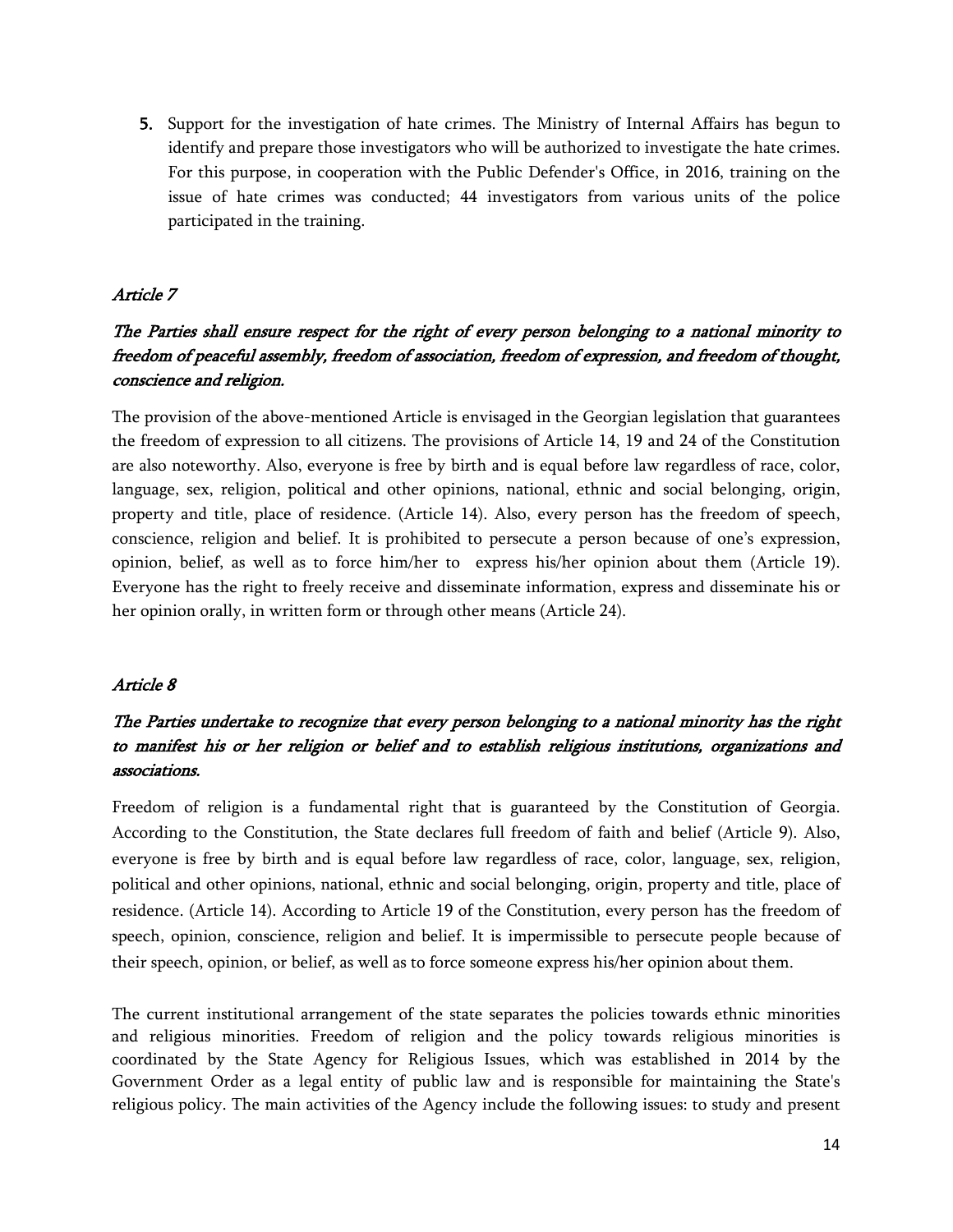5. Support for the investigation of hate crimes. The Ministry of Internal Affairs has begun to identify and prepare those investigators who will be authorized to investigate the hate crimes. For this purpose, in cooperation with the Public Defender's Office, in 2016, training on the issue of hate crimes was conducted; 44 investigators from various units of the police participated in the training.

### *Article 7*

***The Parties shall ensure respect for the right of every person belonging to a national minority to freedom of peaceful assembly, freedom of association, freedom of expression, and freedom of thought, conscience and religion.***

The provision of the above-mentioned Article is envisaged in the Georgian legislation that guarantees the freedom of expression to all citizens. The provisions of Article 14, 19 and 24 of the Constitution are also noteworthy. Also, everyone is free by birth and is equal before law regardless of race, color, language, sex, religion, political and other opinions, national, ethnic and social belonging, origin, property and title, place of residence. (Article 14). Also, every person has the freedom of speech, conscience, religion and belief. It is prohibited to persecute a person because of one's expression, opinion, belief, as well as to force him/her to express his/her opinion about them (Article 19). Everyone has the right to freely receive and disseminate information, express and disseminate his or her opinion orally, in written form or through other means (Article 24).

### *Article 8*

***The Parties undertake to recognize that every person belonging to a national minority has the right to manifest his or her religion or belief and to establish religious institutions, organizations and associations.***

Freedom of religion is a fundamental right that is guaranteed by the Constitution of Georgia. According to the Constitution, the State declares full freedom of faith and belief (Article 9). Also, everyone is free by birth and is equal before law regardless of race, color, language, sex, religion, political and other opinions, national, ethnic and social belonging, origin, property and title, place of residence. (Article 14). According to Article 19 of the Constitution, every person has the freedom of speech, opinion, conscience, religion and belief. It is impermissible to persecute people because of their speech, opinion, or belief, as well as to force someone express his/her opinion about them.

The current institutional arrangement of the state separates the policies towards ethnic minorities and religious minorities. Freedom of religion and the policy towards religious minorities is coordinated by the State Agency for Religious Issues, which was established in 2014 by the Government Order as a legal entity of public law and is responsible for maintaining the State's religious policy. The main activities of the Agency include the following issues: to study and present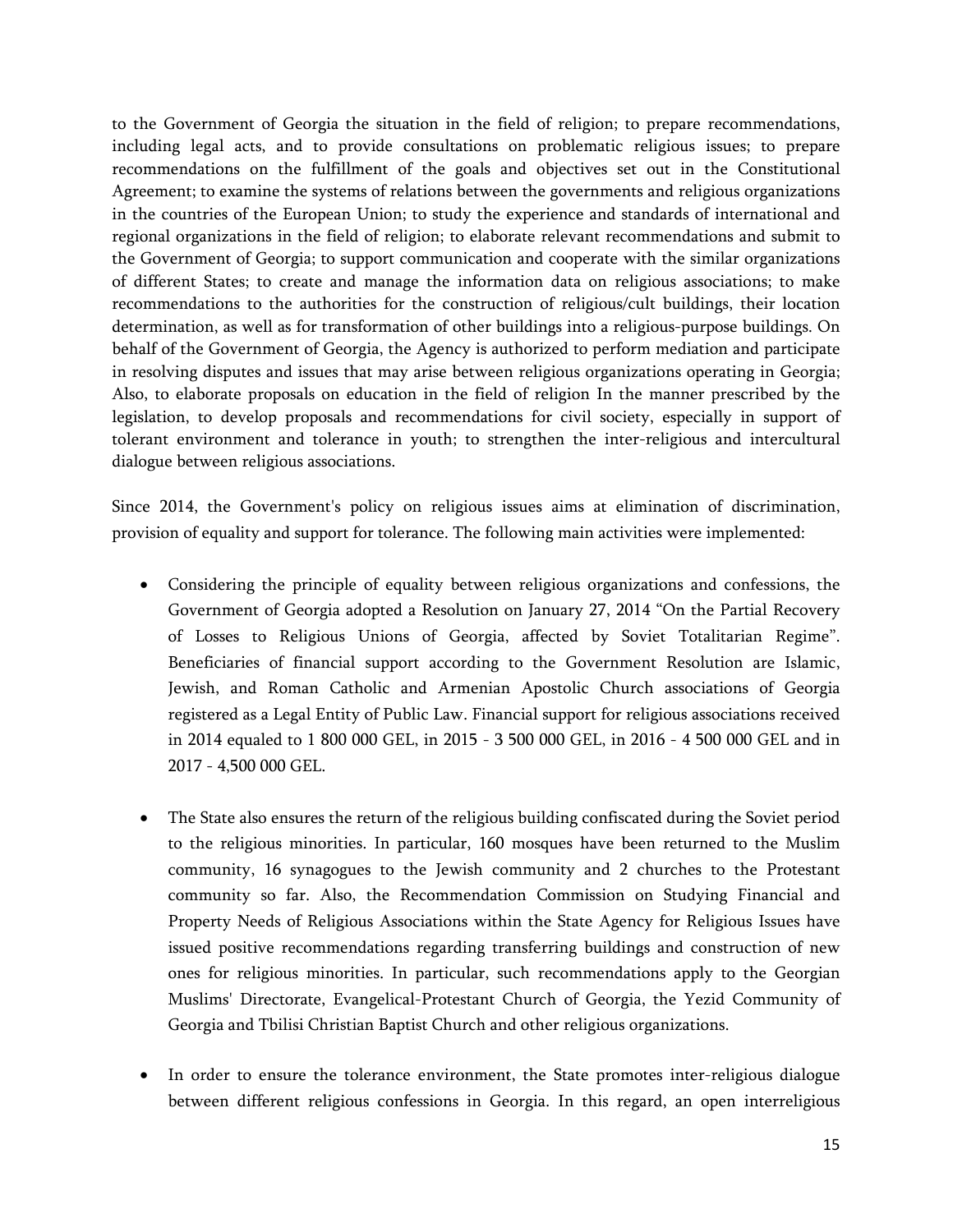to the Government of Georgia the situation in the field of religion; to prepare recommendations, including legal acts, and to provide consultations on problematic religious issues; to prepare recommendations on the fulfillment of the goals and objectives set out in the Constitutional Agreement; to examine the systems of relations between the governments and religious organizations in the countries of the European Union; to study the experience and standards of international and regional organizations in the field of religion; to elaborate relevant recommendations and submit to the Government of Georgia; to support communication and cooperate with the similar organizations of different States; to create and manage the information data on religious associations; to make recommendations to the authorities for the construction of religious/cult buildings, their location determination, as well as for transformation of other buildings into a religious-purpose buildings. On behalf of the Government of Georgia, the Agency is authorized to perform mediation and participate in resolving disputes and issues that may arise between religious organizations operating in Georgia; Also, to elaborate proposals on education in the field of religion In the manner prescribed by the legislation, to develop proposals and recommendations for civil society, especially in support of tolerant environment and tolerance in youth; to strengthen the inter-religious and intercultural dialogue between religious associations.

Since 2014, the Government's policy on religious issues aims at elimination of discrimination, provision of equality and support for tolerance. The following main activities were implemented:

- Considering the principle of equality between religious organizations and confessions, the Government of Georgia adopted a Resolution on January 27, 2014 "On the Partial Recovery of Losses to Religious Unions of Georgia, affected by Soviet Totalitarian Regime". Beneficiaries of financial support according to the Government Resolution are Islamic, Jewish, and Roman Catholic and Armenian Apostolic Church associations of Georgia registered as a Legal Entity of Public Law. Financial support for religious associations received in 2014 equaled to 1 800 000 GEL, in 2015 - 3 500 000 GEL, in 2016 - 4 500 000 GEL and in 2017 - 4,500 000 GEL.

- The State also ensures the return of the religious building confiscated during the Soviet period to the religious minorities. In particular, 160 mosques have been returned to the Muslim community, 16 synagogues to the Jewish community and 2 churches to the Protestant community so far. Also, the Recommendation Commission on Studying Financial and Property Needs of Religious Associations within the State Agency for Religious Issues have issued positive recommendations regarding transferring buildings and construction of new ones for religious minorities. In particular, such recommendations apply to the Georgian Muslims' Directorate, Evangelical-Protestant Church of Georgia, the Yezid Community of Georgia and Tbilisi Christian Baptist Church and other religious organizations.

- In order to ensure the tolerance environment, the State promotes inter-religious dialogue between different religious confessions in Georgia. In this regard, an open interreligious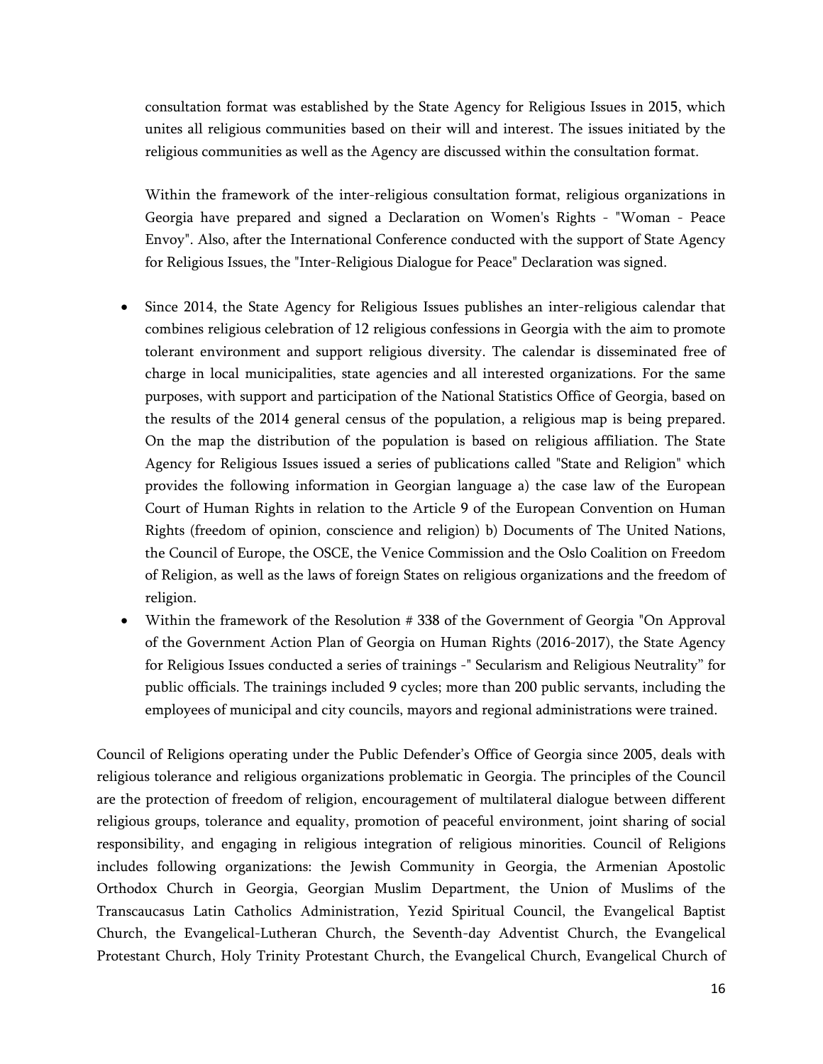consultation format was established by the State Agency for Religious Issues in 2015, which unites all religious communities based on their will and interest. The issues initiated by the religious communities as well as the Agency are discussed within the consultation format.

Within the framework of the inter-religious consultation format, religious organizations in Georgia have prepared and signed a Declaration on Women's Rights - "Woman - Peace Envoy". Also, after the International Conference conducted with the support of State Agency for Religious Issues, the "Inter-Religious Dialogue for Peace" Declaration was signed.

- Since 2014, the State Agency for Religious Issues publishes an inter-religious calendar that combines religious celebration of 12 religious confessions in Georgia with the aim to promote tolerant environment and support religious diversity. The calendar is disseminated free of charge in local municipalities, state agencies and all interested organizations. For the same purposes, with support and participation of the National Statistics Office of Georgia, based on the results of the 2014 general census of the population, a religious map is being prepared. On the map the distribution of the population is based on religious affiliation. The State Agency for Religious Issues issued a series of publications called "State and Religion" which provides the following information in Georgian language a) the case law of the European Court of Human Rights in relation to the Article 9 of the European Convention on Human Rights (freedom of opinion, conscience and religion) b) Documents of The United Nations, the Council of Europe, the OSCE, the Venice Commission and the Oslo Coalition on Freedom of Religion, as well as the laws of foreign States on religious organizations and the freedom of religion.
- Within the framework of the Resolution # 338 of the Government of Georgia "On Approval of the Government Action Plan of Georgia on Human Rights (2016-2017), the State Agency for Religious Issues conducted a series of trainings -" Secularism and Religious Neutrality" for public officials. The trainings included 9 cycles; more than 200 public servants, including the employees of municipal and city councils, mayors and regional administrations were trained.

Council of Religions operating under the Public Defender's Office of Georgia since 2005, deals with religious tolerance and religious organizations problematic in Georgia. The principles of the Council are the protection of freedom of religion, encouragement of multilateral dialogue between different religious groups, tolerance and equality, promotion of peaceful environment, joint sharing of social responsibility, and engaging in religious integration of religious minorities. Council of Religions includes following organizations: the Jewish Community in Georgia, the Armenian Apostolic Orthodox Church in Georgia, Georgian Muslim Department, the Union of Muslims of the Transcaucasus Latin Catholics Administration, Yezid Spiritual Council, the Evangelical Baptist Church, the Evangelical-Lutheran Church, the Seventh-day Adventist Church, the Evangelical Protestant Church, Holy Trinity Protestant Church, the Evangelical Church, Evangelical Church of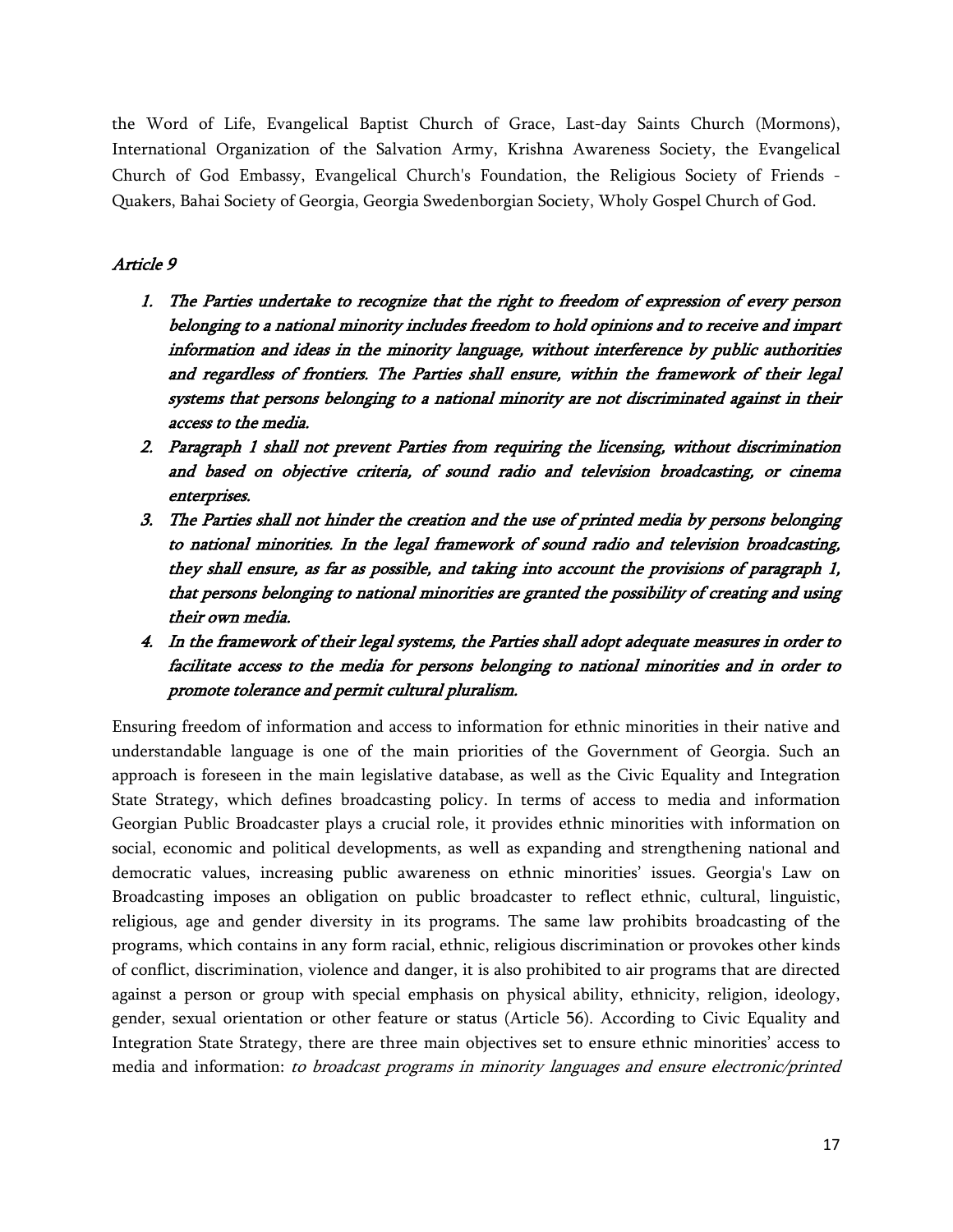the Word of Life, Evangelical Baptist Church of Grace, Last-day Saints Church (Mormons), International Organization of the Salvation Army, Krishna Awareness Society, the Evangelical Church of God Embassy, Evangelical Church's Foundation, the Religious Society of Friends - Quakers, Bahai Society of Georgia, Georgia Swedenborgian Society, Wholy Gospel Church of God.

### *Article 9*

1. *The Parties undertake to recognize that the right to freedom of expression of every person belonging to a national minority includes freedom to hold opinions and to receive and impart information and ideas in the minority language, without interference by public authorities and regardless of frontiers. The Parties shall ensure, within the framework of their legal systems that persons belonging to a national minority are not discriminated against in their access to the media.*
2. *Paragraph 1 shall not prevent Parties from requiring the licensing, without discrimination and based on objective criteria, of sound radio and television broadcasting, or cinema enterprises.*
3. *The Parties shall not hinder the creation and the use of printed media by persons belonging to national minorities. In the legal framework of sound radio and television broadcasting, they shall ensure, as far as possible, and taking into account the provisions of paragraph 1, that persons belonging to national minorities are granted the possibility of creating and using their own media.*
4. *In the framework of their legal systems, the Parties shall adopt adequate measures in order to facilitate access to the media for persons belonging to national minorities and in order to promote tolerance and permit cultural pluralism.*

Ensuring freedom of information and access to information for ethnic minorities in their native and understandable language is one of the main priorities of the Government of Georgia. Such an approach is foreseen in the main legislative database, as well as the Civic Equality and Integration State Strategy, which defines broadcasting policy. In terms of access to media and information Georgian Public Broadcaster plays a crucial role, it provides ethnic minorities with information on social, economic and political developments, as well as expanding and strengthening national and democratic values, increasing public awareness on ethnic minorities' issues. Georgia's Law on Broadcasting imposes an obligation on public broadcaster to reflect ethnic, cultural, linguistic, religious, age and gender diversity in its programs. The same law prohibits broadcasting of the programs, which contains in any form racial, ethnic, religious discrimination or provokes other kinds of conflict, discrimination, violence and danger, it is also prohibited to air programs that are directed against a person or group with special emphasis on physical ability, ethnicity, religion, ideology, gender, sexual orientation or other feature or status (Article 56). According to Civic Equality and Integration State Strategy, there are three main objectives set to ensure ethnic minorities' access to media and information: *to broadcast programs in minority languages and ensure electronic/printed*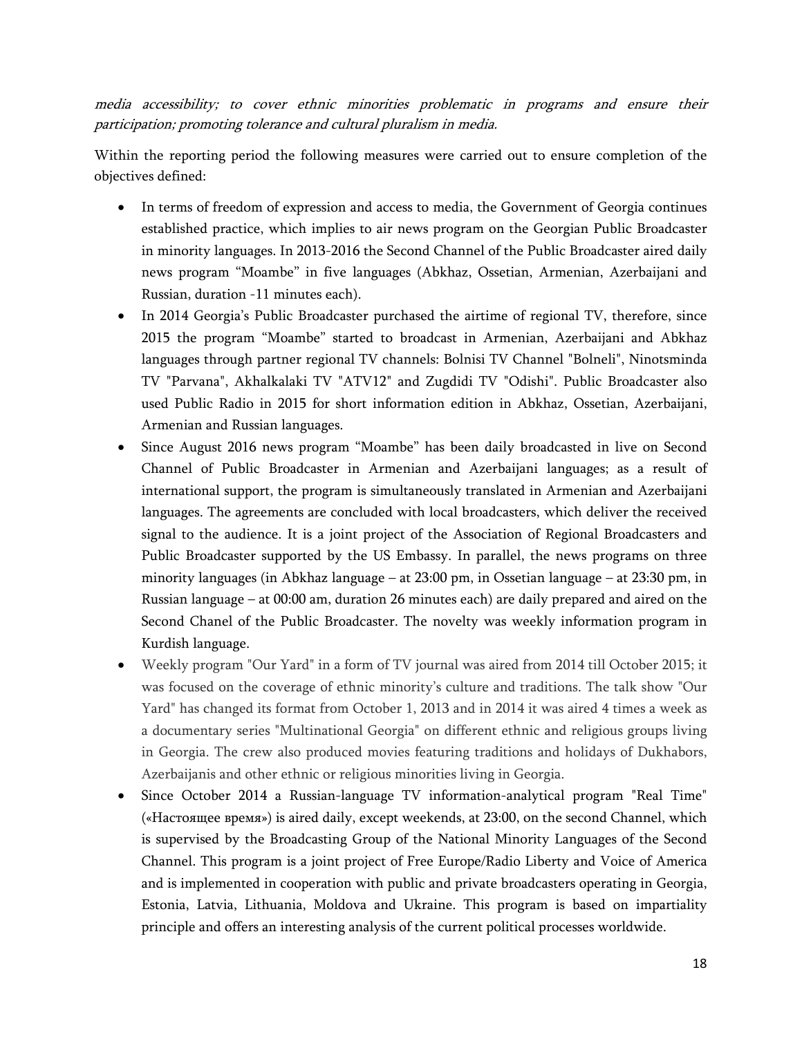*media accessibility; to cover ethnic minorities problematic in programs and ensure their participation; promoting tolerance and cultural pluralism in media.*

Within the reporting period the following measures were carried out to ensure completion of the objectives defined:

- In terms of freedom of expression and access to media, the Government of Georgia continues established practice, which implies to air news program on the Georgian Public Broadcaster in minority languages. In 2013-2016 the Second Channel of the Public Broadcaster aired daily news program "Moambe" in five languages (Abkhaz, Ossetian, Armenian, Azerbaijani and Russian, duration -11 minutes each).
- In 2014 Georgia's Public Broadcaster purchased the airtime of regional TV, therefore, since 2015 the program "Moambe" started to broadcast in Armenian, Azerbaijani and Abkhaz languages through partner regional TV channels: Bolnisi TV Channel "Bolneli", Ninotsminda TV "Parvana", Akhalkalaki TV "ATV12" and Zugdidi TV "Odishi". Public Broadcaster also used Public Radio in 2015 for short information edition in Abkhaz, Ossetian, Azerbaijani, Armenian and Russian languages.
- Since August 2016 news program "Moambe" has been daily broadcasted in live on Second Channel of Public Broadcaster in Armenian and Azerbaijani languages; as a result of international support, the program is simultaneously translated in Armenian and Azerbaijani languages. The agreements are concluded with local broadcasters, which deliver the received signal to the audience. It is a joint project of the Association of Regional Broadcasters and Public Broadcaster supported by the US Embassy. In parallel, the news programs on three minority languages (in Abkhaz language – at 23:00 pm, in Ossetian language – at 23:30 pm, in Russian language – at 00:00 am, duration 26 minutes each) are daily prepared and aired on the Second Chanel of the Public Broadcaster. The novelty was weekly information program in Kurdish language.
- Weekly program "Our Yard" in a form of TV journal was aired from 2014 till October 2015; it was focused on the coverage of ethnic minority's culture and traditions. The talk show "Our Yard" has changed its format from October 1, 2013 and in 2014 it was aired 4 times a week as a documentary series "Multinational Georgia" on different ethnic and religious groups living in Georgia. The crew also produced movies featuring traditions and holidays of Dukhabors, Azerbaijanis and other ethnic or religious minorities living in Georgia.
- Since October 2014 a Russian-language TV information-analytical program "Real Time" («Настоящее время») is aired daily, except weekends, at 23:00, on the second Channel, which is supervised by the Broadcasting Group of the National Minority Languages of the Second Channel. This program is a joint project of Free Europe/Radio Liberty and Voice of America and is implemented in cooperation with public and private broadcasters operating in Georgia, Estonia, Latvia, Lithuania, Moldova and Ukraine. This program is based on impartiality principle and offers an interesting analysis of the current political processes worldwide.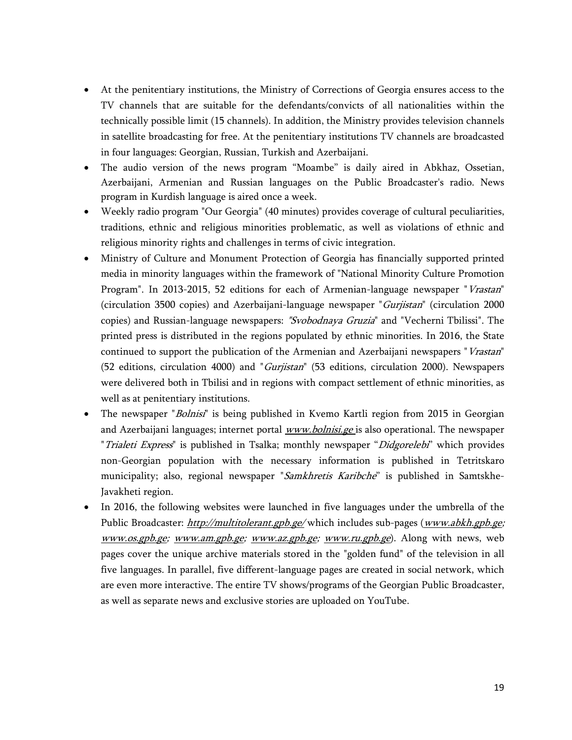- At the penitentiary institutions, the Ministry of Corrections of Georgia ensures access to the TV channels that are suitable for the defendants/convicts of all nationalities within the technically possible limit (15 channels). In addition, the Ministry provides television channels in satellite broadcasting for free. At the penitentiary institutions TV channels are broadcasted in four languages: Georgian, Russian, Turkish and Azerbaijani.
- The audio version of the news program “Moambe” is daily aired in Abkhaz, Ossetian, Azerbaijani, Armenian and Russian languages on the Public Broadcaster's radio. News program in Kurdish language is aired once a week.
- Weekly radio program "Our Georgia" (40 minutes) provides coverage of cultural peculiarities, traditions, ethnic and religious minorities problematic, as well as violations of ethnic and religious minority rights and challenges in terms of civic integration.
- Ministry of Culture and Monument Protection of Georgia has financially supported printed media in minority languages within the framework of "National Minority Culture Promotion Program". In 2013-2015, 52 editions for each of Armenian-language newspaper "*Vrastan*" (circulation 3500 copies) and Azerbaijani-language newspaper "*Gurjistan*" (circulation 2000 copies) and Russian-language newspapers: *"Svobodnaya Gruzia*" and "Vecherni Tbilissi". The printed press is distributed in the regions populated by ethnic minorities. In 2016, the State continued to support the publication of the Armenian and Azerbaijani newspapers "*Vrastan*" (52 editions, circulation 4000) and "*Gurjistan*" (53 editions, circulation 2000). Newspapers were delivered both in Tbilisi and in regions with compact settlement of ethnic minorities, as well as at penitentiary institutions.
- The newspaper "*Bolnisi*" is being published in Kvemo Kartli region from 2015 in Georgian and Azerbaijani languages; internet portal *www.bolnisi.ge* is also operational. The newspaper "*Trialeti Express*" is published in Tsalka; monthly newspaper “*Didgorelebi*” which provides non-Georgian population with the necessary information is published in Tetritskaro municipality; also, regional newspaper "*Samkhretis Karibche*" is published in Samtskhe-Javakheti region.
- In 2016, the following websites were launched in five languages under the umbrella of the Public Broadcaster: *http://multitolerant.gpb.ge/* which includes sub-pages (*www.abkh.gpb.ge; www.os.gpb.ge; www.am.gpb.ge; www.az.gpb.ge; www.ru.gpb.ge*). Along with news, web pages cover the unique archive materials stored in the "golden fund" of the television in all five languages. In parallel, five different-language pages are created in social network, which are even more interactive. The entire TV shows/programs of the Georgian Public Broadcaster, as well as separate news and exclusive stories are uploaded on YouTube.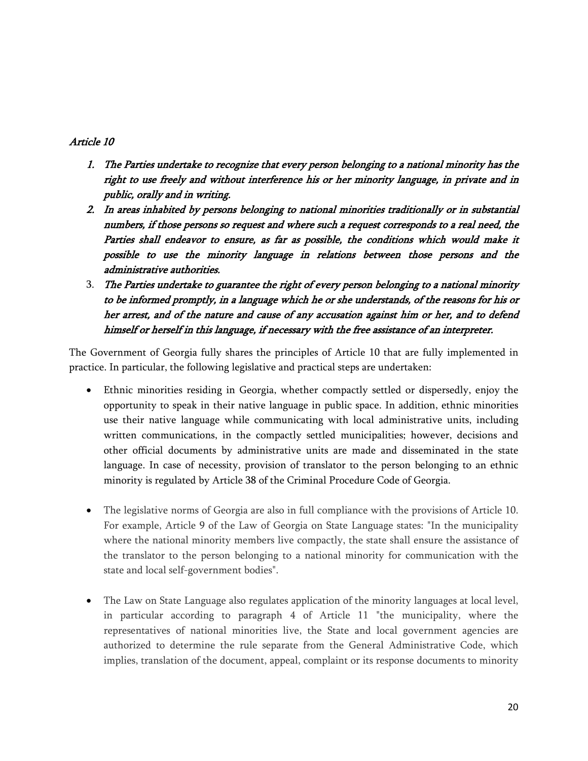### *Article 10*

1. *The Parties undertake to recognize that every person belonging to a national minority has the right to use freely and without interference his or her minority language, in private and in public, orally and in writing.*
2. *In areas inhabited by persons belonging to national minorities traditionally or in substantial numbers, if those persons so request and where such a request corresponds to a real need, the Parties shall endeavor to ensure, as far as possible, the conditions which would make it possible to use the minority language in relations between those persons and the administrative authorities.*
3. *The Parties undertake to guarantee the right of every person belonging to a national minority to be informed promptly, in a language which he or she understands, of the reasons for his or her arrest, and of the nature and cause of any accusation against him or her, and to defend himself or herself in this language, if necessary with the free assistance of an interpreter.*

The Government of Georgia fully shares the principles of Article 10 that are fully implemented in practice. In particular, the following legislative and practical steps are undertaken:

- Ethnic minorities residing in Georgia, whether compactly settled or dispersedly, enjoy the opportunity to speak in their native language in public space. In addition, ethnic minorities use their native language while communicating with local administrative units, including written communications, in the compactly settled municipalities; however, decisions and other official documents by administrative units are made and disseminated in the state language. In case of necessity, provision of translator to the person belonging to an ethnic minority is regulated by Article 38 of the Criminal Procedure Code of Georgia.

- The legislative norms of Georgia are also in full compliance with the provisions of Article 10. For example, Article 9 of the Law of Georgia on State Language states: "In the municipality where the national minority members live compactly, the state shall ensure the assistance of the translator to the person belonging to a national minority for communication with the state and local self-government bodies".

- The Law on State Language also regulates application of the minority languages at local level, in particular according to paragraph 4 of Article 11 "the municipality, where the representatives of national minorities live, the State and local government agencies are authorized to determine the rule separate from the General Administrative Code, which implies, translation of the document, appeal, complaint or its response documents to minority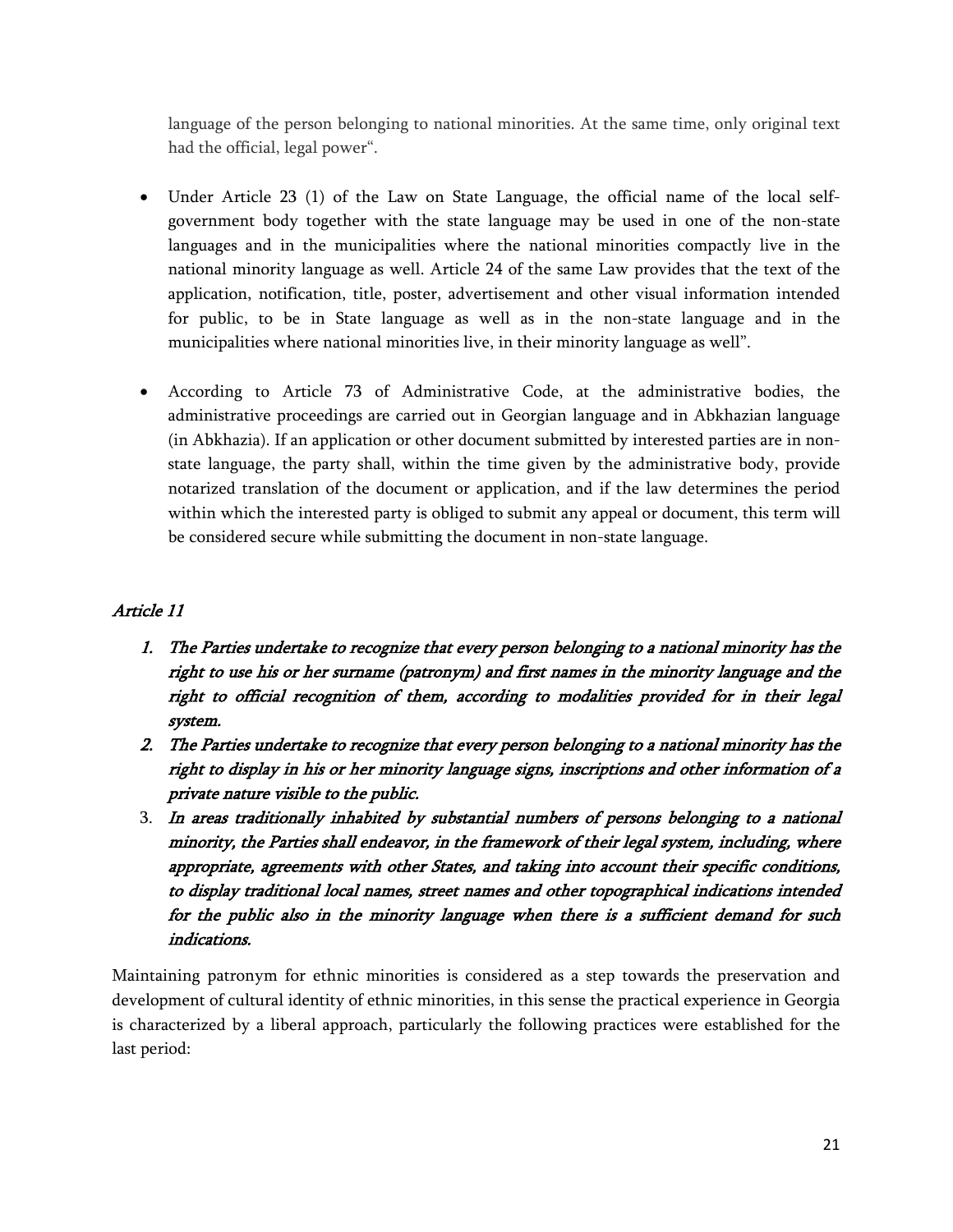language of the person belonging to national minorities. At the same time, only original text had the official, legal power".

- Under Article 23 (1) of the Law on State Language, the official name of the local self-government body together with the state language may be used in one of the non-state languages and in the municipalities where the national minorities compactly live in the national minority language as well. Article 24 of the same Law provides that the text of the application, notification, title, poster, advertisement and other visual information intended for public, to be in State language as well as in the non-state language and in the municipalities where national minorities live, in their minority language as well".

- According to Article 73 of Administrative Code, at the administrative bodies, the administrative proceedings are carried out in Georgian language and in Abkhazian language (in Abkhazia). If an application or other document submitted by interested parties are in non-state language, the party shall, within the time given by the administrative body, provide notarized translation of the document or application, and if the law determines the period within which the interested party is obliged to submit any appeal or document, this term will be considered secure while submitting the document in non-state language.

## *Article 11*

1. ***The Parties undertake to recognize that every person belonging to a national minority has the right to use his or her surname (patronym) and first names in the minority language and the right to official recognition of them, according to modalities provided for in their legal system.***
2. ***The Parties undertake to recognize that every person belonging to a national minority has the right to display in his or her minority language signs, inscriptions and other information of a private nature visible to the public.***
3. ***In areas traditionally inhabited by substantial numbers of persons belonging to a national minority, the Parties shall endeavor, in the framework of their legal system, including, where appropriate, agreements with other States, and taking into account their specific conditions, to display traditional local names, street names and other topographical indications intended for the public also in the minority language when there is a sufficient demand for such indications.***

Maintaining patronym for ethnic minorities is considered as a step towards the preservation and development of cultural identity of ethnic minorities, in this sense the practical experience in Georgia is characterized by a liberal approach, particularly the following practices were established for the last period: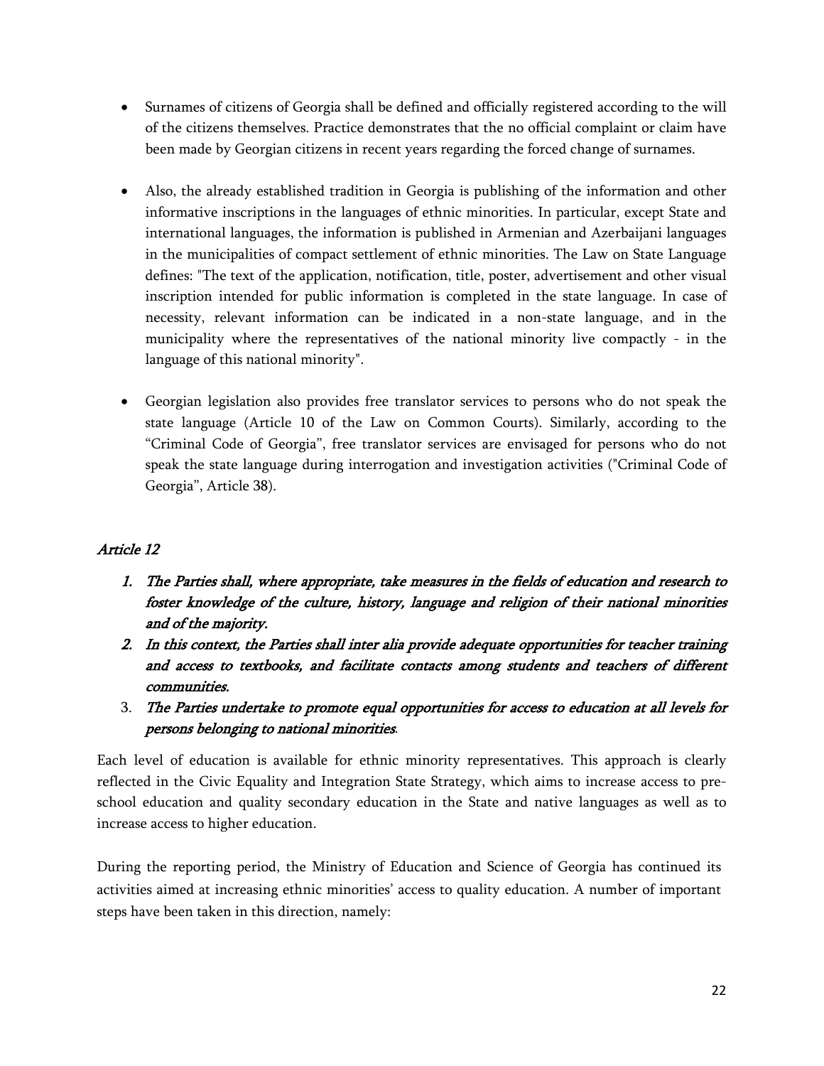- Surnames of citizens of Georgia shall be defined and officially registered according to the will of the citizens themselves. Practice demonstrates that the no official complaint or claim have been made by Georgian citizens in recent years regarding the forced change of surnames.

- Also, the already established tradition in Georgia is publishing of the information and other informative inscriptions in the languages of ethnic minorities. In particular, except State and international languages, the information is published in Armenian and Azerbaijani languages in the municipalities of compact settlement of ethnic minorities. The Law on State Language defines: "The text of the application, notification, title, poster, advertisement and other visual inscription intended for public information is completed in the state language. In case of necessity, relevant information can be indicated in a non-state language, and in the municipality where the representatives of the national minority live compactly - in the language of this national minority".

- Georgian legislation also provides free translator services to persons who do not speak the state language (Article 10 of the Law on Common Courts). Similarly, according to the "Criminal Code of Georgia", free translator services are envisaged for persons who do not speak the state language during interrogation and investigation activities ("Criminal Code of Georgia", Article 38).

## *Article 12*

1. *The Parties shall, where appropriate, take measures in the fields of education and research to foster knowledge of the culture, history, language and religion of their national minorities and of the majority.*
2. *In this context, the Parties shall inter alia provide adequate opportunities for teacher training and access to textbooks, and facilitate contacts among students and teachers of different communities.*
3. *The Parties undertake to promote equal opportunities for access to education at all levels for persons belonging to national minorities*.

Each level of education is available for ethnic minority representatives. This approach is clearly reflected in the Civic Equality and Integration State Strategy, which aims to increase access to pre-school education and quality secondary education in the State and native languages as well as to increase access to higher education.

During the reporting period, the Ministry of Education and Science of Georgia has continued its activities aimed at increasing ethnic minorities' access to quality education. A number of important steps have been taken in this direction, namely: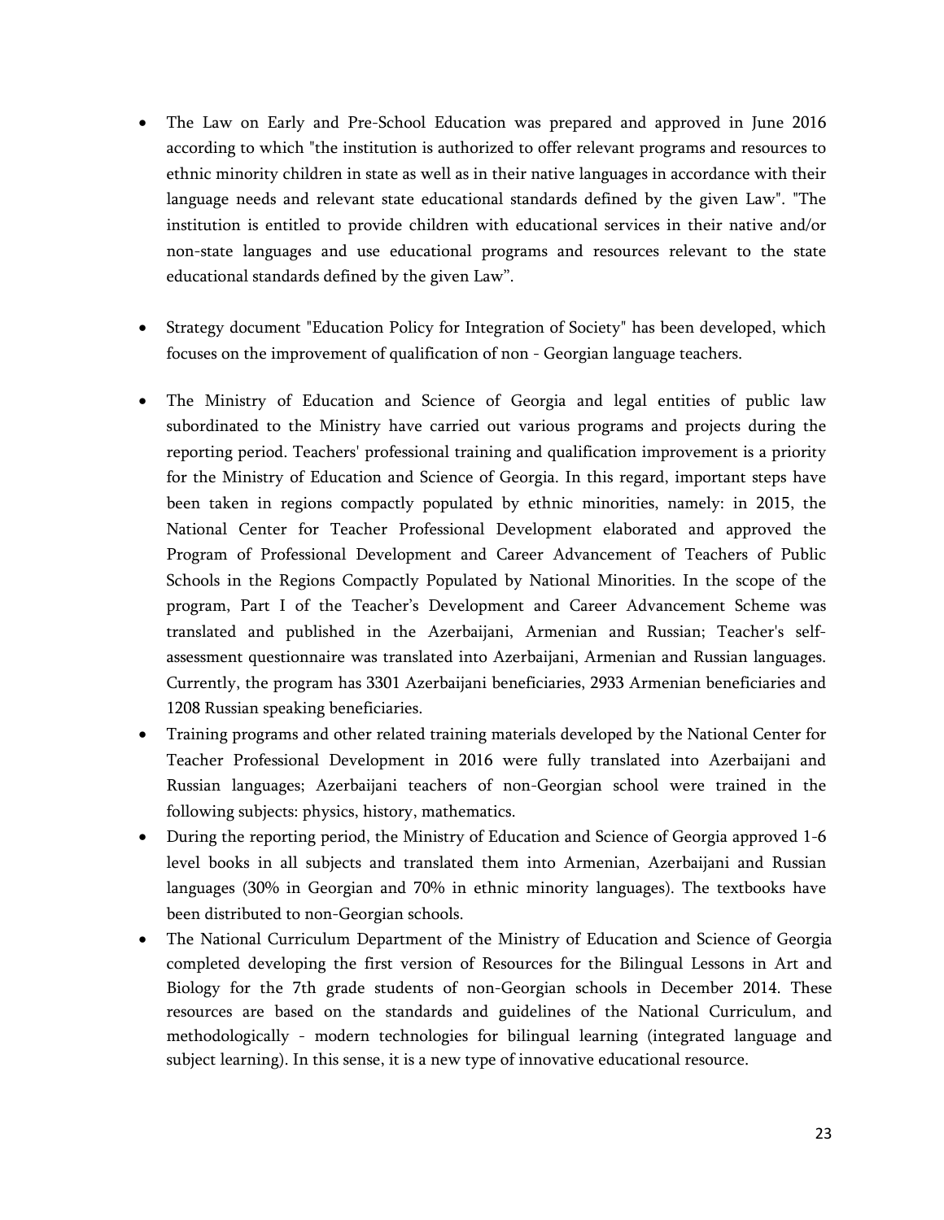- The Law on Early and Pre-School Education was prepared and approved in June 2016 according to which "the institution is authorized to offer relevant programs and resources to ethnic minority children in state as well as in their native languages in accordance with their language needs and relevant state educational standards defined by the given Law". "The institution is entitled to provide children with educational services in their native and/or non-state languages and use educational programs and resources relevant to the state educational standards defined by the given Law".

- Strategy document "Education Policy for Integration of Society" has been developed, which focuses on the improvement of qualification of non - Georgian language teachers.

- The Ministry of Education and Science of Georgia and legal entities of public law subordinated to the Ministry have carried out various programs and projects during the reporting period. Teachers' professional training and qualification improvement is a priority for the Ministry of Education and Science of Georgia. In this regard, important steps have been taken in regions compactly populated by ethnic minorities, namely: in 2015, the National Center for Teacher Professional Development elaborated and approved the Program of Professional Development and Career Advancement of Teachers of Public Schools in the Regions Compactly Populated by National Minorities. In the scope of the program, Part I of the Teacher's Development and Career Advancement Scheme was translated and published in the Azerbaijani, Armenian and Russian; Teacher's self-assessment questionnaire was translated into Azerbaijani, Armenian and Russian languages. Currently, the program has 3301 Azerbaijani beneficiaries, 2933 Armenian beneficiaries and 1208 Russian speaking beneficiaries.
- Training programs and other related training materials developed by the National Center for Teacher Professional Development in 2016 were fully translated into Azerbaijani and Russian languages; Azerbaijani teachers of non-Georgian school were trained in the following subjects: physics, history, mathematics.
- During the reporting period, the Ministry of Education and Science of Georgia approved 1-6 level books in all subjects and translated them into Armenian, Azerbaijani and Russian languages (30% in Georgian and 70% in ethnic minority languages). The textbooks have been distributed to non-Georgian schools.
- The National Curriculum Department of the Ministry of Education and Science of Georgia completed developing the first version of Resources for the Bilingual Lessons in Art and Biology for the 7th grade students of non-Georgian schools in December 2014. These resources are based on the standards and guidelines of the National Curriculum, and methodologically - modern technologies for bilingual learning (integrated language and subject learning). In this sense, it is a new type of innovative educational resource.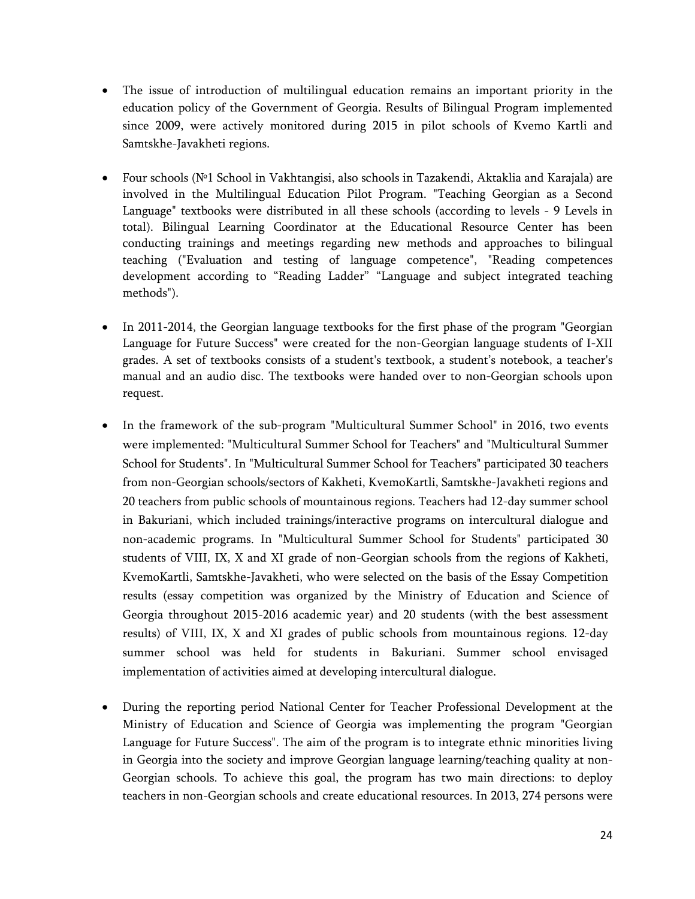- The issue of introduction of multilingual education remains an important priority in the education policy of the Government of Georgia. Results of Bilingual Program implemented since 2009, were actively monitored during 2015 in pilot schools of Kvemo Kartli and Samtskhe-Javakheti regions.

- Four schools (№1 School in Vakhtangisi, also schools in Tazakendi, Aktaklia and Karajala) are involved in the Multilingual Education Pilot Program. "Teaching Georgian as a Second Language" textbooks were distributed in all these schools (according to levels - 9 Levels in total). Bilingual Learning Coordinator at the Educational Resource Center has been conducting trainings and meetings regarding new methods and approaches to bilingual teaching ("Evaluation and testing of language competence", "Reading competences development according to "Reading Ladder" "Language and subject integrated teaching methods").

- In 2011-2014, the Georgian language textbooks for the first phase of the program "Georgian Language for Future Success" were created for the non-Georgian language students of I-XII grades. A set of textbooks consists of a student's textbook, a student's notebook, a teacher's manual and an audio disc. The textbooks were handed over to non-Georgian schools upon request.

- In the framework of the sub-program "Multicultural Summer School" in 2016, two events were implemented: "Multicultural Summer School for Teachers" and "Multicultural Summer School for Students". In "Multicultural Summer School for Teachers" participated 30 teachers from non-Georgian schools/sectors of Kakheti, KvemoKartli, Samtskhe-Javakheti regions and 20 teachers from public schools of mountainous regions. Teachers had 12-day summer school in Bakuriani, which included trainings/interactive programs on intercultural dialogue and non-academic programs. In "Multicultural Summer School for Students" participated 30 students of VIII, IX, X and XI grade of non-Georgian schools from the regions of Kakheti, KvemoKartli, Samtskhe-Javakheti, who were selected on the basis of the Essay Competition results (essay competition was organized by the Ministry of Education and Science of Georgia throughout 2015-2016 academic year) and 20 students (with the best assessment results) of VIII, IX, X and XI grades of public schools from mountainous regions. 12-day summer school was held for students in Bakuriani. Summer school envisaged implementation of activities aimed at developing intercultural dialogue.

- During the reporting period National Center for Teacher Professional Development at the Ministry of Education and Science of Georgia was implementing the program "Georgian Language for Future Success". The aim of the program is to integrate ethnic minorities living in Georgia into the society and improve Georgian language learning/teaching quality at non-Georgian schools. To achieve this goal, the program has two main directions: to deploy teachers in non-Georgian schools and create educational resources. In 2013, 274 persons were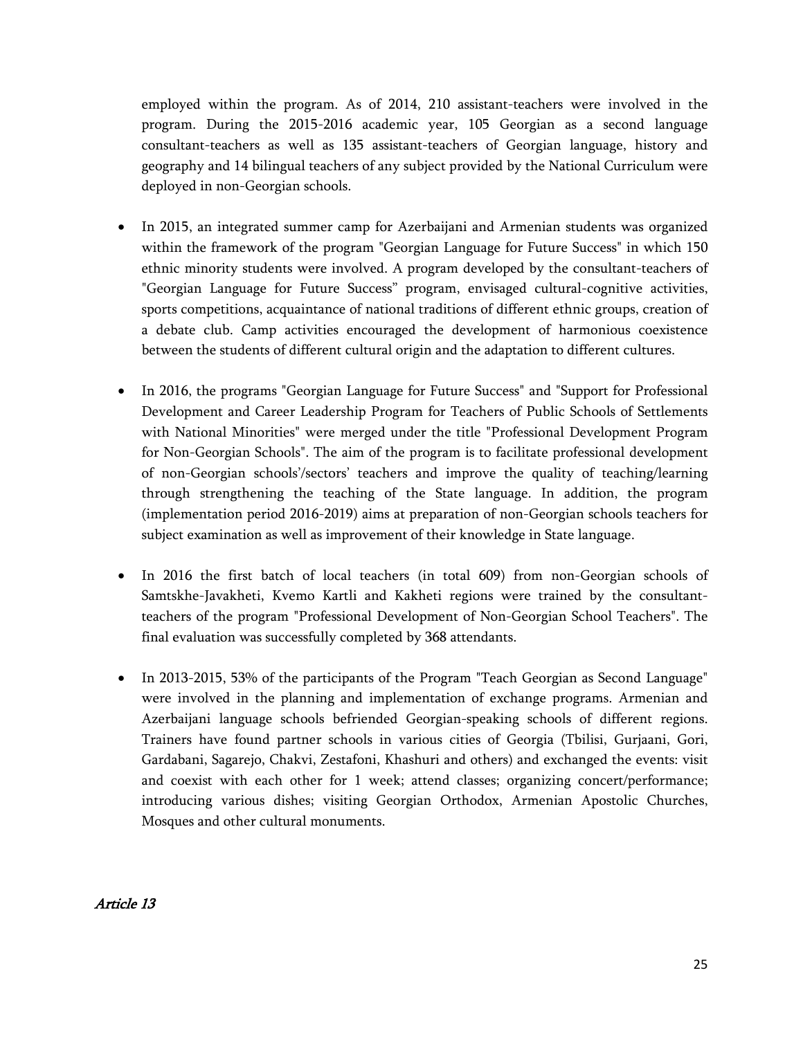employed within the program. As of 2014, 210 assistant-teachers were involved in the program. During the 2015-2016 academic year, 105 Georgian as a second language consultant-teachers as well as 135 assistant-teachers of Georgian language, history and geography and 14 bilingual teachers of any subject provided by the National Curriculum were deployed in non-Georgian schools.

- In 2015, an integrated summer camp for Azerbaijani and Armenian students was organized within the framework of the program "Georgian Language for Future Success" in which 150 ethnic minority students were involved. A program developed by the consultant-teachers of "Georgian Language for Future Success" program, envisaged cultural-cognitive activities, sports competitions, acquaintance of national traditions of different ethnic groups, creation of a debate club. Camp activities encouraged the development of harmonious coexistence between the students of different cultural origin and the adaptation to different cultures.

- In 2016, the programs "Georgian Language for Future Success" and "Support for Professional Development and Career Leadership Program for Teachers of Public Schools of Settlements with National Minorities" were merged under the title "Professional Development Program for Non-Georgian Schools". The aim of the program is to facilitate professional development of non-Georgian schools'/sectors' teachers and improve the quality of teaching/learning through strengthening the teaching of the State language. In addition, the program (implementation period 2016-2019) aims at preparation of non-Georgian schools teachers for subject examination as well as improvement of their knowledge in State language.

- In 2016 the first batch of local teachers (in total 609) from non-Georgian schools of Samtskhe-Javakheti, Kvemo Kartli and Kakheti regions were trained by the consultant-teachers of the program "Professional Development of Non-Georgian School Teachers". The final evaluation was successfully completed by 368 attendants.

- In 2013-2015, 53% of the participants of the Program "Teach Georgian as Second Language" were involved in the planning and implementation of exchange programs. Armenian and Azerbaijani language schools befriended Georgian-speaking schools of different regions. Trainers have found partner schools in various cities of Georgia (Tbilisi, Gurjaani, Gori, Gardabani, Sagarejo, Chakvi, Zestafoni, Khashuri and others) and exchanged the events: visit and coexist with each other for 1 week; attend classes; organizing concert/performance; introducing various dishes; visiting Georgian Orthodox, Armenian Apostolic Churches, Mosques and other cultural monuments.

### *Article 13*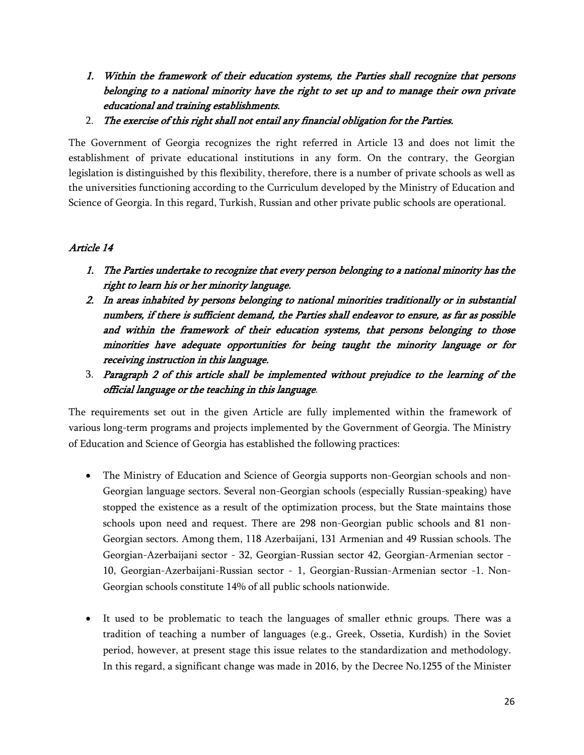1. *Within the framework of their education systems, the Parties shall recognize that persons belonging to a national minority have the right to set up and to manage their own private educational and training establishments.*
2. *The exercise of this right shall not entail any financial obligation for the Parties.*

The Government of Georgia recognizes the right referred in Article 13 and does not limit the establishment of private educational institutions in any form. On the contrary, the Georgian legislation is distinguished by this flexibility, therefore, there is a number of private schools as well as the universities functioning according to the Curriculum developed by the Ministry of Education and Science of Georgia. In this regard, Turkish, Russian and other private public schools are operational.

## *Article 14*

1. *The Parties undertake to recognize that every person belonging to a national minority has the right to learn his or her minority language.*
2. *In areas inhabited by persons belonging to national minorities traditionally or in substantial numbers, if there is sufficient demand, the Parties shall endeavor to ensure, as far as possible and within the framework of their education systems, that persons belonging to those minorities have adequate opportunities for being taught the minority language or for receiving instruction in this language.*
3. *Paragraph 2 of this article shall be implemented without prejudice to the learning of the official language or the teaching in this language.*

The requirements set out in the given Article are fully implemented within the framework of various long-term programs and projects implemented by the Government of Georgia. The Ministry of Education and Science of Georgia has established the following practices:

- The Ministry of Education and Science of Georgia supports non-Georgian schools and non-Georgian language sectors. Several non-Georgian schools (especially Russian-speaking) have stopped the existence as a result of the optimization process, but the State maintains those schools upon need and request. There are 298 non-Georgian public schools and 81 non-Georgian sectors. Among them, 118 Azerbaijani, 131 Armenian and 49 Russian schools. The Georgian-Azerbaijani sector - 32, Georgian-Russian sector 42, Georgian-Armenian sector - 10, Georgian-Azerbaijani-Russian sector - 1, Georgian-Russian-Armenian sector -1. Non-Georgian schools constitute 14% of all public schools nationwide.

- It used to be problematic to teach the languages of smaller ethnic groups. There was a tradition of teaching a number of languages (e.g., Greek, Ossetia, Kurdish) in the Soviet period, however, at present stage this issue relates to the standardization and methodology. In this regard, a significant change was made in 2016, by the Decree No.1255 of the Minister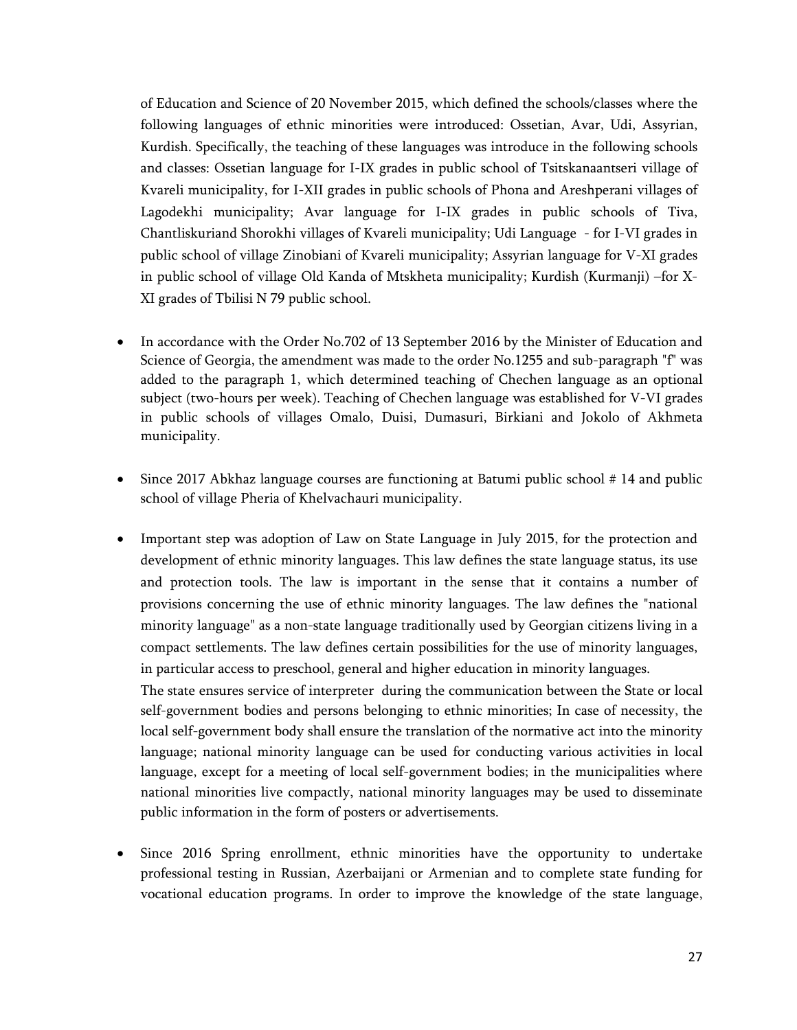of Education and Science of 20 November 2015, which defined the schools/classes where the following languages of ethnic minorities were introduced: Ossetian, Avar, Udi, Assyrian, Kurdish. Specifically, the teaching of these languages was introduce in the following schools and classes: Ossetian language for I-IX grades in public school of Tsitskanaantseri village of Kvareli municipality, for I-XII grades in public schools of Phona and Areshperani villages of Lagodekhi municipality; Avar language for I-IX grades in public schools of Tiva, Chantliskuriand Shorokhi villages of Kvareli municipality; Udi Language - for I-VI grades in public school of village Zinobiani of Kvareli municipality; Assyrian language for V-XI grades in public school of village Old Kanda of Mtskheta municipality; Kurdish (Kurmanji) –for X-XI grades of Tbilisi N 79 public school.

- In accordance with the Order No.702 of 13 September 2016 by the Minister of Education and Science of Georgia, the amendment was made to the order No.1255 and sub-paragraph "f" was added to the paragraph 1, which determined teaching of Chechen language as an optional subject (two-hours per week). Teaching of Chechen language was established for V-VI grades in public schools of villages Omalo, Duisi, Dumasuri, Birkiani and Jokolo of Akhmeta municipality.

- Since 2017 Abkhaz language courses are functioning at Batumi public school # 14 and public school of village Pheria of Khelvachauri municipality.

- Important step was adoption of Law on State Language in July 2015, for the protection and development of ethnic minority languages. This law defines the state language status, its use and protection tools. The law is important in the sense that it contains a number of provisions concerning the use of ethnic minority languages. The law defines the "national minority language" as a non-state language traditionally used by Georgian citizens living in a compact settlements. The law defines certain possibilities for the use of minority languages, in particular access to preschool, general and higher education in minority languages.

  The state ensures service of interpreter during the communication between the State or local self-government bodies and persons belonging to ethnic minorities; In case of necessity, the local self-government body shall ensure the translation of the normative act into the minority language; national minority language can be used for conducting various activities in local language, except for a meeting of local self-government bodies; in the municipalities where national minorities live compactly, national minority languages may be used to disseminate public information in the form of posters or advertisements.

- Since 2016 Spring enrollment, ethnic minorities have the opportunity to undertake professional testing in Russian, Azerbaijani or Armenian and to complete state funding for vocational education programs. In order to improve the knowledge of the state language,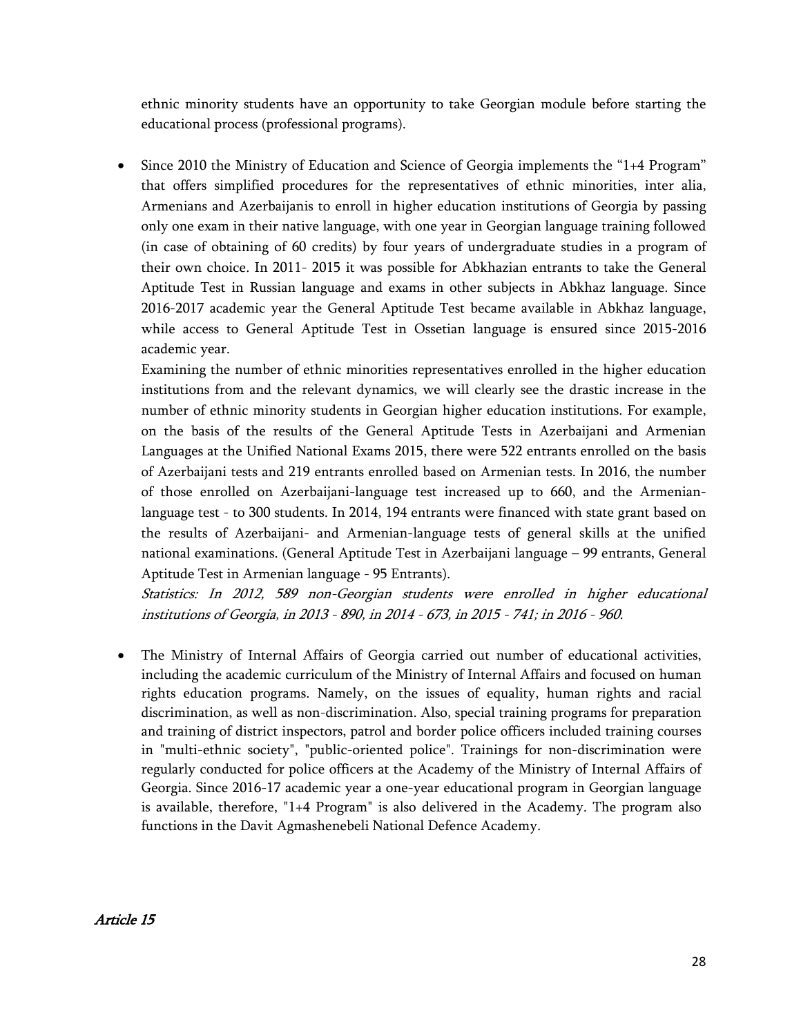ethnic minority students have an opportunity to take Georgian module before starting the educational process (professional programs).

- Since 2010 the Ministry of Education and Science of Georgia implements the "1+4 Program" that offers simplified procedures for the representatives of ethnic minorities, inter alia, Armenians and Azerbaijanis to enroll in higher education institutions of Georgia by passing only one exam in their native language, with one year in Georgian language training followed (in case of obtaining of 60 credits) by four years of undergraduate studies in a program of their own choice. In 2011- 2015 it was possible for Abkhazian entrants to take the General Aptitude Test in Russian language and exams in other subjects in Abkhaz language. Since 2016-2017 academic year the General Aptitude Test became available in Abkhaz language, while access to General Aptitude Test in Ossetian language is ensured since 2015-2016 academic year.

  Examining the number of ethnic minorities representatives enrolled in the higher education institutions from and the relevant dynamics, we will clearly see the drastic increase in the number of ethnic minority students in Georgian higher education institutions. For example, on the basis of the results of the General Aptitude Tests in Azerbaijani and Armenian Languages at the Unified National Exams 2015, there were 522 entrants enrolled on the basis of Azerbaijani tests and 219 entrants enrolled based on Armenian tests. In 2016, the number of those enrolled on Azerbaijani-language test increased up to 660, and the Armenian-language test - to 300 students. In 2014, 194 entrants were financed with state grant based on the results of Azerbaijani- and Armenian-language tests of general skills at the unified national examinations. (General Aptitude Test in Azerbaijani language – 99 entrants, General Aptitude Test in Armenian language - 95 Entrants).

  *Statistics: In 2012, 589 non-Georgian students were enrolled in higher educational institutions of Georgia, in 2013 - 890, in 2014 - 673, in 2015 - 741; in 2016 - 960.*

- The Ministry of Internal Affairs of Georgia carried out number of educational activities, including the academic curriculum of the Ministry of Internal Affairs and focused on human rights education programs. Namely, on the issues of equality, human rights and racial discrimination, as well as non-discrimination. Also, special training programs for preparation and training of district inspectors, patrol and border police officers included training courses in "multi-ethnic society", "public-oriented police". Trainings for non-discrimination were regularly conducted for police officers at the Academy of the Ministry of Internal Affairs of Georgia. Since 2016-17 academic year a one-year educational program in Georgian language is available, therefore, "1+4 Program" is also delivered in the Academy. The program also functions in the Davit Agmashenebeli National Defence Academy.

## *Article 15*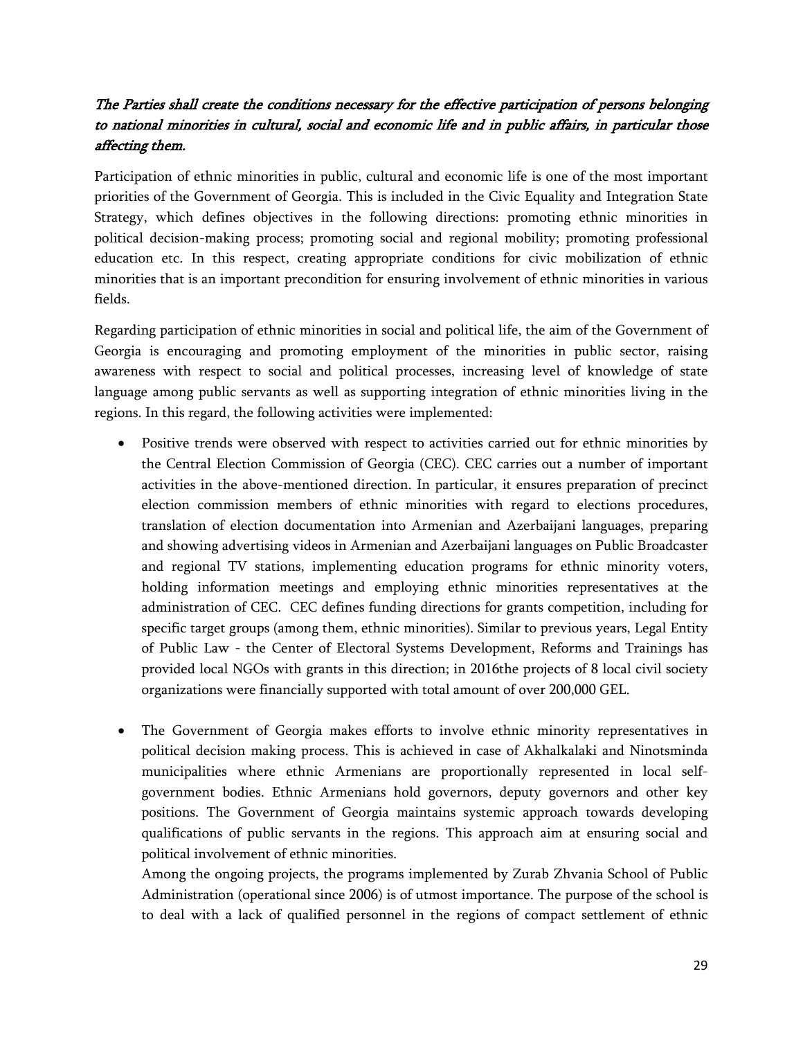*The Parties shall create the conditions necessary for the effective participation of persons belonging to national minorities in cultural, social and economic life and in public affairs, in particular those affecting them.*

Participation of ethnic minorities in public, cultural and economic life is one of the most important priorities of the Government of Georgia. This is included in the Civic Equality and Integration State Strategy, which defines objectives in the following directions: promoting ethnic minorities in political decision-making process; promoting social and regional mobility; promoting professional education etc. In this respect, creating appropriate conditions for civic mobilization of ethnic minorities that is an important precondition for ensuring involvement of ethnic minorities in various fields.

Regarding participation of ethnic minorities in social and political life, the aim of the Government of Georgia is encouraging and promoting employment of the minorities in public sector, raising awareness with respect to social and political processes, increasing level of knowledge of state language among public servants as well as supporting integration of ethnic minorities living in the regions. In this regard, the following activities were implemented:

- Positive trends were observed with respect to activities carried out for ethnic minorities by the Central Election Commission of Georgia (CEC). CEC carries out a number of important activities in the above-mentioned direction. In particular, it ensures preparation of precinct election commission members of ethnic minorities with regard to elections procedures, translation of election documentation into Armenian and Azerbaijani languages, preparing and showing advertising videos in Armenian and Azerbaijani languages on Public Broadcaster and regional TV stations, implementing education programs for ethnic minority voters, holding information meetings and employing ethnic minorities representatives at the administration of CEC. CEC defines funding directions for grants competition, including for specific target groups (among them, ethnic minorities). Similar to previous years, Legal Entity of Public Law - the Center of Electoral Systems Development, Reforms and Trainings has provided local NGOs with grants in this direction; in 2016the projects of 8 local civil society organizations were financially supported with total amount of over 200,000 GEL.

- The Government of Georgia makes efforts to involve ethnic minority representatives in political decision making process. This is achieved in case of Akhalkalaki and Ninotsminda municipalities where ethnic Armenians are proportionally represented in local self-government bodies. Ethnic Armenians hold governors, deputy governors and other key positions. The Government of Georgia maintains systemic approach towards developing qualifications of public servants in the regions. This approach aim at ensuring social and political involvement of ethnic minorities.

  Among the ongoing projects, the programs implemented by Zurab Zhvania School of Public Administration (operational since 2006) is of utmost importance. The purpose of the school is to deal with a lack of qualified personnel in the regions of compact settlement of ethnic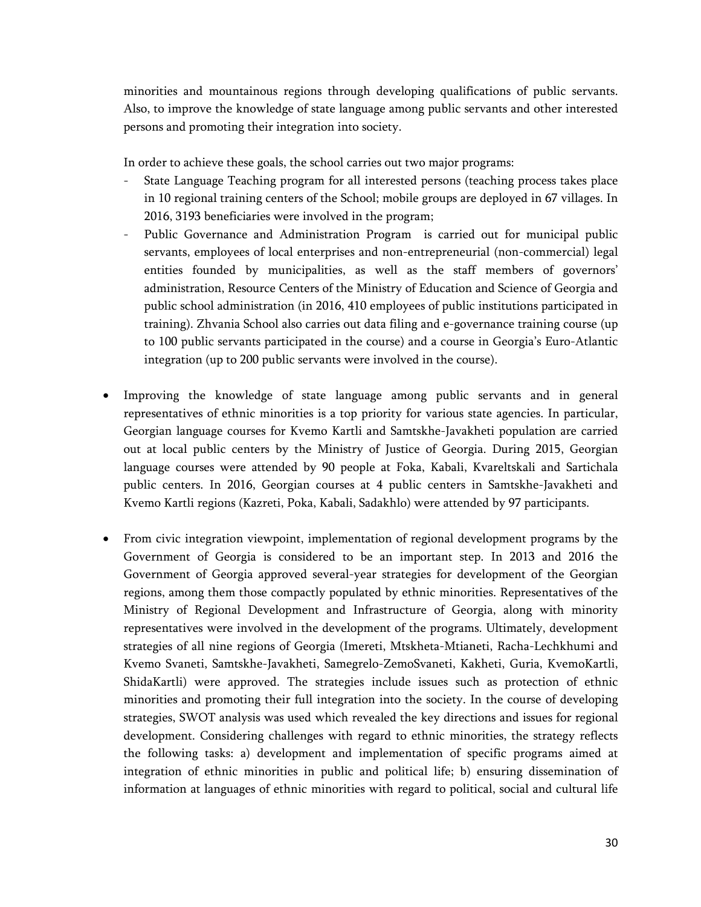minorities and mountainous regions through developing qualifications of public servants. Also, to improve the knowledge of state language among public servants and other interested persons and promoting their integration into society.

In order to achieve these goals, the school carries out two major programs:

- State Language Teaching program for all interested persons (teaching process takes place in 10 regional training centers of the School; mobile groups are deployed in 67 villages. In 2016, 3193 beneficiaries were involved in the program;
- Public Governance and Administration Program is carried out for municipal public servants, employees of local enterprises and non-entrepreneurial (non-commercial) legal entities founded by municipalities, as well as the staff members of governors' administration, Resource Centers of the Ministry of Education and Science of Georgia and public school administration (in 2016, 410 employees of public institutions participated in training). Zhvania School also carries out data filing and e-governance training course (up to 100 public servants participated in the course) and a course in Georgia's Euro-Atlantic integration (up to 200 public servants were involved in the course).

- Improving the knowledge of state language among public servants and in general representatives of ethnic minorities is a top priority for various state agencies. In particular, Georgian language courses for Kvemo Kartli and Samtskhe-Javakheti population are carried out at local public centers by the Ministry of Justice of Georgia. During 2015, Georgian language courses were attended by 90 people at Foka, Kabali, Kvareltskali and Sartichala public centers. In 2016, Georgian courses at 4 public centers in Samtskhe-Javakheti and Kvemo Kartli regions (Kazreti, Poka, Kabali, Sadakhlo) were attended by 97 participants.

- From civic integration viewpoint, implementation of regional development programs by the Government of Georgia is considered to be an important step. In 2013 and 2016 the Government of Georgia approved several-year strategies for development of the Georgian regions, among them those compactly populated by ethnic minorities. Representatives of the Ministry of Regional Development and Infrastructure of Georgia, along with minority representatives were involved in the development of the programs. Ultimately, development strategies of all nine regions of Georgia (Imereti, Mtskheta-Mtianeti, Racha-Lechkhumi and Kvemo Svaneti, Samtskhe-Javakheti, Samegrelo-ZemoSvaneti, Kakheti, Guria, KvemoKartli, ShidaKartli) were approved. The strategies include issues such as protection of ethnic minorities and promoting their full integration into the society. In the course of developing strategies, SWOT analysis was used which revealed the key directions and issues for regional development. Considering challenges with regard to ethnic minorities, the strategy reflects the following tasks: a) development and implementation of specific programs aimed at integration of ethnic minorities in public and political life; b) ensuring dissemination of information at languages of ethnic minorities with regard to political, social and cultural life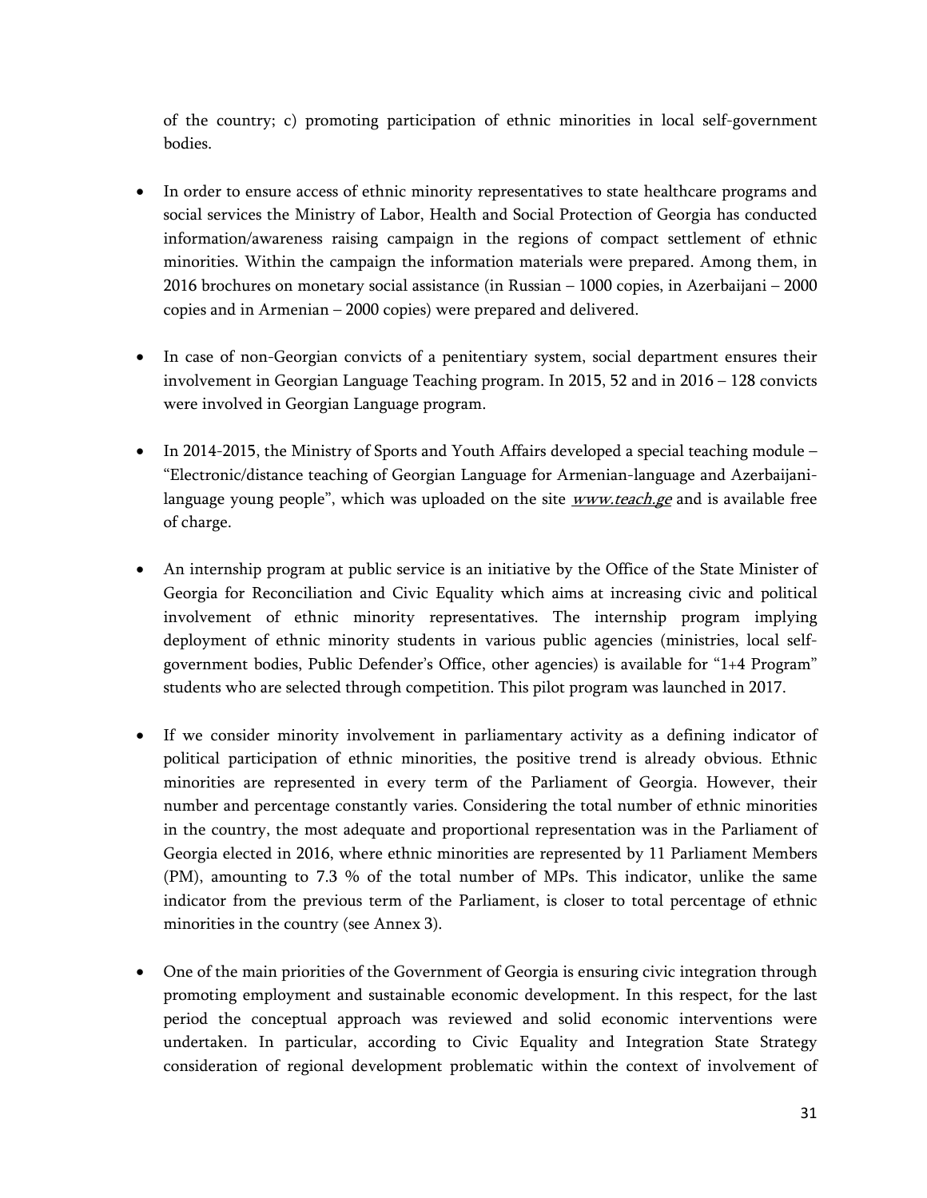of the country; c) promoting participation of ethnic minorities in local self-government bodies.

- In order to ensure access of ethnic minority representatives to state healthcare programs and social services the Ministry of Labor, Health and Social Protection of Georgia has conducted information/awareness raising campaign in the regions of compact settlement of ethnic minorities. Within the campaign the information materials were prepared. Among them, in 2016 brochures on monetary social assistance (in Russian – 1000 copies, in Azerbaijani – 2000 copies and in Armenian – 2000 copies) were prepared and delivered.

- In case of non-Georgian convicts of a penitentiary system, social department ensures their involvement in Georgian Language Teaching program. In 2015, 52 and in 2016 – 128 convicts were involved in Georgian Language program.

- In 2014-2015, the Ministry of Sports and Youth Affairs developed a special teaching module – "Electronic/distance teaching of Georgian Language for Armenian-language and Azerbaijani-language young people", which was uploaded on the site *www.teach.ge* and is available free of charge.

- An internship program at public service is an initiative by the Office of the State Minister of Georgia for Reconciliation and Civic Equality which aims at increasing civic and political involvement of ethnic minority representatives. The internship program implying deployment of ethnic minority students in various public agencies (ministries, local self-government bodies, Public Defender's Office, other agencies) is available for "1+4 Program" students who are selected through competition. This pilot program was launched in 2017.

- If we consider minority involvement in parliamentary activity as a defining indicator of political participation of ethnic minorities, the positive trend is already obvious. Ethnic minorities are represented in every term of the Parliament of Georgia. However, their number and percentage constantly varies. Considering the total number of ethnic minorities in the country, the most adequate and proportional representation was in the Parliament of Georgia elected in 2016, where ethnic minorities are represented by 11 Parliament Members (PM), amounting to 7.3 % of the total number of MPs. This indicator, unlike the same indicator from the previous term of the Parliament, is closer to total percentage of ethnic minorities in the country (see Annex 3).

- One of the main priorities of the Government of Georgia is ensuring civic integration through promoting employment and sustainable economic development. In this respect, for the last period the conceptual approach was reviewed and solid economic interventions were undertaken. In particular, according to Civic Equality and Integration State Strategy consideration of regional development problematic within the context of involvement of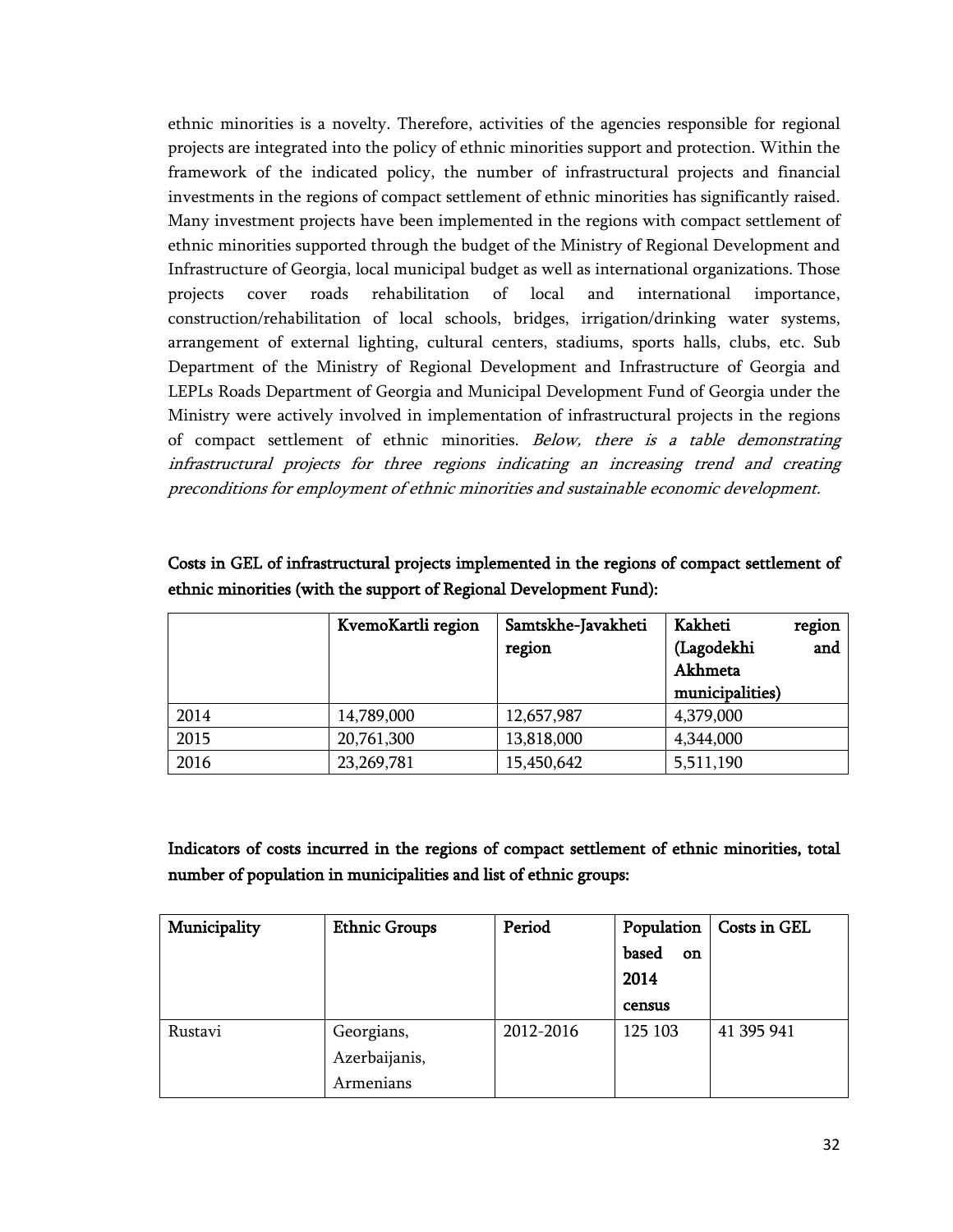ethnic minorities is a novelty. Therefore, activities of the agencies responsible for regional projects are integrated into the policy of ethnic minorities support and protection. Within the framework of the indicated policy, the number of infrastructural projects and financial investments in the regions of compact settlement of ethnic minorities has significantly raised. Many investment projects have been implemented in the regions with compact settlement of ethnic minorities supported through the budget of the Ministry of Regional Development and Infrastructure of Georgia, local municipal budget as well as international organizations. Those projects cover roads rehabilitation of local and international importance, construction/rehabilitation of local schools, bridges, irrigation/drinking water systems, arrangement of external lighting, cultural centers, stadiums, sports halls, clubs, etc. Sub Department of the Ministry of Regional Development and Infrastructure of Georgia and LEPLs Roads Department of Georgia and Municipal Development Fund of Georgia under the Ministry were actively involved in implementation of infrastructural projects in the regions of compact settlement of ethnic minorities. *Below, there is a table demonstrating infrastructural projects for three regions indicating an increasing trend and creating preconditions for employment of ethnic minorities and sustainable economic development.*

**Costs in GEL of infrastructural projects implemented in the regions of compact settlement of ethnic minorities (with the support of Regional Development Fund):**

| | KvemoKartli region | Samtskhe-Javakheti region | Kakheti region (Lagodekhi and Akhmeta municipalities) |
|---|---|---|---|
| 2014 | 14,789,000 | 12,657,987 | 4,379,000 |
| 2015 | 20,761,300 | 13,818,000 | 4,344,000 |
| 2016 | 23,269,781 | 15,450,642 | 5,511,190 |

**Indicators of costs incurred in the regions of compact settlement of ethnic minorities, total number of population in municipalities and list of ethnic groups:**

| Municipality | Ethnic Groups | Period | Population based on 2014 census | Costs in GEL |
|---|---|---|---|---|
| Rustavi | Georgians, Azerbaijanis, Armenians | 2012-2016 | 125 103 | 41 395 941 |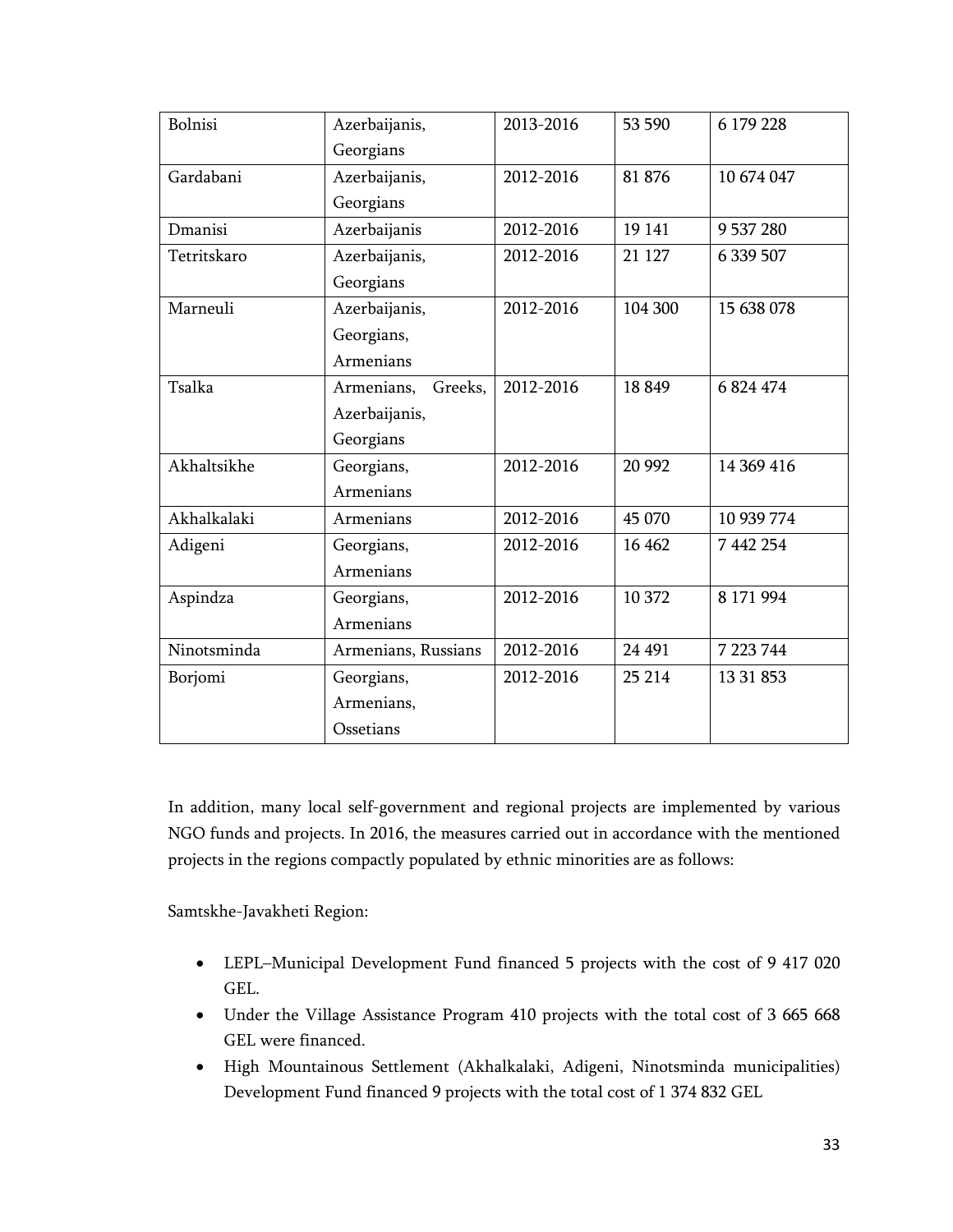| | | | | |
|---|---|---|---|---|
| Bolnisi | Azerbaijanis, Georgians | 2013-2016 | 53 590 | 6 179 228 |
| Gardabani | Azerbaijanis, Georgians | 2012-2016 | 81 876 | 10 674 047 |
| Dmanisi | Azerbaijanis | 2012-2016 | 19 141 | 9 537 280 |
| Tetritskaro | Azerbaijanis, Georgians | 2012-2016 | 21 127 | 6 339 507 |
| Marneuli | Azerbaijanis, Georgians, Armenians | 2012-2016 | 104 300 | 15 638 078 |
| Tsalka | Armenians, Greeks, Azerbaijanis, Georgians | 2012-2016 | 18 849 | 6 824 474 |
| Akhaltsikhe | Georgians, Armenians | 2012-2016 | 20 992 | 14 369 416 |
| Akhalkalaki | Armenians | 2012-2016 | 45 070 | 10 939 774 |
| Adigeni | Georgians, Armenians | 2012-2016 | 16 462 | 7 442 254 |
| Aspindza | Georgians, Armenians | 2012-2016 | 10 372 | 8 171 994 |
| Ninotsminda | Armenians, Russians | 2012-2016 | 24 491 | 7 223 744 |
| Borjomi | Georgians, Armenians, Ossetians | 2012-2016 | 25 214 | 13 31 853 |

In addition, many local self-government and regional projects are implemented by various NGO funds and projects. In 2016, the measures carried out in accordance with the mentioned projects in the regions compactly populated by ethnic minorities are as follows:

Samtskhe-Javakheti Region:

- LEPL–Municipal Development Fund financed 5 projects with the cost of 9 417 020 GEL.
- Under the Village Assistance Program 410 projects with the total cost of 3 665 668 GEL were financed.
- High Mountainous Settlement (Akhalkalaki, Adigeni, Ninotsminda municipalities) Development Fund financed 9 projects with the total cost of 1 374 832 GEL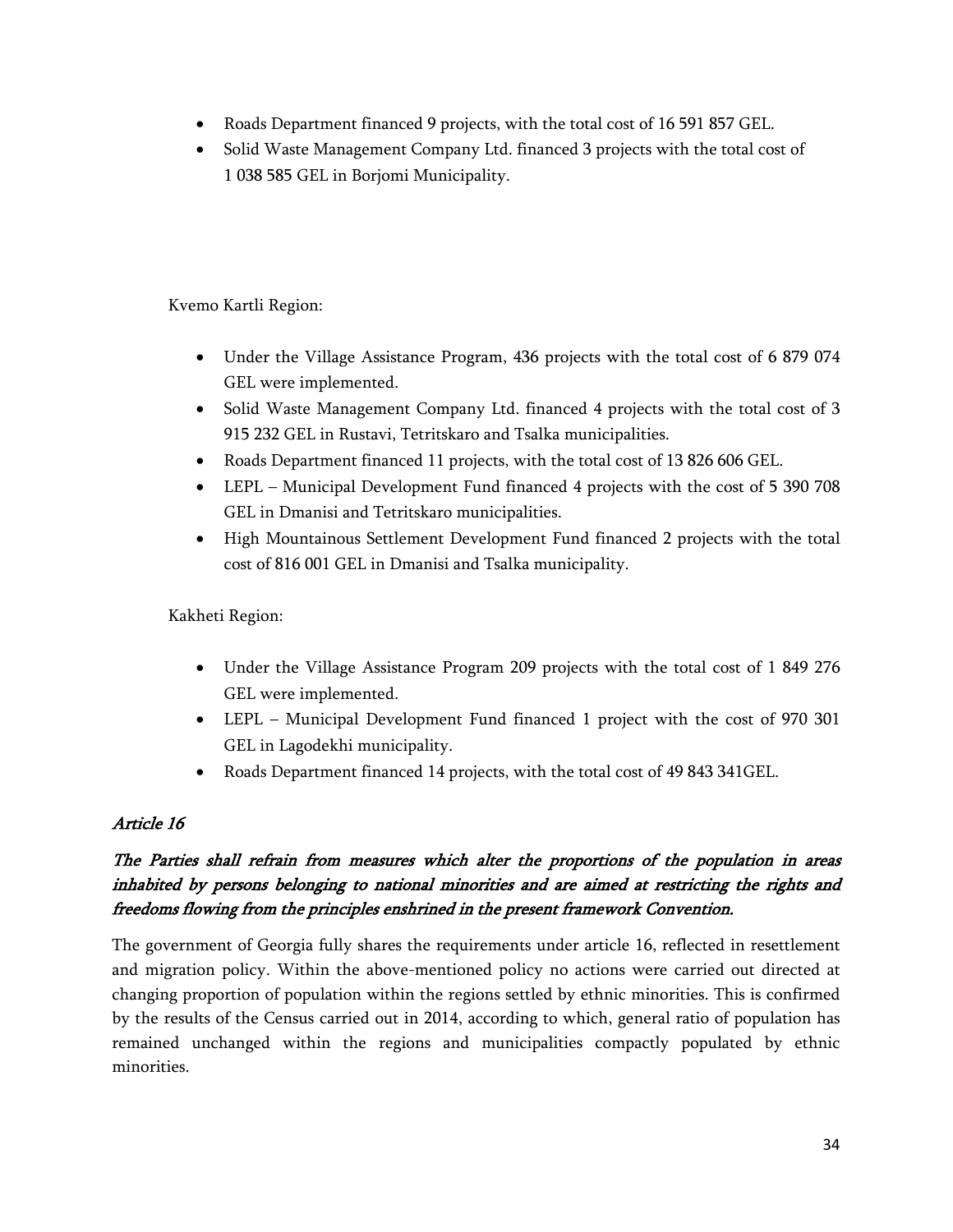- Roads Department financed 9 projects, with the total cost of 16 591 857 GEL.
- Solid Waste Management Company Ltd. financed 3 projects with the total cost of 1 038 585 GEL in Borjomi Municipality.

Kvemo Kartli Region:

- Under the Village Assistance Program, 436 projects with the total cost of 6 879 074 GEL were implemented.
- Solid Waste Management Company Ltd. financed 4 projects with the total cost of 3 915 232 GEL in Rustavi, Tetritskaro and Tsalka municipalities.
- Roads Department financed 11 projects, with the total cost of 13 826 606 GEL.
- LEPL – Municipal Development Fund financed 4 projects with the cost of 5 390 708 GEL in Dmanisi and Tetritskaro municipalities.
- High Mountainous Settlement Development Fund financed 2 projects with the total cost of 816 001 GEL in Dmanisi and Tsalka municipality.

Kakheti Region:

- Under the Village Assistance Program 209 projects with the total cost of 1 849 276 GEL were implemented.
- LEPL – Municipal Development Fund financed 1 project with the cost of 970 301 GEL in Lagodekhi municipality.
- Roads Department financed 14 projects, with the total cost of 49 843 341GEL.

## *Article 16*

### *The Parties shall refrain from measures which alter the proportions of the population in areas inhabited by persons belonging to national minorities and are aimed at restricting the rights and freedoms flowing from the principles enshrined in the present framework Convention.*

The government of Georgia fully shares the requirements under article 16, reflected in resettlement and migration policy. Within the above-mentioned policy no actions were carried out directed at changing proportion of population within the regions settled by ethnic minorities. This is confirmed by the results of the Census carried out in 2014, according to which, general ratio of population has remained unchanged within the regions and municipalities compactly populated by ethnic minorities.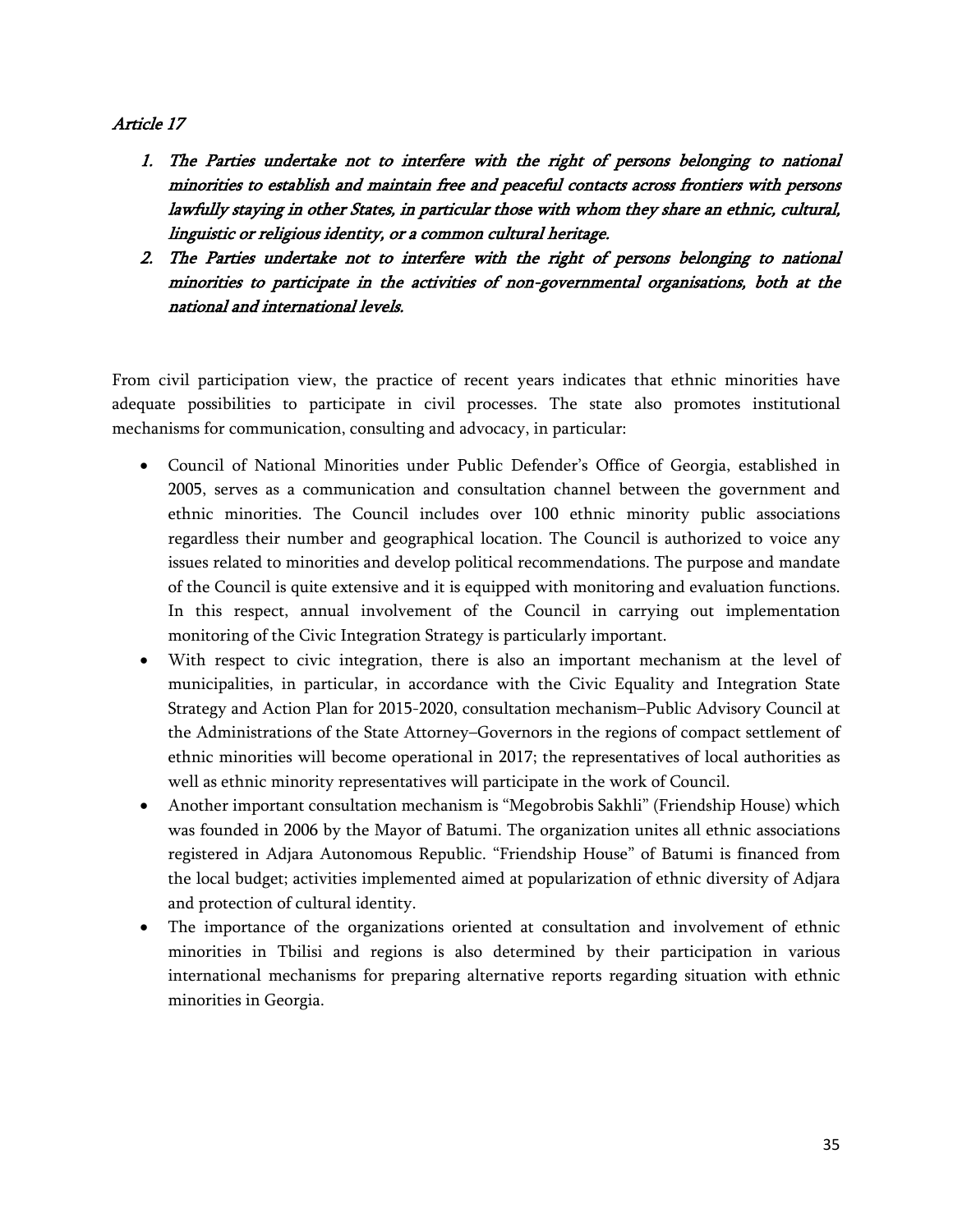*Article 17*

1. *The Parties undertake not to interfere with the right of persons belonging to national minorities to establish and maintain free and peaceful contacts across frontiers with persons lawfully staying in other States, in particular those with whom they share an ethnic, cultural, linguistic or religious identity, or a common cultural heritage.*
2. *The Parties undertake not to interfere with the right of persons belonging to national minorities to participate in the activities of non-governmental organisations, both at the national and international levels.*

From civil participation view, the practice of recent years indicates that ethnic minorities have adequate possibilities to participate in civil processes. The state also promotes institutional mechanisms for communication, consulting and advocacy, in particular:

- Council of National Minorities under Public Defender's Office of Georgia, established in 2005, serves as a communication and consultation channel between the government and ethnic minorities. The Council includes over 100 ethnic minority public associations regardless their number and geographical location. The Council is authorized to voice any issues related to minorities and develop political recommendations. The purpose and mandate of the Council is quite extensive and it is equipped with monitoring and evaluation functions. In this respect, annual involvement of the Council in carrying out implementation monitoring of the Civic Integration Strategy is particularly important.
- With respect to civic integration, there is also an important mechanism at the level of municipalities, in particular, in accordance with the Civic Equality and Integration State Strategy and Action Plan for 2015-2020, consultation mechanism–Public Advisory Council at the Administrations of the State Attorney–Governors in the regions of compact settlement of ethnic minorities will become operational in 2017; the representatives of local authorities as well as ethnic minority representatives will participate in the work of Council.
- Another important consultation mechanism is "Megobrobis Sakhli" (Friendship House) which was founded in 2006 by the Mayor of Batumi. The organization unites all ethnic associations registered in Adjara Autonomous Republic. "Friendship House" of Batumi is financed from the local budget; activities implemented aimed at popularization of ethnic diversity of Adjara and protection of cultural identity.
- The importance of the organizations oriented at consultation and involvement of ethnic minorities in Tbilisi and regions is also determined by their participation in various international mechanisms for preparing alternative reports regarding situation with ethnic minorities in Georgia.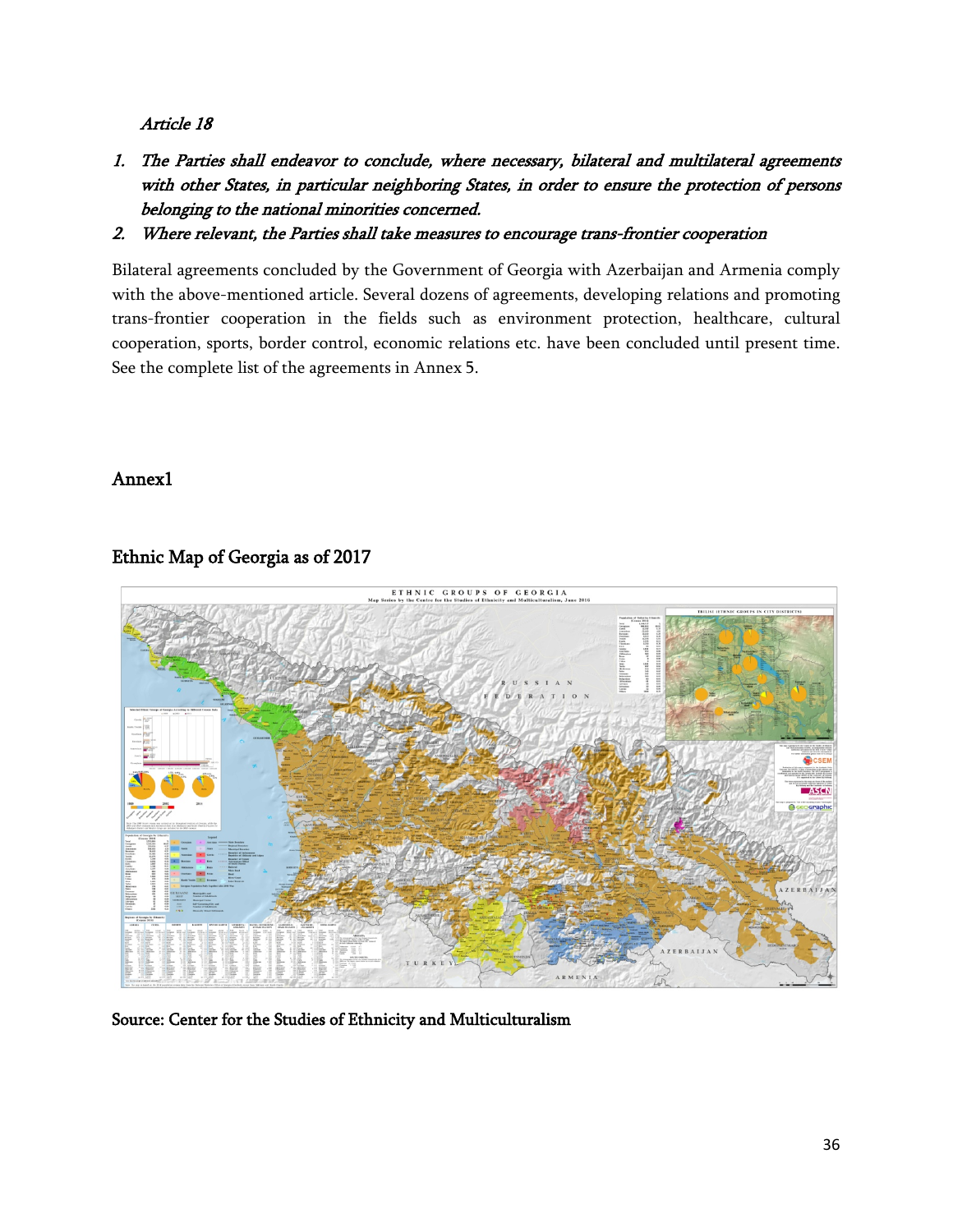*Article 18*

1. *The Parties shall endeavor to conclude, where necessary, bilateral and multilateral agreements with other States, in particular neighboring States, in order to ensure the protection of persons belonging to the national minorities concerned.*
2. *Where relevant, the Parties shall take measures to encourage trans-frontier cooperation*

Bilateral agreements concluded by the Government of Georgia with Azerbaijan and Armenia comply with the above-mentioned article. Several dozens of agreements, developing relations and promoting trans-frontier cooperation in the fields such as environment protection, healthcare, cultural cooperation, sports, border control, economic relations etc. have been concluded until present time. See the complete list of the agreements in Annex 5.

## Annex1

### Ethnic Map of Georgia as of 2017

Source: Center for the Studies of Ethnicity and Multiculturalism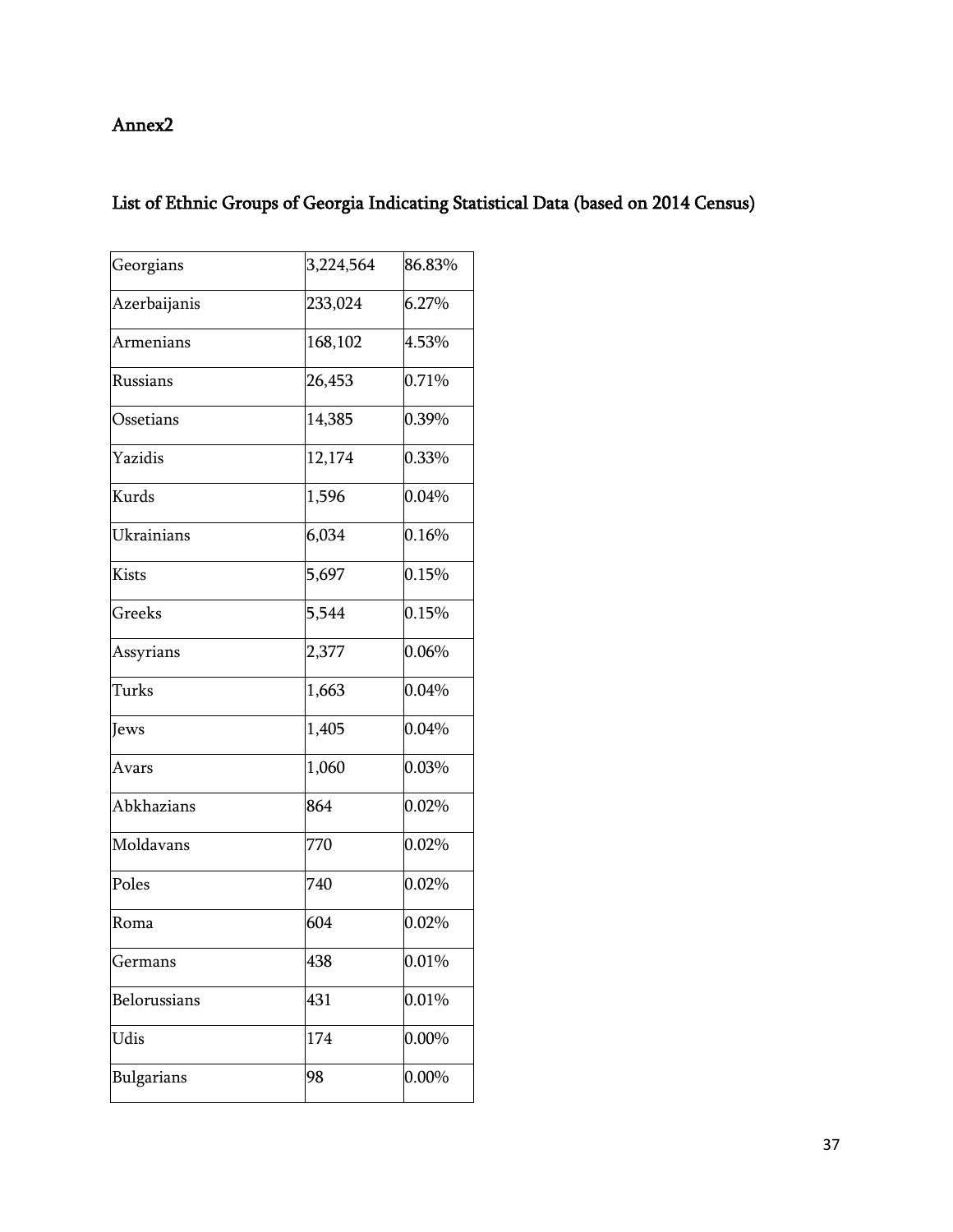## Annex2

## List of Ethnic Groups of Georgia Indicating Statistical Data (based on 2014 Census)

| | | |
|---|---|---|
| Georgians | 3,224,564 | 86.83% |
| Azerbaijanis | 233,024 | 6.27% |
| Armenians | 168,102 | 4.53% |
| Russians | 26,453 | 0.71% |
| Ossetians | 14,385 | 0.39% |
| Yazidis | 12,174 | 0.33% |
| Kurds | 1,596 | 0.04% |
| Ukrainians | 6,034 | 0.16% |
| Kists | 5,697 | 0.15% |
| Greeks | 5,544 | 0.15% |
| Assyrians | 2,377 | 0.06% |
| Turks | 1,663 | 0.04% |
| Jews | 1,405 | 0.04% |
| Avars | 1,060 | 0.03% |
| Abkhazians | 864 | 0.02% |
| Moldavans | 770 | 0.02% |
| Poles | 740 | 0.02% |
| Roma | 604 | 0.02% |
| Germans | 438 | 0.01% |
| Belorussians | 431 | 0.01% |
| Udis | 174 | 0.00% |
| Bulgarians | 98 | 0.00% |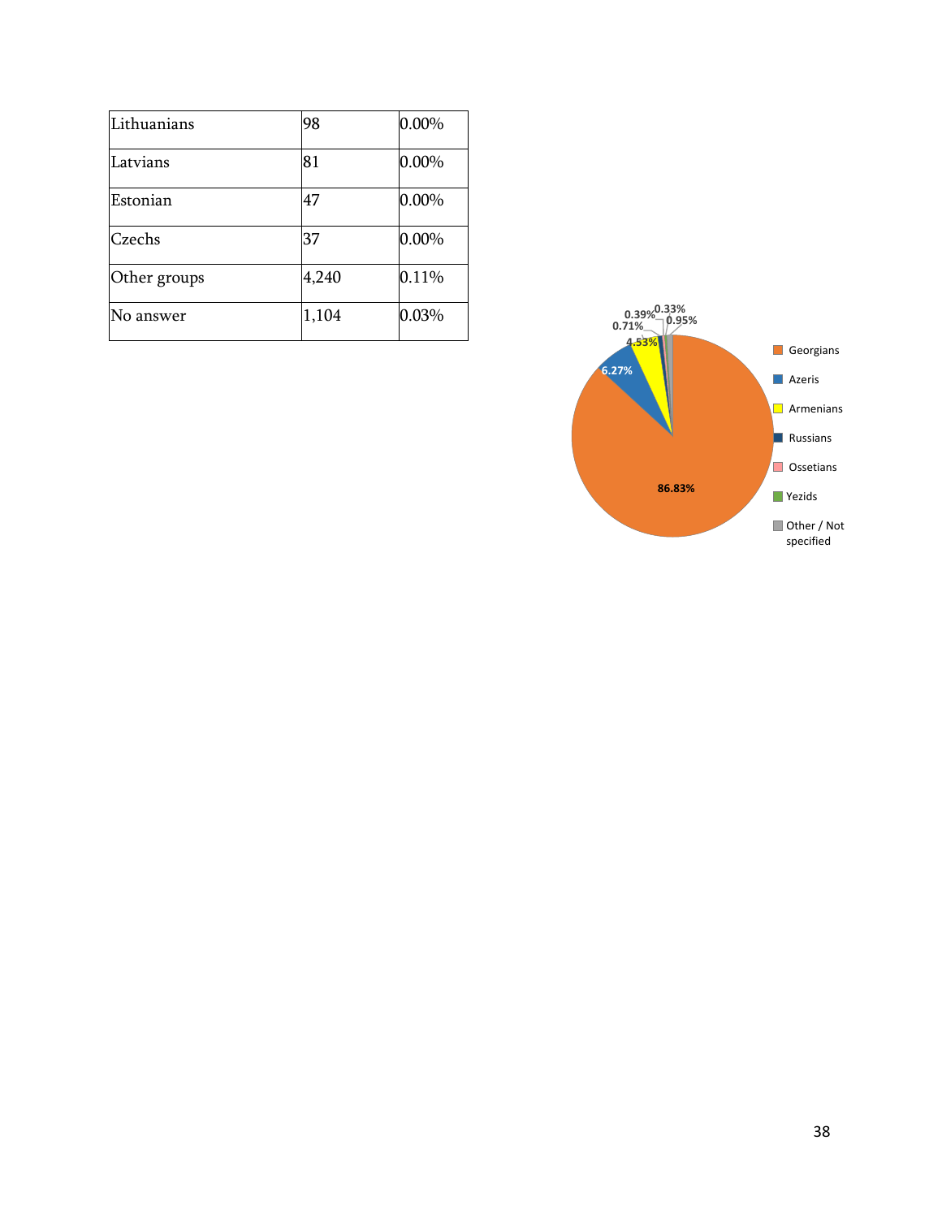| Lithuanians | 98 | 0.00% |
|---|---|---|
| Latvians | 81 | 0.00% |
| Estonian | 47 | 0.00% |
| Czechs | 37 | 0.00% |
| Other groups | 4,240 | 0.11% |
| No answer | 1,104 | 0.03% |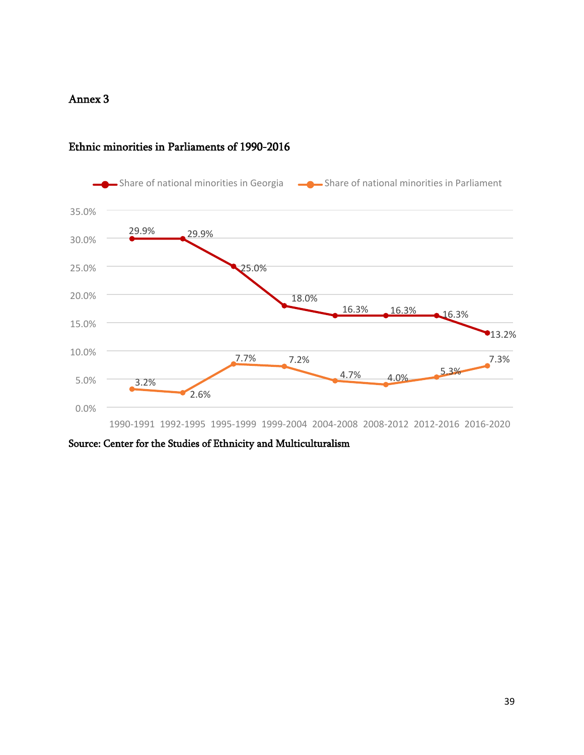Annex 3

**Ethnic minorities in Parliaments of 1990-2016**

| | 1990-1991 | 1992-1995 | 1995-1999 | 1999-2004 | 2004-2008 | 2008-2012 | 2012-2016 | 2016-2020 |
|---|---|---|---|---|---|---|---|---|
| Share of national minorities in Georgia | 29.9% | 29.9% | 25.0% | 18.0% | 16.3% | 16.3% | 16.3% | 13.2% |
| Share of national minorities in Parliament | 3.2% | 2.6% | 7.7% | 7.2% | 4.7% | 4.0% | 5.3% | 7.3% |

Source: Center for the Studies of Ethnicity and Multiculturalism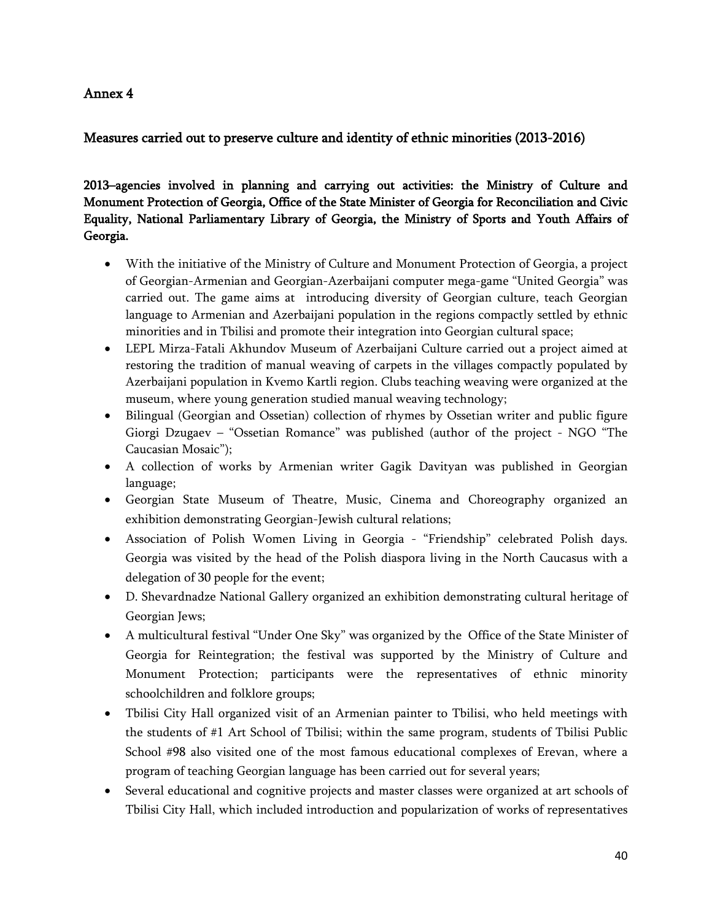## Annex 4

### Measures carried out to preserve culture and identity of ethnic minorities (2013-2016)

**2013–agencies involved in planning and carrying out activities: the Ministry of Culture and Monument Protection of Georgia, Office of the State Minister of Georgia for Reconciliation and Civic Equality, National Parliamentary Library of Georgia, the Ministry of Sports and Youth Affairs of Georgia.**

- With the initiative of the Ministry of Culture and Monument Protection of Georgia, a project of Georgian-Armenian and Georgian-Azerbaijani computer mega-game "United Georgia" was carried out. The game aims at introducing diversity of Georgian culture, teach Georgian language to Armenian and Azerbaijani population in the regions compactly settled by ethnic minorities and in Tbilisi and promote their integration into Georgian cultural space;
- LEPL Mirza-Fatali Akhundov Museum of Azerbaijani Culture carried out a project aimed at restoring the tradition of manual weaving of carpets in the villages compactly populated by Azerbaijani population in Kvemo Kartli region. Clubs teaching weaving were organized at the museum, where young generation studied manual weaving technology;
- Bilingual (Georgian and Ossetian) collection of rhymes by Ossetian writer and public figure Giorgi Dzugaev – "Ossetian Romance" was published (author of the project - NGO "The Caucasian Mosaic");
- A collection of works by Armenian writer Gagik Davityan was published in Georgian language;
- Georgian State Museum of Theatre, Music, Cinema and Choreography organized an exhibition demonstrating Georgian-Jewish cultural relations;
- Association of Polish Women Living in Georgia - "Friendship" celebrated Polish days. Georgia was visited by the head of the Polish diaspora living in the North Caucasus with a delegation of 30 people for the event;
- D. Shevardnadze National Gallery organized an exhibition demonstrating cultural heritage of Georgian Jews;
- A multicultural festival "Under One Sky" was organized by the Office of the State Minister of Georgia for Reintegration; the festival was supported by the Ministry of Culture and Monument Protection; participants were the representatives of ethnic minority schoolchildren and folklore groups;
- Tbilisi City Hall organized visit of an Armenian painter to Tbilisi, who held meetings with the students of #1 Art School of Tbilisi; within the same program, students of Tbilisi Public School #98 also visited one of the most famous educational complexes of Erevan, where a program of teaching Georgian language has been carried out for several years;
- Several educational and cognitive projects and master classes were organized at art schools of Tbilisi City Hall, which included introduction and popularization of works of representatives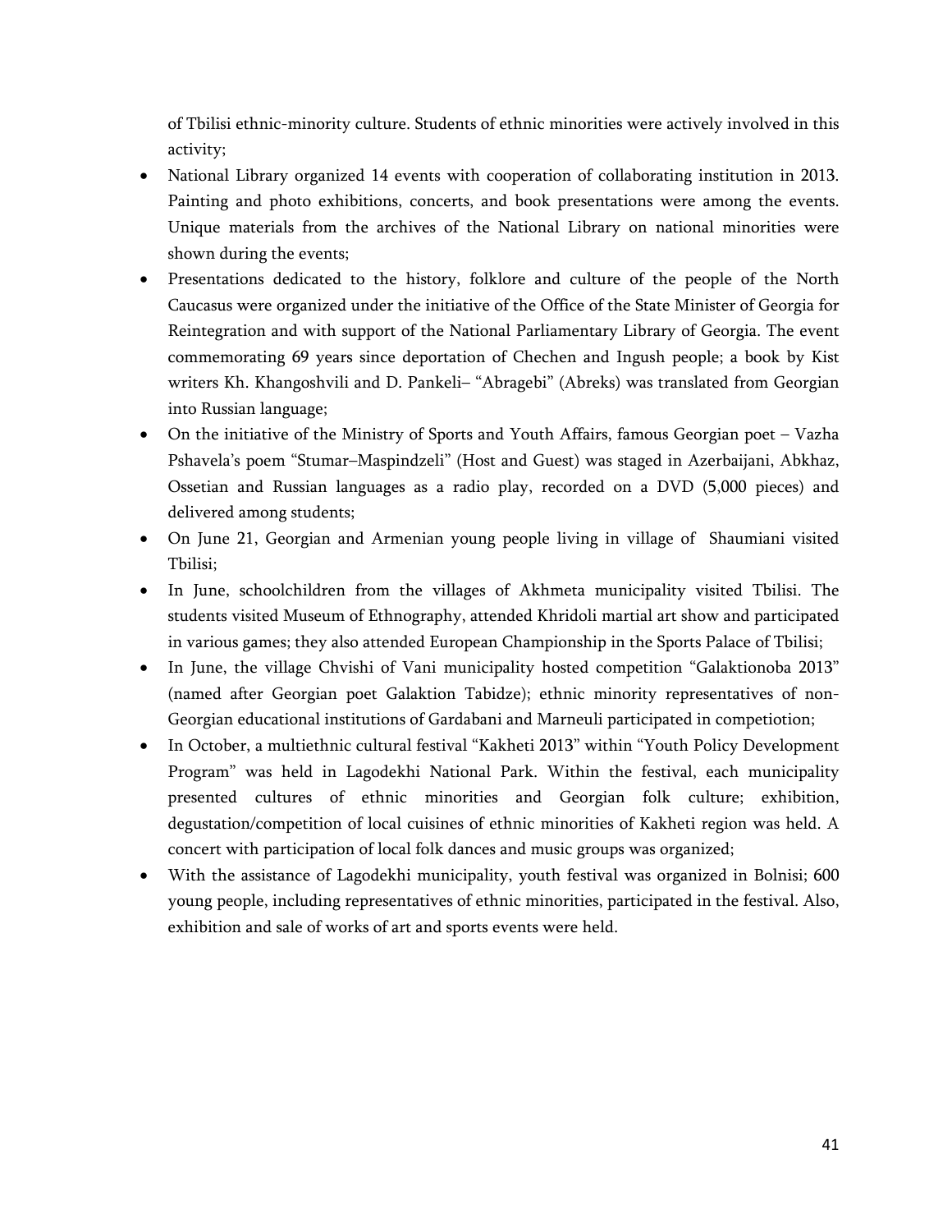of Tbilisi ethnic-minority culture. Students of ethnic minorities were actively involved in this activity;

- National Library organized 14 events with cooperation of collaborating institution in 2013. Painting and photo exhibitions, concerts, and book presentations were among the events. Unique materials from the archives of the National Library on national minorities were shown during the events;
- Presentations dedicated to the history, folklore and culture of the people of the North Caucasus were organized under the initiative of the Office of the State Minister of Georgia for Reintegration and with support of the National Parliamentary Library of Georgia. The event commemorating 69 years since deportation of Chechen and Ingush people; a book by Kist writers Kh. Khangoshvili and D. Pankeli– "Abragebi" (Abreks) was translated from Georgian into Russian language;
- On the initiative of the Ministry of Sports and Youth Affairs, famous Georgian poet – Vazha Pshavela's poem "Stumar–Maspindzeli" (Host and Guest) was staged in Azerbaijani, Abkhaz, Ossetian and Russian languages as a radio play, recorded on a DVD (5,000 pieces) and delivered among students;
- On June 21, Georgian and Armenian young people living in village of Shaumiani visited Tbilisi;
- In June, schoolchildren from the villages of Akhmeta municipality visited Tbilisi. The students visited Museum of Ethnography, attended Khridoli martial art show and participated in various games; they also attended European Championship in the Sports Palace of Tbilisi;
- In June, the village Chvishi of Vani municipality hosted competition "Galaktionoba 2013" (named after Georgian poet Galaktion Tabidze); ethnic minority representatives of non-Georgian educational institutions of Gardabani and Marneuli participated in competiotion;
- In October, a multiethnic cultural festival "Kakheti 2013" within "Youth Policy Development Program" was held in Lagodekhi National Park. Within the festival, each municipality presented cultures of ethnic minorities and Georgian folk culture; exhibition, degustation/competition of local cuisines of ethnic minorities of Kakheti region was held. A concert with participation of local folk dances and music groups was organized;
- With the assistance of Lagodekhi municipality, youth festival was organized in Bolnisi; 600 young people, including representatives of ethnic minorities, participated in the festival. Also, exhibition and sale of works of art and sports events were held.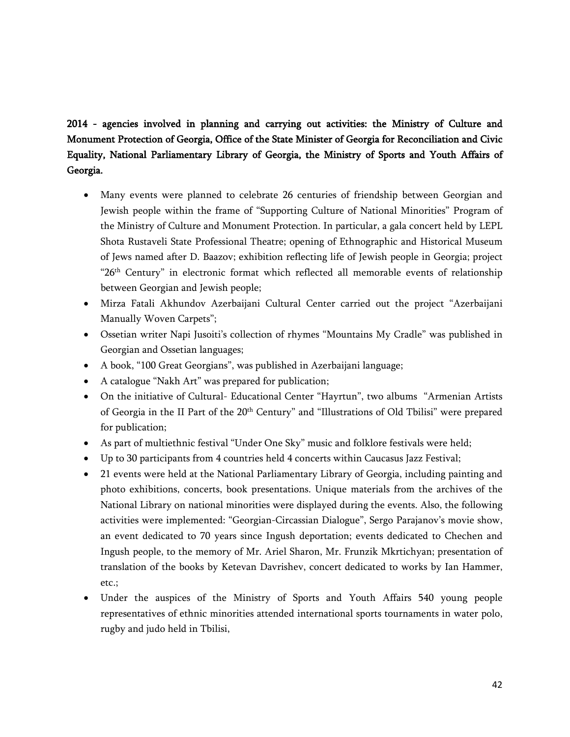**2014 - agencies involved in planning and carrying out activities: the Ministry of Culture and Monument Protection of Georgia, Office of the State Minister of Georgia for Reconciliation and Civic Equality, National Parliamentary Library of Georgia, the Ministry of Sports and Youth Affairs of Georgia.**

- Many events were planned to celebrate 26 centuries of friendship between Georgian and Jewish people within the frame of "Supporting Culture of National Minorities" Program of the Ministry of Culture and Monument Protection. In particular, a gala concert held by LEPL Shota Rustaveli State Professional Theatre; opening of Ethnographic and Historical Museum of Jews named after D. Baazov; exhibition reflecting life of Jewish people in Georgia; project "26th Century" in electronic format which reflected all memorable events of relationship between Georgian and Jewish people;
- Mirza Fatali Akhundov Azerbaijani Cultural Center carried out the project "Azerbaijani Manually Woven Carpets";
- Ossetian writer Napi Jusoiti's collection of rhymes "Mountains My Cradle" was published in Georgian and Ossetian languages;
- A book, "100 Great Georgians", was published in Azerbaijani language;
- A catalogue "Nakh Art" was prepared for publication;
- On the initiative of Cultural- Educational Center "Hayrtun", two albums "Armenian Artists of Georgia in the II Part of the 20th Century" and "Illustrations of Old Tbilisi" were prepared for publication;
- As part of multiethnic festival "Under One Sky" music and folklore festivals were held;
- Up to 30 participants from 4 countries held 4 concerts within Caucasus Jazz Festival;
- 21 events were held at the National Parliamentary Library of Georgia, including painting and photo exhibitions, concerts, book presentations. Unique materials from the archives of the National Library on national minorities were displayed during the events. Also, the following activities were implemented: "Georgian-Circassian Dialogue", Sergo Parajanov's movie show, an event dedicated to 70 years since Ingush deportation; events dedicated to Chechen and Ingush people, to the memory of Mr. Ariel Sharon, Mr. Frunzik Mkrtichyan; presentation of translation of the books by Ketevan Davrishev, concert dedicated to works by Ian Hammer, etc.;
- Under the auspices of the Ministry of Sports and Youth Affairs 540 young people representatives of ethnic minorities attended international sports tournaments in water polo, rugby and judo held in Tbilisi,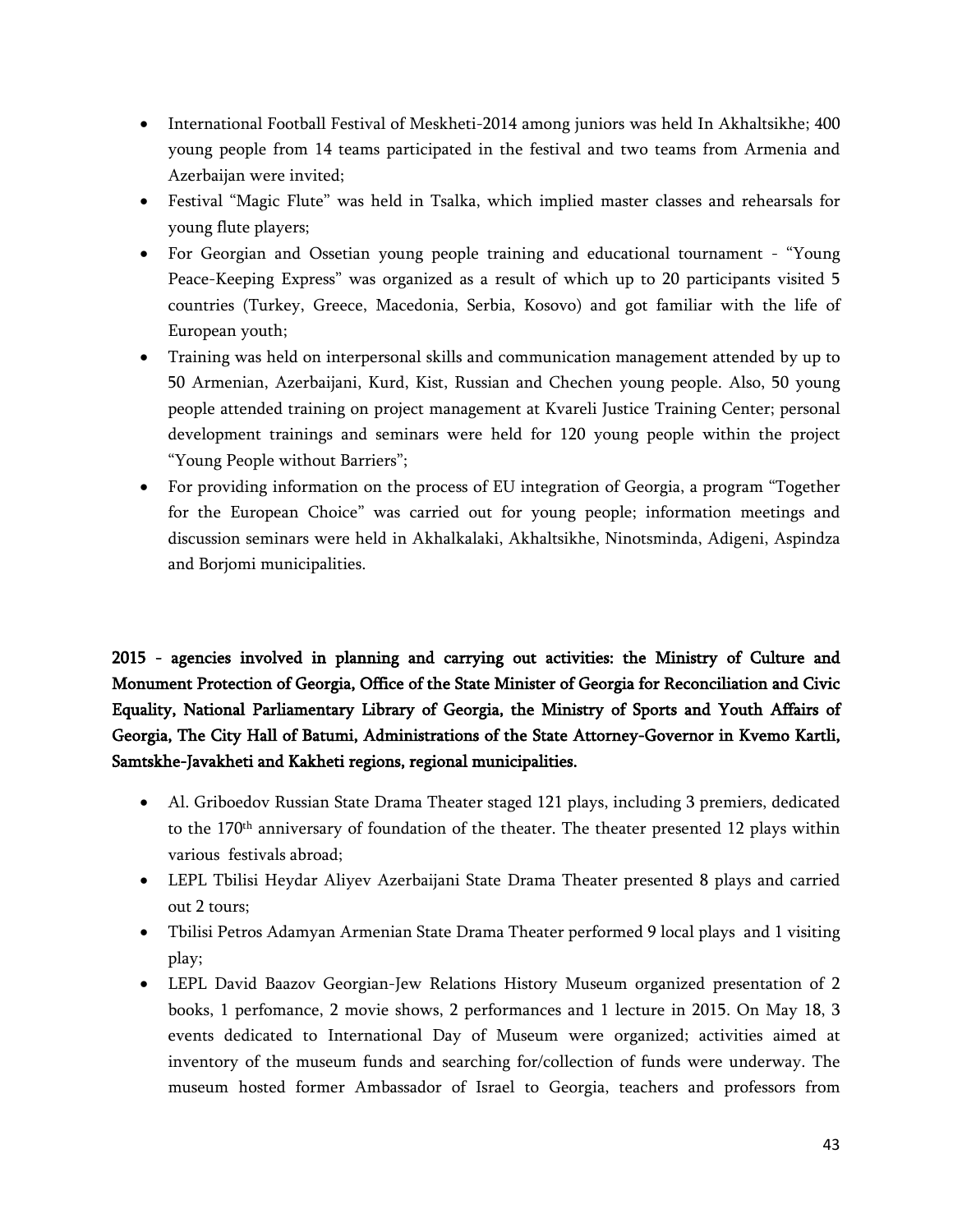- International Football Festival of Meskheti-2014 among juniors was held In Akhaltsikhe; 400 young people from 14 teams participated in the festival and two teams from Armenia and Azerbaijan were invited;
- Festival "Magic Flute" was held in Tsalka, which implied master classes and rehearsals for young flute players;
- For Georgian and Ossetian young people training and educational tournament - "Young Peace-Keeping Express" was organized as a result of which up to 20 participants visited 5 countries (Turkey, Greece, Macedonia, Serbia, Kosovo) and got familiar with the life of European youth;
- Training was held on interpersonal skills and communication management attended by up to 50 Armenian, Azerbaijani, Kurd, Kist, Russian and Chechen young people. Also, 50 young people attended training on project management at Kvareli Justice Training Center; personal development trainings and seminars were held for 120 young people within the project "Young People without Barriers";
- For providing information on the process of EU integration of Georgia, a program "Together for the European Choice" was carried out for young people; information meetings and discussion seminars were held in Akhalkalaki, Akhaltsikhe, Ninotsminda, Adigeni, Aspindza and Borjomi municipalities.

**2015 - agencies involved in planning and carrying out activities: the Ministry of Culture and Monument Protection of Georgia, Office of the State Minister of Georgia for Reconciliation and Civic Equality, National Parliamentary Library of Georgia, the Ministry of Sports and Youth Affairs of Georgia, The City Hall of Batumi, Administrations of the State Attorney-Governor in Kvemo Kartli, Samtskhe-Javakheti and Kakheti regions, regional municipalities.**

- Al. Griboedov Russian State Drama Theater staged 121 plays, including 3 premiers, dedicated to the 170th anniversary of foundation of the theater. The theater presented 12 plays within various festivals abroad;
- LEPL Tbilisi Heydar Aliyev Azerbaijani State Drama Theater presented 8 plays and carried out 2 tours;
- Tbilisi Petros Adamyan Armenian State Drama Theater performed 9 local plays and 1 visiting play;
- LEPL David Baazov Georgian-Jew Relations History Museum organized presentation of 2 books, 1 perfomance, 2 movie shows, 2 performances and 1 lecture in 2015. On May 18, 3 events dedicated to International Day of Museum were organized; activities aimed at inventory of the museum funds and searching for/collection of funds were underway. The museum hosted former Ambassador of Israel to Georgia, teachers and professors from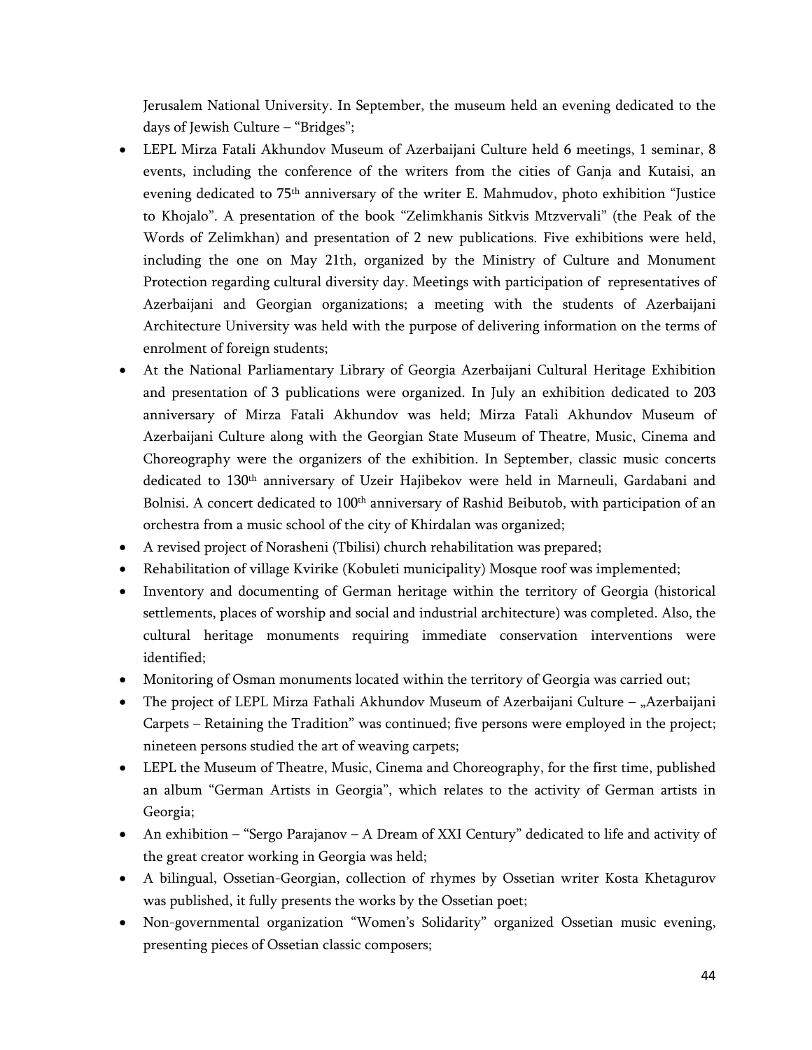Jerusalem National University. In September, the museum held an evening dedicated to the days of Jewish Culture – "Bridges";

- LEPL Mirza Fatali Akhundov Museum of Azerbaijani Culture held 6 meetings, 1 seminar, 8 events, including the conference of the writers from the cities of Ganja and Kutaisi, an evening dedicated to 75th anniversary of the writer E. Mahmudov, photo exhibition "Justice to Khojalo". A presentation of the book "Zelimkhanis Sitkvis Mtzvervali" (the Peak of the Words of Zelimkhan) and presentation of 2 new publications. Five exhibitions were held, including the one on May 21th, organized by the Ministry of Culture and Monument Protection regarding cultural diversity day. Meetings with participation of representatives of Azerbaijani and Georgian organizations; a meeting with the students of Azerbaijani Architecture University was held with the purpose of delivering information on the terms of enrolment of foreign students;
- At the National Parliamentary Library of Georgia Azerbaijani Cultural Heritage Exhibition and presentation of 3 publications were organized. In July an exhibition dedicated to 203 anniversary of Mirza Fatali Akhundov was held; Mirza Fatali Akhundov Museum of Azerbaijani Culture along with the Georgian State Museum of Theatre, Music, Cinema and Choreography were the organizers of the exhibition. In September, classic music concerts dedicated to 130th anniversary of Uzeir Hajibekov were held in Marneuli, Gardabani and Bolnisi. A concert dedicated to 100th anniversary of Rashid Beibutob, with participation of an orchestra from a music school of the city of Khirdalan was organized;
- A revised project of Norasheni (Tbilisi) church rehabilitation was prepared;
- Rehabilitation of village Kvirike (Kobuleti municipality) Mosque roof was implemented;
- Inventory and documenting of German heritage within the territory of Georgia (historical settlements, places of worship and social and industrial architecture) was completed. Also, the cultural heritage monuments requiring immediate conservation interventions were identified;
- Monitoring of Osman monuments located within the territory of Georgia was carried out;
- The project of LEPL Mirza Fathali Akhundov Museum of Azerbaijani Culture – „Azerbaijani Carpets – Retaining the Tradition" was continued; five persons were employed in the project; nineteen persons studied the art of weaving carpets;
- LEPL the Museum of Theatre, Music, Cinema and Choreography, for the first time, published an album "German Artists in Georgia", which relates to the activity of German artists in Georgia;
- An exhibition – "Sergo Parajanov – A Dream of XXI Century" dedicated to life and activity of the great creator working in Georgia was held;
- A bilingual, Ossetian-Georgian, collection of rhymes by Ossetian writer Kosta Khetagurov was published, it fully presents the works by the Ossetian poet;
- Non-governmental organization "Women's Solidarity" organized Ossetian music evening, presenting pieces of Ossetian classic composers;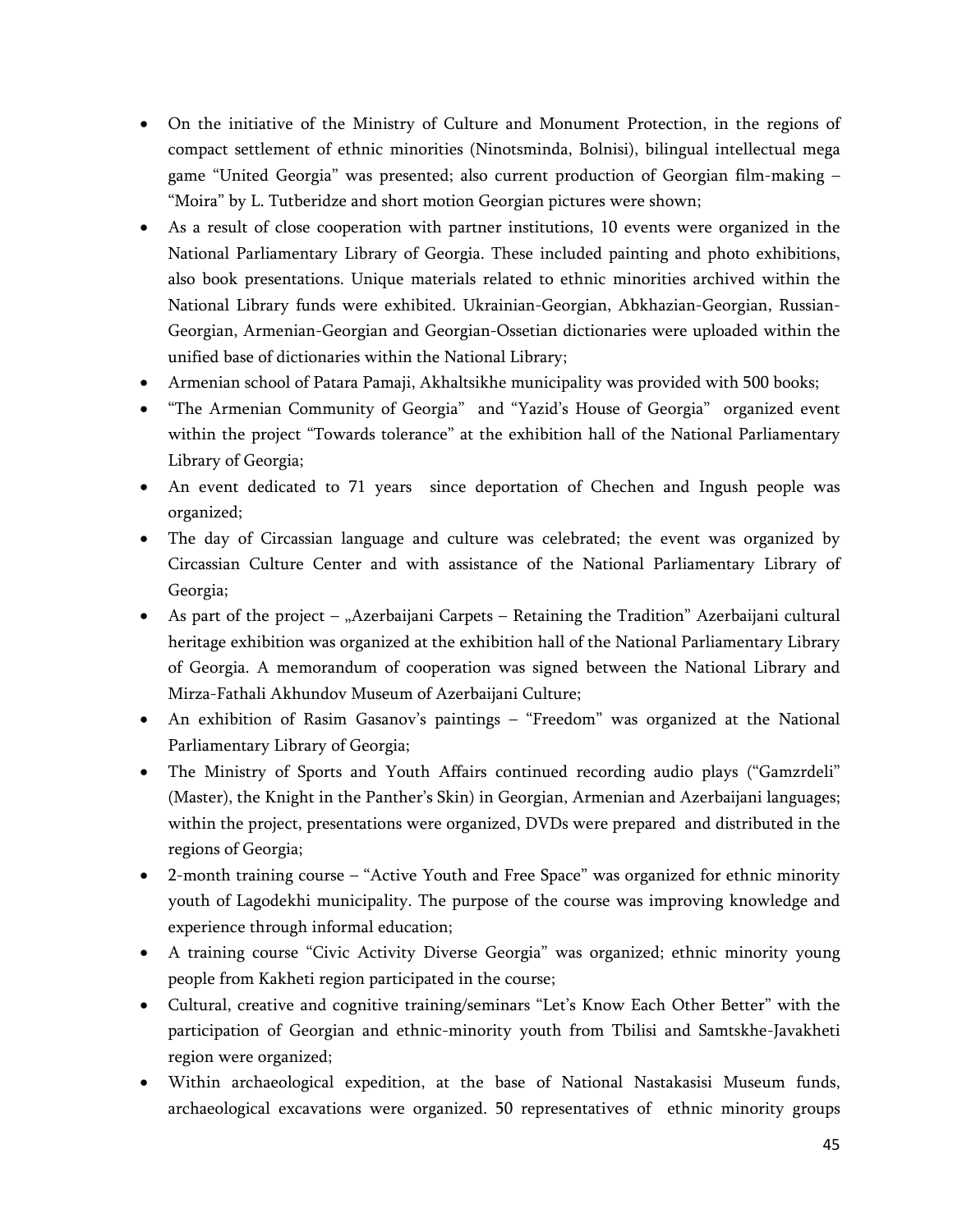- On the initiative of the Ministry of Culture and Monument Protection, in the regions of compact settlement of ethnic minorities (Ninotsminda, Bolnisi), bilingual intellectual mega game "United Georgia" was presented; also current production of Georgian film-making – "Moira" by L. Tutberidze and short motion Georgian pictures were shown;
- As a result of close cooperation with partner institutions, 10 events were organized in the National Parliamentary Library of Georgia. These included painting and photo exhibitions, also book presentations. Unique materials related to ethnic minorities archived within the National Library funds were exhibited. Ukrainian-Georgian, Abkhazian-Georgian, Russian-Georgian, Armenian-Georgian and Georgian-Ossetian dictionaries were uploaded within the unified base of dictionaries within the National Library;
- Armenian school of Patara Pamaji, Akhaltsikhe municipality was provided with 500 books;
- "The Armenian Community of Georgia" and "Yazid's House of Georgia" organized event within the project "Towards tolerance" at the exhibition hall of the National Parliamentary Library of Georgia;
- An event dedicated to 71 years since deportation of Chechen and Ingush people was organized;
- The day of Circassian language and culture was celebrated; the event was organized by Circassian Culture Center and with assistance of the National Parliamentary Library of Georgia;
- As part of the project – „Azerbaijani Carpets – Retaining the Tradition" Azerbaijani cultural heritage exhibition was organized at the exhibition hall of the National Parliamentary Library of Georgia. A memorandum of cooperation was signed between the National Library and Mirza-Fathali Akhundov Museum of Azerbaijani Culture;
- An exhibition of Rasim Gasanov's paintings – "Freedom" was organized at the National Parliamentary Library of Georgia;
- The Ministry of Sports and Youth Affairs continued recording audio plays ("Gamzrdeli" (Master), the Knight in the Panther's Skin) in Georgian, Armenian and Azerbaijani languages; within the project, presentations were organized, DVDs were prepared and distributed in the regions of Georgia;
- 2-month training course – "Active Youth and Free Space" was organized for ethnic minority youth of Lagodekhi municipality. The purpose of the course was improving knowledge and experience through informal education;
- A training course "Civic Activity Diverse Georgia" was organized; ethnic minority young people from Kakheti region participated in the course;
- Cultural, creative and cognitive training/seminars "Let's Know Each Other Better" with the participation of Georgian and ethnic-minority youth from Tbilisi and Samtskhe-Javakheti region were organized;
- Within archaeological expedition, at the base of National Nastakasisi Museum funds, archaeological excavations were organized. 50 representatives of ethnic minority groups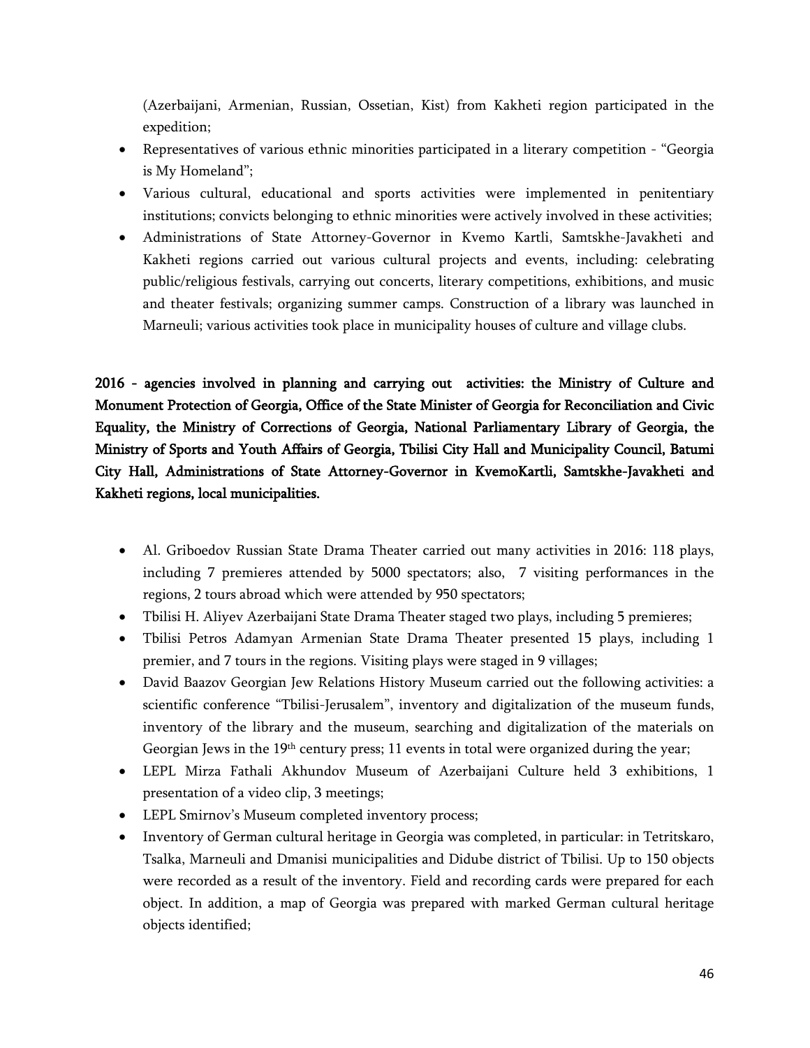(Azerbaijani, Armenian, Russian, Ossetian, Kist) from Kakheti region participated in the expedition;

- Representatives of various ethnic minorities participated in a literary competition - "Georgia is My Homeland";
- Various cultural, educational and sports activities were implemented in penitentiary institutions; convicts belonging to ethnic minorities were actively involved in these activities;
- Administrations of State Attorney-Governor in Kvemo Kartli, Samtskhe-Javakheti and Kakheti regions carried out various cultural projects and events, including: celebrating public/religious festivals, carrying out concerts, literary competitions, exhibitions, and music and theater festivals; organizing summer camps. Construction of a library was launched in Marneuli; various activities took place in municipality houses of culture and village clubs.

**2016 - agencies involved in planning and carrying out activities: the Ministry of Culture and Monument Protection of Georgia, Office of the State Minister of Georgia for Reconciliation and Civic Equality, the Ministry of Corrections of Georgia, National Parliamentary Library of Georgia, the Ministry of Sports and Youth Affairs of Georgia, Tbilisi City Hall and Municipality Council, Batumi City Hall, Administrations of State Attorney-Governor in KvemoKartli, Samtskhe-Javakheti and Kakheti regions, local municipalities.**

- Al. Griboedov Russian State Drama Theater carried out many activities in 2016: 118 plays, including 7 premieres attended by 5000 spectators; also, 7 visiting performances in the regions, 2 tours abroad which were attended by 950 spectators;
- Tbilisi H. Aliyev Azerbaijani State Drama Theater staged two plays, including 5 premieres;
- Tbilisi Petros Adamyan Armenian State Drama Theater presented 15 plays, including 1 premier, and 7 tours in the regions. Visiting plays were staged in 9 villages;
- David Baazov Georgian Jew Relations History Museum carried out the following activities: a scientific conference "Tbilisi-Jerusalem", inventory and digitalization of the museum funds, inventory of the library and the museum, searching and digitalization of the materials on Georgian Jews in the 19th century press; 11 events in total were organized during the year;
- LEPL Mirza Fathali Akhundov Museum of Azerbaijani Culture held 3 exhibitions, 1 presentation of a video clip, 3 meetings;
- LEPL Smirnov's Museum completed inventory process;
- Inventory of German cultural heritage in Georgia was completed, in particular: in Tetritskaro, Tsalka, Marneuli and Dmanisi municipalities and Didube district of Tbilisi. Up to 150 objects were recorded as a result of the inventory. Field and recording cards were prepared for each object. In addition, a map of Georgia was prepared with marked German cultural heritage objects identified;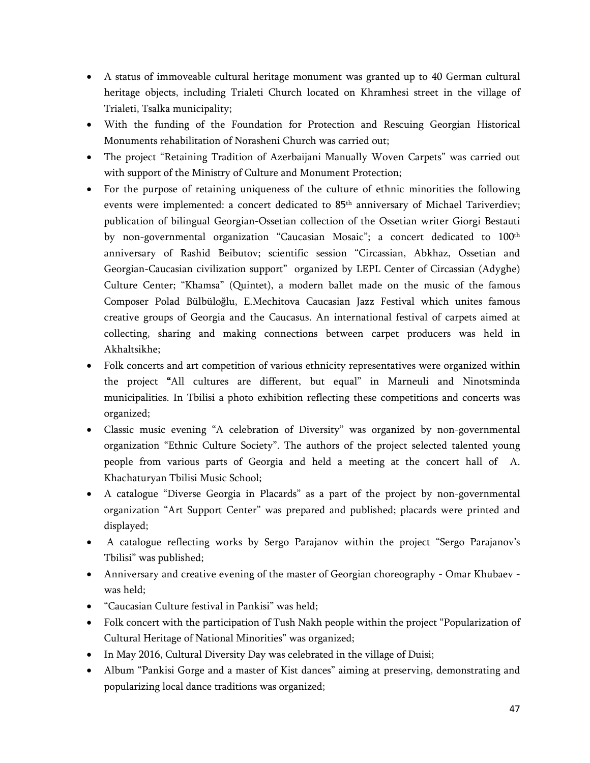- A status of immoveable cultural heritage monument was granted up to 40 German cultural heritage objects, including Trialeti Church located on Khramhesi street in the village of Trialeti, Tsalka municipality;
- With the funding of the Foundation for Protection and Rescuing Georgian Historical Monuments rehabilitation of Norasheni Church was carried out;
- The project "Retaining Tradition of Azerbaijani Manually Woven Carpets" was carried out with support of the Ministry of Culture and Monument Protection;
- For the purpose of retaining uniqueness of the culture of ethnic minorities the following events were implemented: a concert dedicated to 85th anniversary of Michael Tariverdiev; publication of bilingual Georgian-Ossetian collection of the Ossetian writer Giorgi Bestauti by non-governmental organization "Caucasian Mosaic"; a concert dedicated to 100th anniversary of Rashid Beibutov; scientific session "Circassian, Abkhaz, Ossetian and Georgian-Caucasian civilization support" organized by LEPL Center of Circassian (Adyghe) Culture Center; "Khamsa" (Quintet), a modern ballet made on the music of the famous Composer Polad Bülbüloğlu, E.Mechitova Caucasian Jazz Festival which unites famous creative groups of Georgia and the Caucasus. An international festival of carpets aimed at collecting, sharing and making connections between carpet producers was held in Akhaltsikhe;
- Folk concerts and art competition of various ethnicity representatives were organized within the project "All cultures are different, but equal" in Marneuli and Ninotsminda municipalities. In Tbilisi a photo exhibition reflecting these competitions and concerts was organized;
- Classic music evening "A celebration of Diversity" was organized by non-governmental organization "Ethnic Culture Society". The authors of the project selected talented young people from various parts of Georgia and held a meeting at the concert hall of A. Khachaturyan Tbilisi Music School;
- A catalogue "Diverse Georgia in Placards" as a part of the project by non-governmental organization "Art Support Center" was prepared and published; placards were printed and displayed;
- A catalogue reflecting works by Sergo Parajanov within the project "Sergo Parajanov's Tbilisi" was published;
- Anniversary and creative evening of the master of Georgian choreography - Omar Khubaev - was held;
- "Caucasian Culture festival in Pankisi" was held;
- Folk concert with the participation of Tush Nakh people within the project "Popularization of Cultural Heritage of National Minorities" was organized;
- In May 2016, Cultural Diversity Day was celebrated in the village of Duisi;
- Album "Pankisi Gorge and a master of Kist dances" aiming at preserving, demonstrating and popularizing local dance traditions was organized;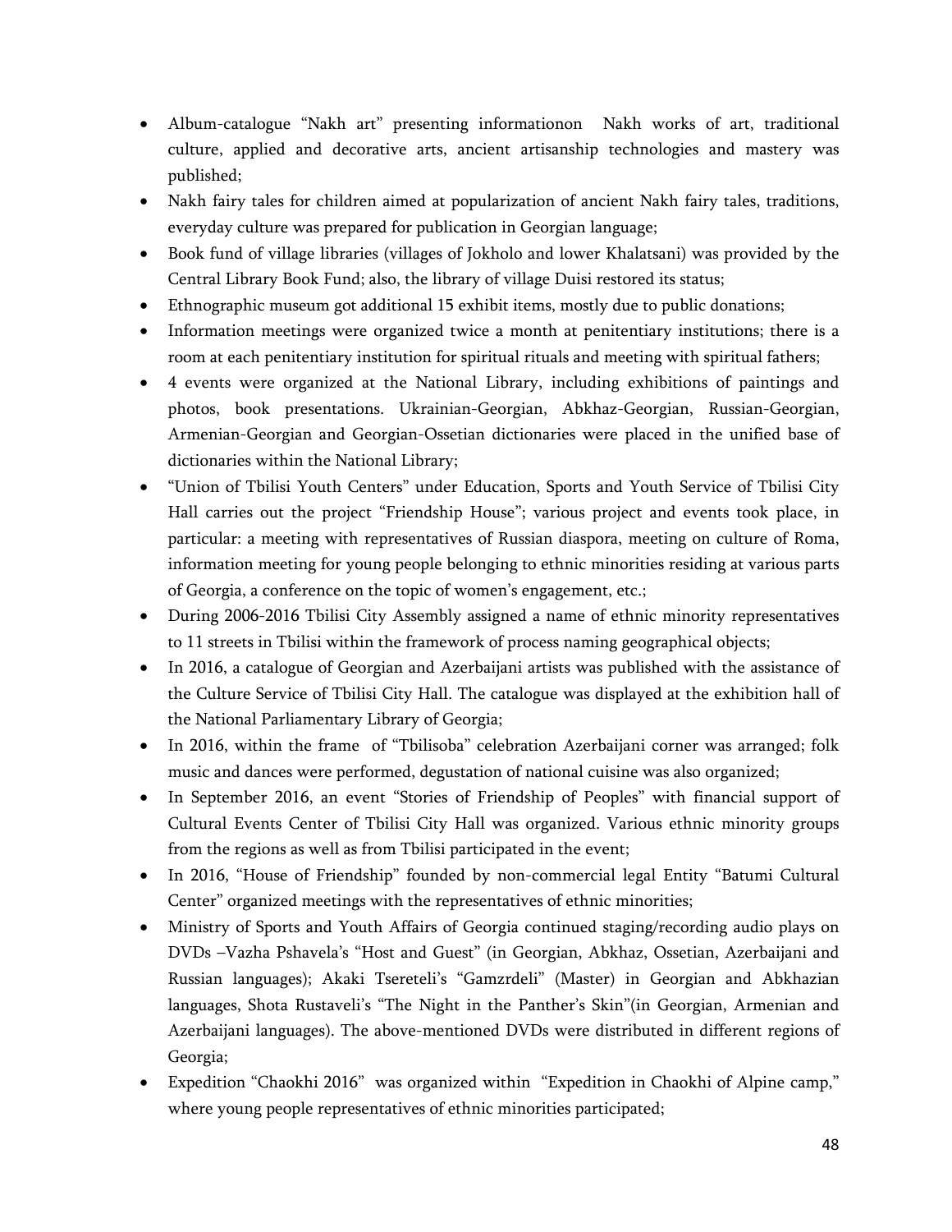- Album-catalogue "Nakh art" presenting informationon Nakh works of art, traditional culture, applied and decorative arts, ancient artisanship technologies and mastery was published;
- Nakh fairy tales for children aimed at popularization of ancient Nakh fairy tales, traditions, everyday culture was prepared for publication in Georgian language;
- Book fund of village libraries (villages of Jokholo and lower Khalatsani) was provided by the Central Library Book Fund; also, the library of village Duisi restored its status;
- Ethnographic museum got additional 15 exhibit items, mostly due to public donations;
- Information meetings were organized twice a month at penitentiary institutions; there is a room at each penitentiary institution for spiritual rituals and meeting with spiritual fathers;
- 4 events were organized at the National Library, including exhibitions of paintings and photos, book presentations. Ukrainian-Georgian, Abkhaz-Georgian, Russian-Georgian, Armenian-Georgian and Georgian-Ossetian dictionaries were placed in the unified base of dictionaries within the National Library;
- "Union of Tbilisi Youth Centers" under Education, Sports and Youth Service of Tbilisi City Hall carries out the project "Friendship House"; various project and events took place, in particular: a meeting with representatives of Russian diaspora, meeting on culture of Roma, information meeting for young people belonging to ethnic minorities residing at various parts of Georgia, a conference on the topic of women's engagement, etc.;
- During 2006-2016 Tbilisi City Assembly assigned a name of ethnic minority representatives to 11 streets in Tbilisi within the framework of process naming geographical objects;
- In 2016, a catalogue of Georgian and Azerbaijani artists was published with the assistance of the Culture Service of Tbilisi City Hall. The catalogue was displayed at the exhibition hall of the National Parliamentary Library of Georgia;
- In 2016, within the frame of "Tbilisoba" celebration Azerbaijani corner was arranged; folk music and dances were performed, degustation of national cuisine was also organized;
- In September 2016, an event "Stories of Friendship of Peoples" with financial support of Cultural Events Center of Tbilisi City Hall was organized. Various ethnic minority groups from the regions as well as from Tbilisi participated in the event;
- In 2016, "House of Friendship" founded by non-commercial legal Entity "Batumi Cultural Center" organized meetings with the representatives of ethnic minorities;
- Ministry of Sports and Youth Affairs of Georgia continued staging/recording audio plays on DVDs –Vazha Pshavela's "Host and Guest" (in Georgian, Abkhaz, Ossetian, Azerbaijani and Russian languages); Akaki Tsereteli's "Gamzrdeli" (Master) in Georgian and Abkhazian languages, Shota Rustaveli's "The Night in the Panther's Skin"(in Georgian, Armenian and Azerbaijani languages). The above-mentioned DVDs were distributed in different regions of Georgia;
- Expedition "Chaokhi 2016" was organized within "Expedition in Chaokhi of Alpine camp," where young people representatives of ethnic minorities participated;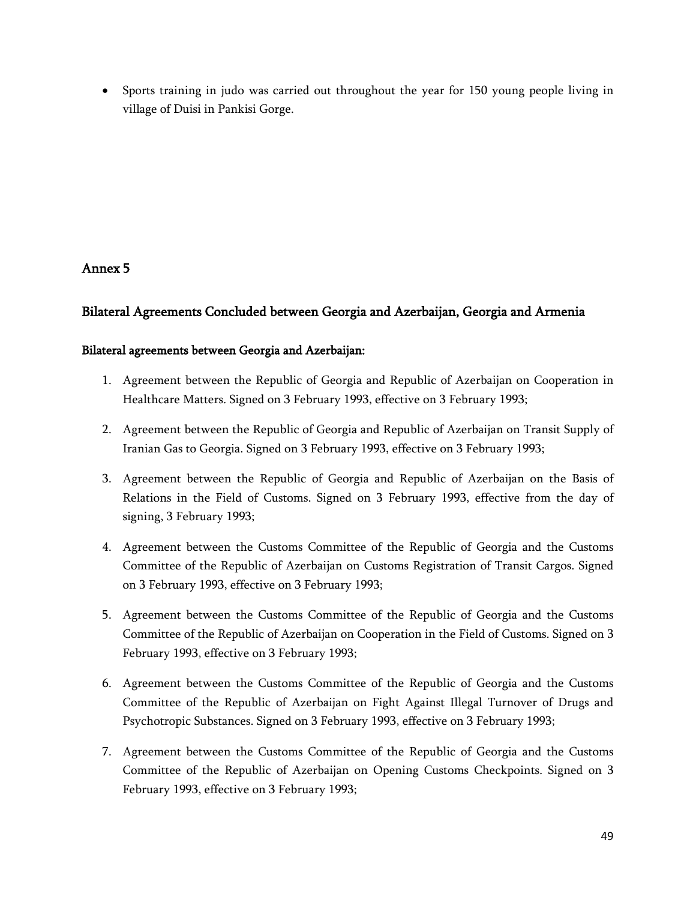- Sports training in judo was carried out throughout the year for 150 young people living in village of Duisi in Pankisi Gorge.

## Annex 5

## Bilateral Agreements Concluded between Georgia and Azerbaijan, Georgia and Armenia

### Bilateral agreements between Georgia and Azerbaijan:

1. Agreement between the Republic of Georgia and Republic of Azerbaijan on Cooperation in Healthcare Matters. Signed on 3 February 1993, effective on 3 February 1993;

2. Agreement between the Republic of Georgia and Republic of Azerbaijan on Transit Supply of Iranian Gas to Georgia. Signed on 3 February 1993, effective on 3 February 1993;

3. Agreement between the Republic of Georgia and Republic of Azerbaijan on the Basis of Relations in the Field of Customs. Signed on 3 February 1993, effective from the day of signing, 3 February 1993;

4. Agreement between the Customs Committee of the Republic of Georgia and the Customs Committee of the Republic of Azerbaijan on Customs Registration of Transit Cargos. Signed on 3 February 1993, effective on 3 February 1993;

5. Agreement between the Customs Committee of the Republic of Georgia and the Customs Committee of the Republic of Azerbaijan on Cooperation in the Field of Customs. Signed on 3 February 1993, effective on 3 February 1993;

6. Agreement between the Customs Committee of the Republic of Georgia and the Customs Committee of the Republic of Azerbaijan on Fight Against Illegal Turnover of Drugs and Psychotropic Substances. Signed on 3 February 1993, effective on 3 February 1993;

7. Agreement between the Customs Committee of the Republic of Georgia and the Customs Committee of the Republic of Azerbaijan on Opening Customs Checkpoints. Signed on 3 February 1993, effective on 3 February 1993;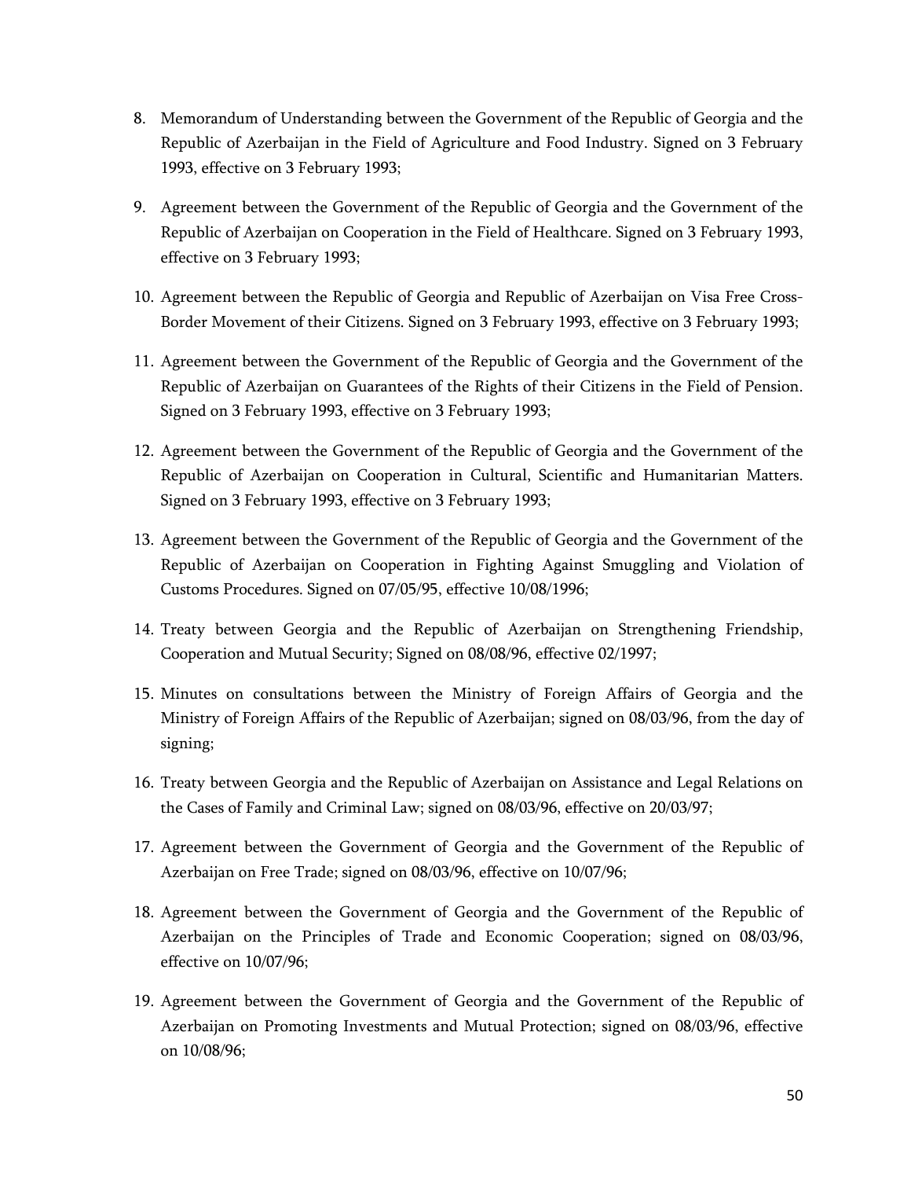8. Memorandum of Understanding between the Government of the Republic of Georgia and the Republic of Azerbaijan in the Field of Agriculture and Food Industry. Signed on 3 February 1993, effective on 3 February 1993;
9. Agreement between the Government of the Republic of Georgia and the Government of the Republic of Azerbaijan on Cooperation in the Field of Healthcare. Signed on 3 February 1993, effective on 3 February 1993;
10. Agreement between the Republic of Georgia and Republic of Azerbaijan on Visa Free Cross-Border Movement of their Citizens. Signed on 3 February 1993, effective on 3 February 1993;
11. Agreement between the Government of the Republic of Georgia and the Government of the Republic of Azerbaijan on Guarantees of the Rights of their Citizens in the Field of Pension. Signed on 3 February 1993, effective on 3 February 1993;
12. Agreement between the Government of the Republic of Georgia and the Government of the Republic of Azerbaijan on Cooperation in Cultural, Scientific and Humanitarian Matters. Signed on 3 February 1993, effective on 3 February 1993;
13. Agreement between the Government of the Republic of Georgia and the Government of the Republic of Azerbaijan on Cooperation in Fighting Against Smuggling and Violation of Customs Procedures. Signed on 07/05/95, effective 10/08/1996;
14. Treaty between Georgia and the Republic of Azerbaijan on Strengthening Friendship, Cooperation and Mutual Security; Signed on 08/08/96, effective 02/1997;
15. Minutes on consultations between the Ministry of Foreign Affairs of Georgia and the Ministry of Foreign Affairs of the Republic of Azerbaijan; signed on 08/03/96, from the day of signing;
16. Treaty between Georgia and the Republic of Azerbaijan on Assistance and Legal Relations on the Cases of Family and Criminal Law; signed on 08/03/96, effective on 20/03/97;
17. Agreement between the Government of Georgia and the Government of the Republic of Azerbaijan on Free Trade; signed on 08/03/96, effective on 10/07/96;
18. Agreement between the Government of Georgia and the Government of the Republic of Azerbaijan on the Principles of Trade and Economic Cooperation; signed on 08/03/96, effective on 10/07/96;
19. Agreement between the Government of Georgia and the Government of the Republic of Azerbaijan on Promoting Investments and Mutual Protection; signed on 08/03/96, effective on 10/08/96;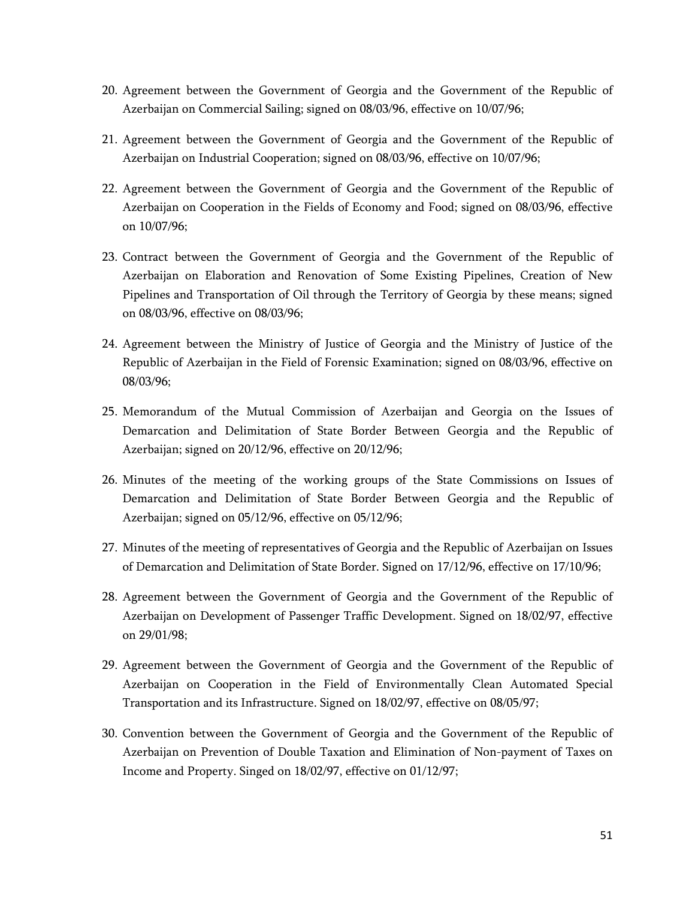20. Agreement between the Government of Georgia and the Government of the Republic of Azerbaijan on Commercial Sailing; signed on 08/03/96, effective on 10/07/96;

21. Agreement between the Government of Georgia and the Government of the Republic of Azerbaijan on Industrial Cooperation; signed on 08/03/96, effective on 10/07/96;

22. Agreement between the Government of Georgia and the Government of the Republic of Azerbaijan on Cooperation in the Fields of Economy and Food; signed on 08/03/96, effective on 10/07/96;

23. Contract between the Government of Georgia and the Government of the Republic of Azerbaijan on Elaboration and Renovation of Some Existing Pipelines, Creation of New Pipelines and Transportation of Oil through the Territory of Georgia by these means; signed on 08/03/96, effective on 08/03/96;

24. Agreement between the Ministry of Justice of Georgia and the Ministry of Justice of the Republic of Azerbaijan in the Field of Forensic Examination; signed on 08/03/96, effective on 08/03/96;

25. Memorandum of the Mutual Commission of Azerbaijan and Georgia on the Issues of Demarcation and Delimitation of State Border Between Georgia and the Republic of Azerbaijan; signed on 20/12/96, effective on 20/12/96;

26. Minutes of the meeting of the working groups of the State Commissions on Issues of Demarcation and Delimitation of State Border Between Georgia and the Republic of Azerbaijan; signed on 05/12/96, effective on 05/12/96;

27. Minutes of the meeting of representatives of Georgia and the Republic of Azerbaijan on Issues of Demarcation and Delimitation of State Border. Signed on 17/12/96, effective on 17/10/96;

28. Agreement between the Government of Georgia and the Government of the Republic of Azerbaijan on Development of Passenger Traffic Development. Signed on 18/02/97, effective on 29/01/98;

29. Agreement between the Government of Georgia and the Government of the Republic of Azerbaijan on Cooperation in the Field of Environmentally Clean Automated Special Transportation and its Infrastructure. Signed on 18/02/97, effective on 08/05/97;

30. Convention between the Government of Georgia and the Government of the Republic of Azerbaijan on Prevention of Double Taxation and Elimination of Non-payment of Taxes on Income and Property. Singed on 18/02/97, effective on 01/12/97;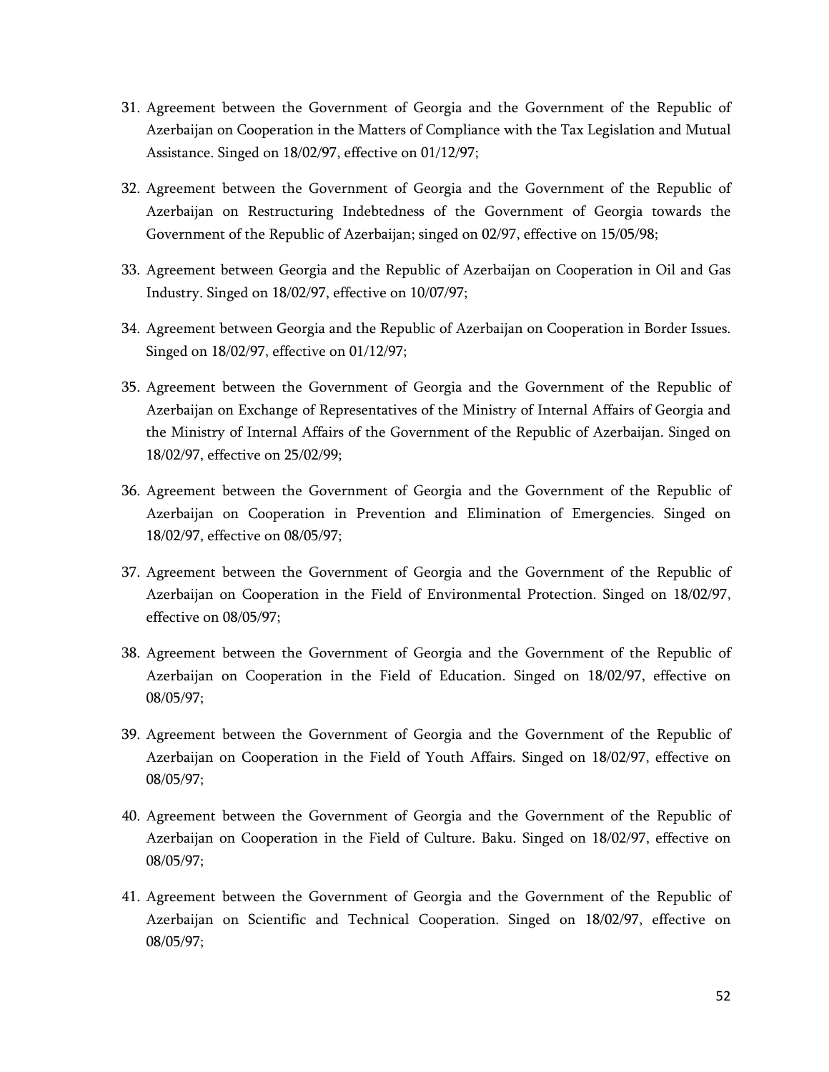31. Agreement between the Government of Georgia and the Government of the Republic of Azerbaijan on Cooperation in the Matters of Compliance with the Tax Legislation and Mutual Assistance. Singed on 18/02/97, effective on 01/12/97;

32. Agreement between the Government of Georgia and the Government of the Republic of Azerbaijan on Restructuring Indebtedness of the Government of Georgia towards the Government of the Republic of Azerbaijan; singed on 02/97, effective on 15/05/98;

33. Agreement between Georgia and the Republic of Azerbaijan on Cooperation in Oil and Gas Industry. Singed on 18/02/97, effective on 10/07/97;

34. Agreement between Georgia and the Republic of Azerbaijan on Cooperation in Border Issues. Singed on 18/02/97, effective on 01/12/97;

35. Agreement between the Government of Georgia and the Government of the Republic of Azerbaijan on Exchange of Representatives of the Ministry of Internal Affairs of Georgia and the Ministry of Internal Affairs of the Government of the Republic of Azerbaijan. Singed on 18/02/97, effective on 25/02/99;

36. Agreement between the Government of Georgia and the Government of the Republic of Azerbaijan on Cooperation in Prevention and Elimination of Emergencies. Singed on 18/02/97, effective on 08/05/97;

37. Agreement between the Government of Georgia and the Government of the Republic of Azerbaijan on Cooperation in the Field of Environmental Protection. Singed on 18/02/97, effective on 08/05/97;

38. Agreement between the Government of Georgia and the Government of the Republic of Azerbaijan on Cooperation in the Field of Education. Singed on 18/02/97, effective on 08/05/97;

39. Agreement between the Government of Georgia and the Government of the Republic of Azerbaijan on Cooperation in the Field of Youth Affairs. Singed on 18/02/97, effective on 08/05/97;

40. Agreement between the Government of Georgia and the Government of the Republic of Azerbaijan on Cooperation in the Field of Culture. Baku. Singed on 18/02/97, effective on 08/05/97;

41. Agreement between the Government of Georgia and the Government of the Republic of Azerbaijan on Scientific and Technical Cooperation. Singed on 18/02/97, effective on 08/05/97;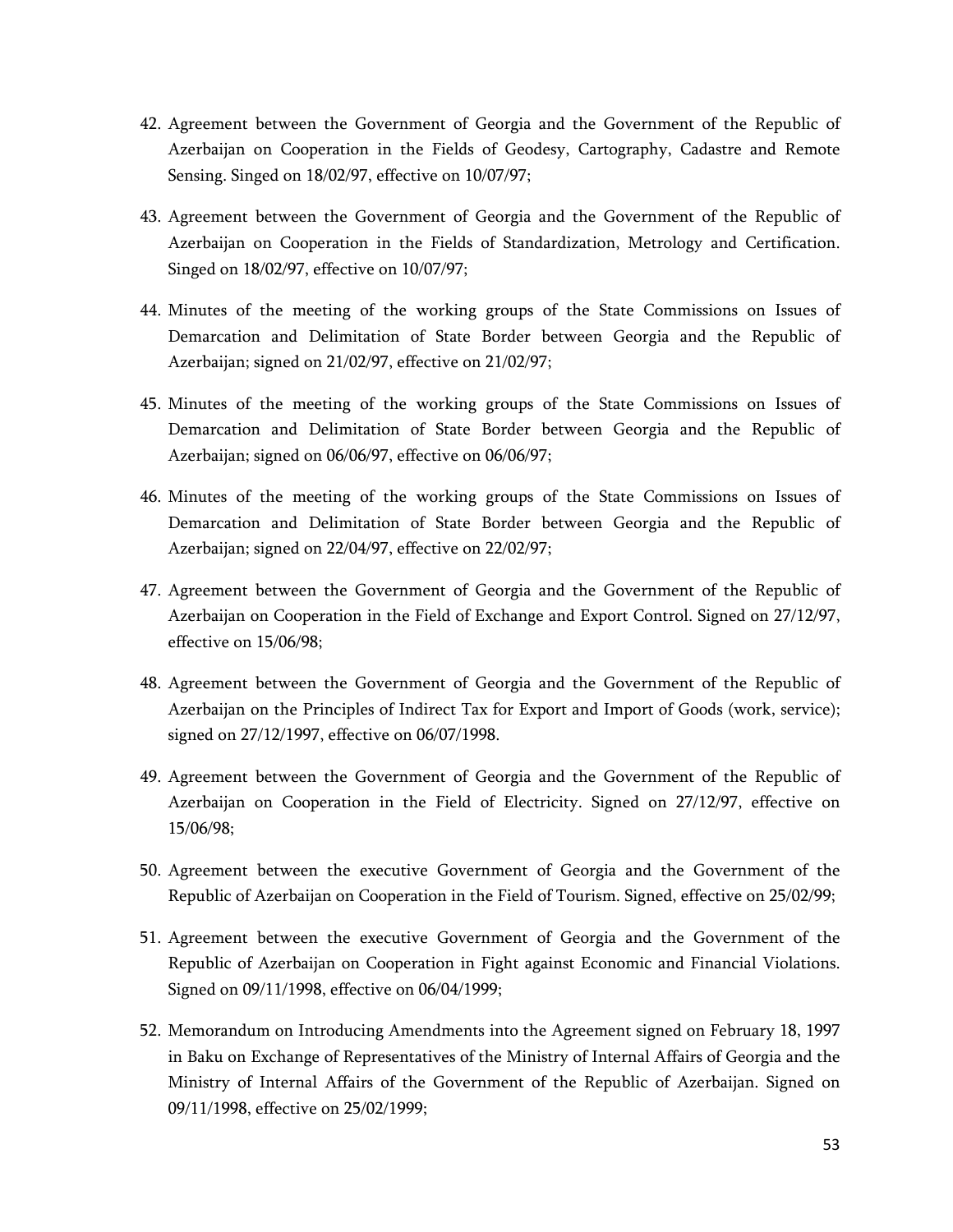42. Agreement between the Government of Georgia and the Government of the Republic of Azerbaijan on Cooperation in the Fields of Geodesy, Cartography, Cadastre and Remote Sensing. Singed on 18/02/97, effective on 10/07/97;

43. Agreement between the Government of Georgia and the Government of the Republic of Azerbaijan on Cooperation in the Fields of Standardization, Metrology and Certification. Singed on 18/02/97, effective on 10/07/97;

44. Minutes of the meeting of the working groups of the State Commissions on Issues of Demarcation and Delimitation of State Border between Georgia and the Republic of Azerbaijan; signed on 21/02/97, effective on 21/02/97;

45. Minutes of the meeting of the working groups of the State Commissions on Issues of Demarcation and Delimitation of State Border between Georgia and the Republic of Azerbaijan; signed on 06/06/97, effective on 06/06/97;

46. Minutes of the meeting of the working groups of the State Commissions on Issues of Demarcation and Delimitation of State Border between Georgia and the Republic of Azerbaijan; signed on 22/04/97, effective on 22/02/97;

47. Agreement between the Government of Georgia and the Government of the Republic of Azerbaijan on Cooperation in the Field of Exchange and Export Control. Signed on 27/12/97, effective on 15/06/98;

48. Agreement between the Government of Georgia and the Government of the Republic of Azerbaijan on the Principles of Indirect Tax for Export and Import of Goods (work, service); signed on 27/12/1997, effective on 06/07/1998.

49. Agreement between the Government of Georgia and the Government of the Republic of Azerbaijan on Cooperation in the Field of Electricity. Signed on 27/12/97, effective on 15/06/98;

50. Agreement between the executive Government of Georgia and the Government of the Republic of Azerbaijan on Cooperation in the Field of Tourism. Signed, effective on 25/02/99;

51. Agreement between the executive Government of Georgia and the Government of the Republic of Azerbaijan on Cooperation in Fight against Economic and Financial Violations. Signed on 09/11/1998, effective on 06/04/1999;

52. Memorandum on Introducing Amendments into the Agreement signed on February 18, 1997 in Baku on Exchange of Representatives of the Ministry of Internal Affairs of Georgia and the Ministry of Internal Affairs of the Government of the Republic of Azerbaijan. Signed on 09/11/1998, effective on 25/02/1999;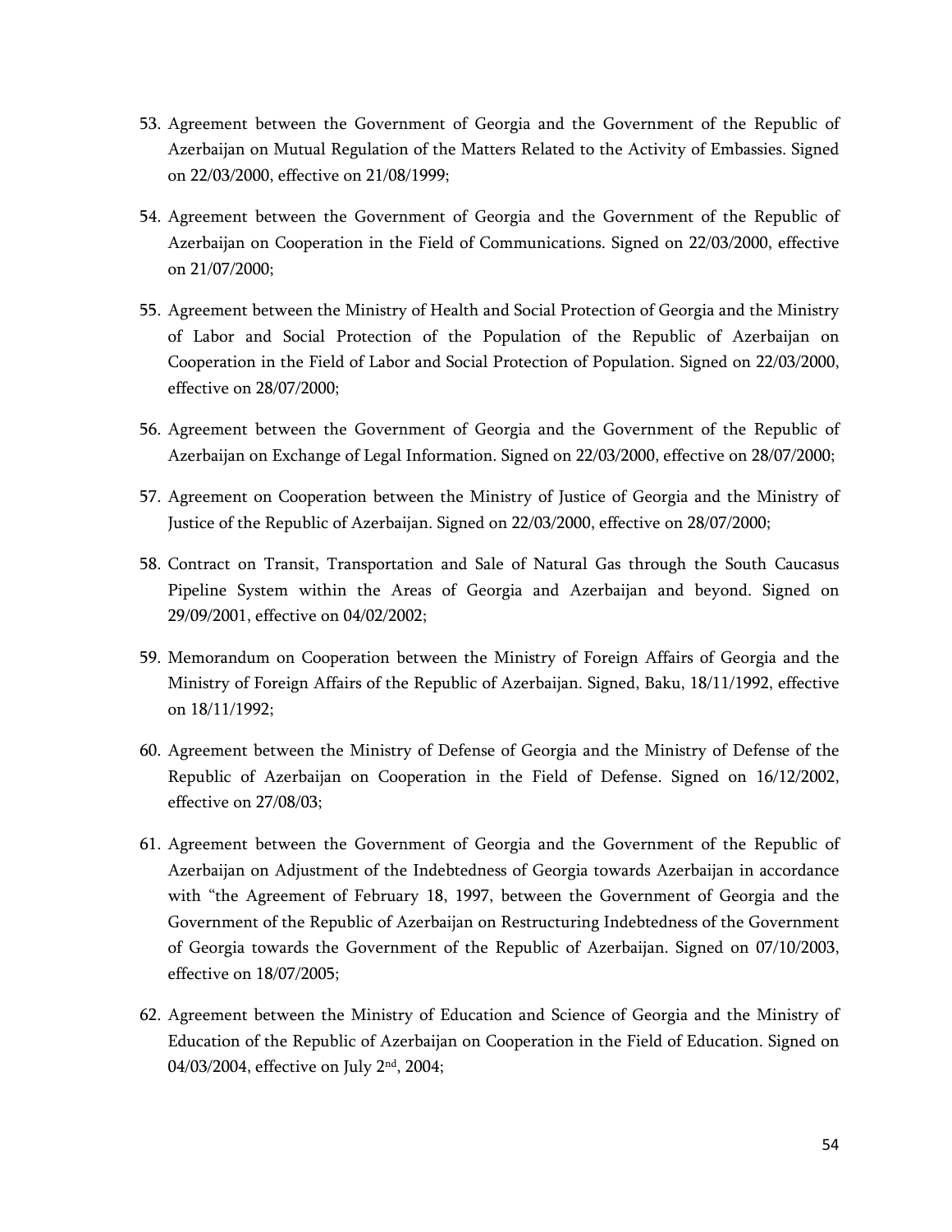53. Agreement between the Government of Georgia and the Government of the Republic of Azerbaijan on Mutual Regulation of the Matters Related to the Activity of Embassies. Signed on 22/03/2000, effective on 21/08/1999;

54. Agreement between the Government of Georgia and the Government of the Republic of Azerbaijan on Cooperation in the Field of Communications. Signed on 22/03/2000, effective on 21/07/2000;

55. Agreement between the Ministry of Health and Social Protection of Georgia and the Ministry of Labor and Social Protection of the Population of the Republic of Azerbaijan on Cooperation in the Field of Labor and Social Protection of Population. Signed on 22/03/2000, effective on 28/07/2000;

56. Agreement between the Government of Georgia and the Government of the Republic of Azerbaijan on Exchange of Legal Information. Signed on 22/03/2000, effective on 28/07/2000;

57. Agreement on Cooperation between the Ministry of Justice of Georgia and the Ministry of Justice of the Republic of Azerbaijan. Signed on 22/03/2000, effective on 28/07/2000;

58. Contract on Transit, Transportation and Sale of Natural Gas through the South Caucasus Pipeline System within the Areas of Georgia and Azerbaijan and beyond. Signed on 29/09/2001, effective on 04/02/2002;

59. Memorandum on Cooperation between the Ministry of Foreign Affairs of Georgia and the Ministry of Foreign Affairs of the Republic of Azerbaijan. Signed, Baku, 18/11/1992, effective on 18/11/1992;

60. Agreement between the Ministry of Defense of Georgia and the Ministry of Defense of the Republic of Azerbaijan on Cooperation in the Field of Defense. Signed on 16/12/2002, effective on 27/08/03;

61. Agreement between the Government of Georgia and the Government of the Republic of Azerbaijan on Adjustment of the Indebtedness of Georgia towards Azerbaijan in accordance with "the Agreement of February 18, 1997, between the Government of Georgia and the Government of the Republic of Azerbaijan on Restructuring Indebtedness of the Government of Georgia towards the Government of the Republic of Azerbaijan. Signed on 07/10/2003, effective on 18/07/2005;

62. Agreement between the Ministry of Education and Science of Georgia and the Ministry of Education of the Republic of Azerbaijan on Cooperation in the Field of Education. Signed on 04/03/2004, effective on July 2nd, 2004;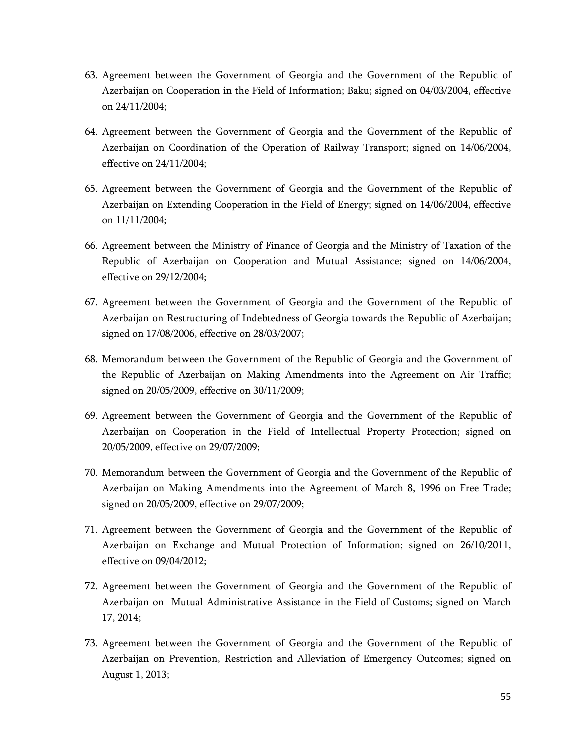63. Agreement between the Government of Georgia and the Government of the Republic of Azerbaijan on Cooperation in the Field of Information; Baku; signed on 04/03/2004, effective on 24/11/2004;

64. Agreement between the Government of Georgia and the Government of the Republic of Azerbaijan on Coordination of the Operation of Railway Transport; signed on 14/06/2004, effective on 24/11/2004;

65. Agreement between the Government of Georgia and the Government of the Republic of Azerbaijan on Extending Cooperation in the Field of Energy; signed on 14/06/2004, effective on 11/11/2004;

66. Agreement between the Ministry of Finance of Georgia and the Ministry of Taxation of the Republic of Azerbaijan on Cooperation and Mutual Assistance; signed on 14/06/2004, effective on 29/12/2004;

67. Agreement between the Government of Georgia and the Government of the Republic of Azerbaijan on Restructuring of Indebtedness of Georgia towards the Republic of Azerbaijan; signed on 17/08/2006, effective on 28/03/2007;

68. Memorandum between the Government of the Republic of Georgia and the Government of the Republic of Azerbaijan on Making Amendments into the Agreement on Air Traffic; signed on 20/05/2009, effective on 30/11/2009;

69. Agreement between the Government of Georgia and the Government of the Republic of Azerbaijan on Cooperation in the Field of Intellectual Property Protection; signed on 20/05/2009, effective on 29/07/2009;

70. Memorandum between the Government of Georgia and the Government of the Republic of Azerbaijan on Making Amendments into the Agreement of March 8, 1996 on Free Trade; signed on 20/05/2009, effective on 29/07/2009;

71. Agreement between the Government of Georgia and the Government of the Republic of Azerbaijan on Exchange and Mutual Protection of Information; signed on 26/10/2011, effective on 09/04/2012;

72. Agreement between the Government of Georgia and the Government of the Republic of Azerbaijan on Mutual Administrative Assistance in the Field of Customs; signed on March 17, 2014;

73. Agreement between the Government of Georgia and the Government of the Republic of Azerbaijan on Prevention, Restriction and Alleviation of Emergency Outcomes; signed on August 1, 2013;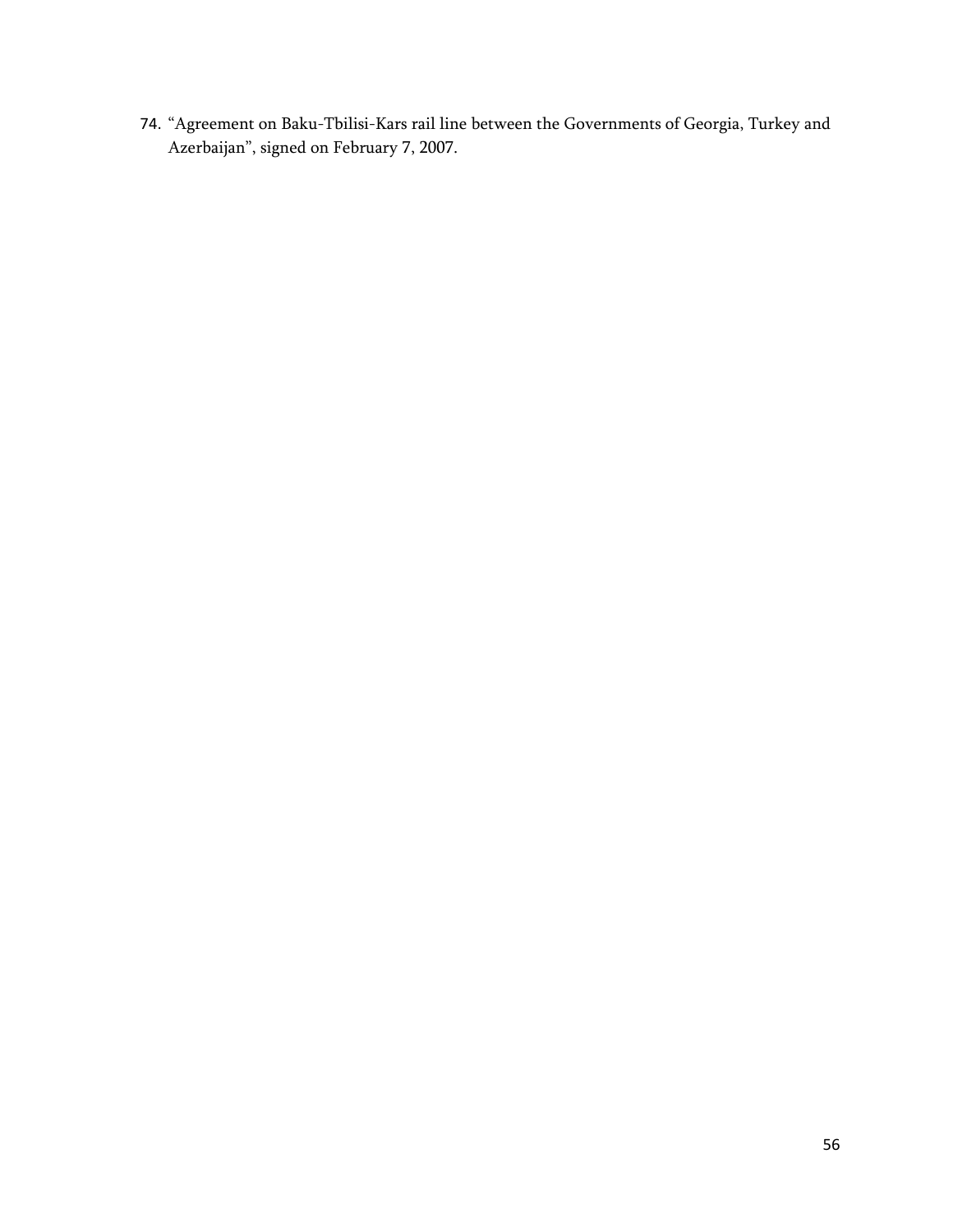74. "Agreement on Baku-Tbilisi-Kars rail line between the Governments of Georgia, Turkey and Azerbaijan", signed on February 7, 2007.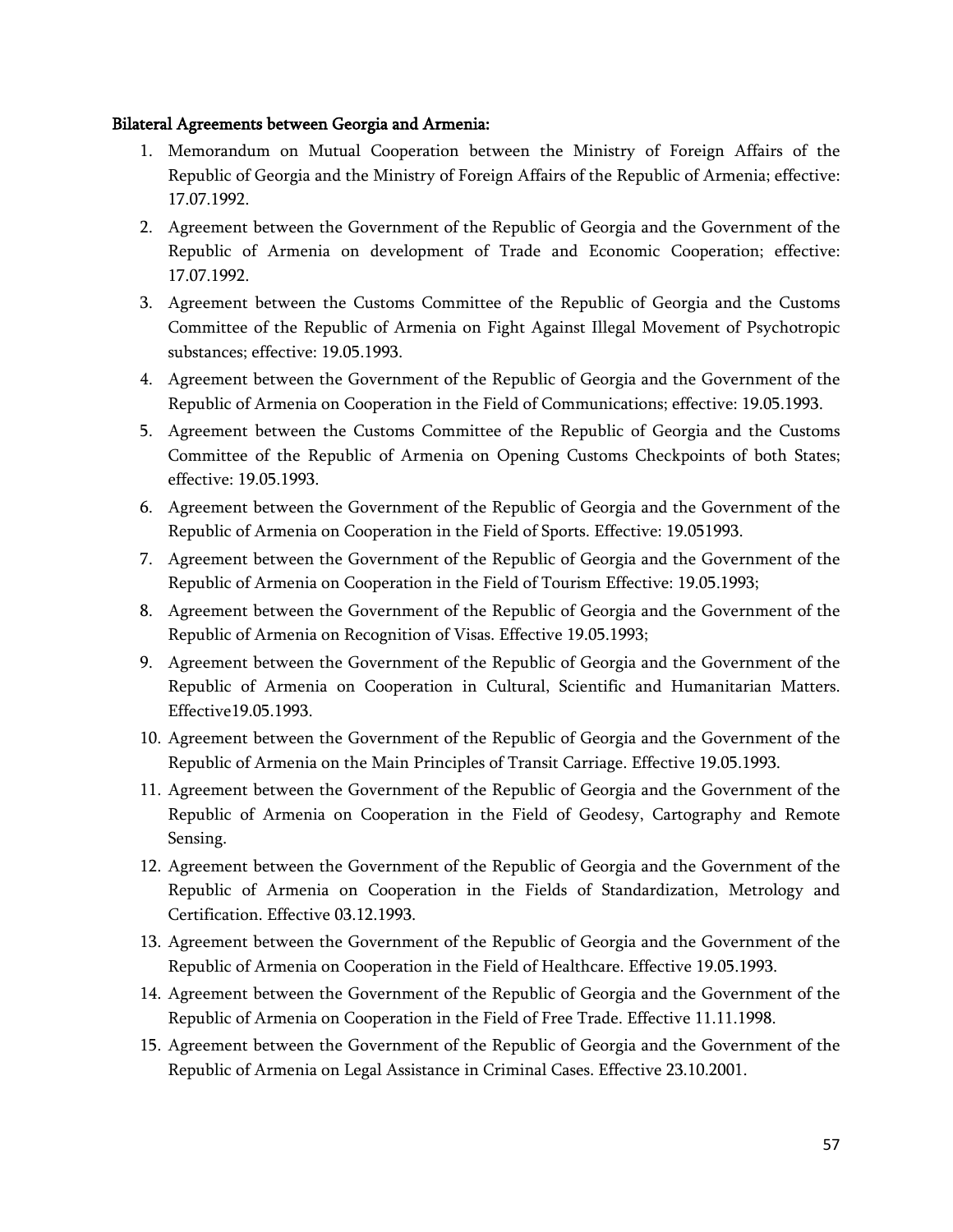**Bilateral Agreements between Georgia and Armenia:**

1. Memorandum on Mutual Cooperation between the Ministry of Foreign Affairs of the Republic of Georgia and the Ministry of Foreign Affairs of the Republic of Armenia; effective: 17.07.1992.
2. Agreement between the Government of the Republic of Georgia and the Government of the Republic of Armenia on development of Trade and Economic Cooperation; effective: 17.07.1992.
3. Agreement between the Customs Committee of the Republic of Georgia and the Customs Committee of the Republic of Armenia on Fight Against Illegal Movement of Psychotropic substances; effective: 19.05.1993.
4. Agreement between the Government of the Republic of Georgia and the Government of the Republic of Armenia on Cooperation in the Field of Communications; effective: 19.05.1993.
5. Agreement between the Customs Committee of the Republic of Georgia and the Customs Committee of the Republic of Armenia on Opening Customs Checkpoints of both States; effective: 19.05.1993.
6. Agreement between the Government of the Republic of Georgia and the Government of the Republic of Armenia on Cooperation in the Field of Sports. Effective: 19.051993.
7. Agreement between the Government of the Republic of Georgia and the Government of the Republic of Armenia on Cooperation in the Field of Tourism Effective: 19.05.1993;
8. Agreement between the Government of the Republic of Georgia and the Government of the Republic of Armenia on Recognition of Visas. Effective 19.05.1993;
9. Agreement between the Government of the Republic of Georgia and the Government of the Republic of Armenia on Cooperation in Cultural, Scientific and Humanitarian Matters. Effective19.05.1993.
10. Agreement between the Government of the Republic of Georgia and the Government of the Republic of Armenia on the Main Principles of Transit Carriage. Effective 19.05.1993.
11. Agreement between the Government of the Republic of Georgia and the Government of the Republic of Armenia on Cooperation in the Field of Geodesy, Cartography and Remote Sensing.
12. Agreement between the Government of the Republic of Georgia and the Government of the Republic of Armenia on Cooperation in the Fields of Standardization, Metrology and Certification. Effective 03.12.1993.
13. Agreement between the Government of the Republic of Georgia and the Government of the Republic of Armenia on Cooperation in the Field of Healthcare. Effective 19.05.1993.
14. Agreement between the Government of the Republic of Georgia and the Government of the Republic of Armenia on Cooperation in the Field of Free Trade. Effective 11.11.1998.
15. Agreement between the Government of the Republic of Georgia and the Government of the Republic of Armenia on Legal Assistance in Criminal Cases. Effective 23.10.2001.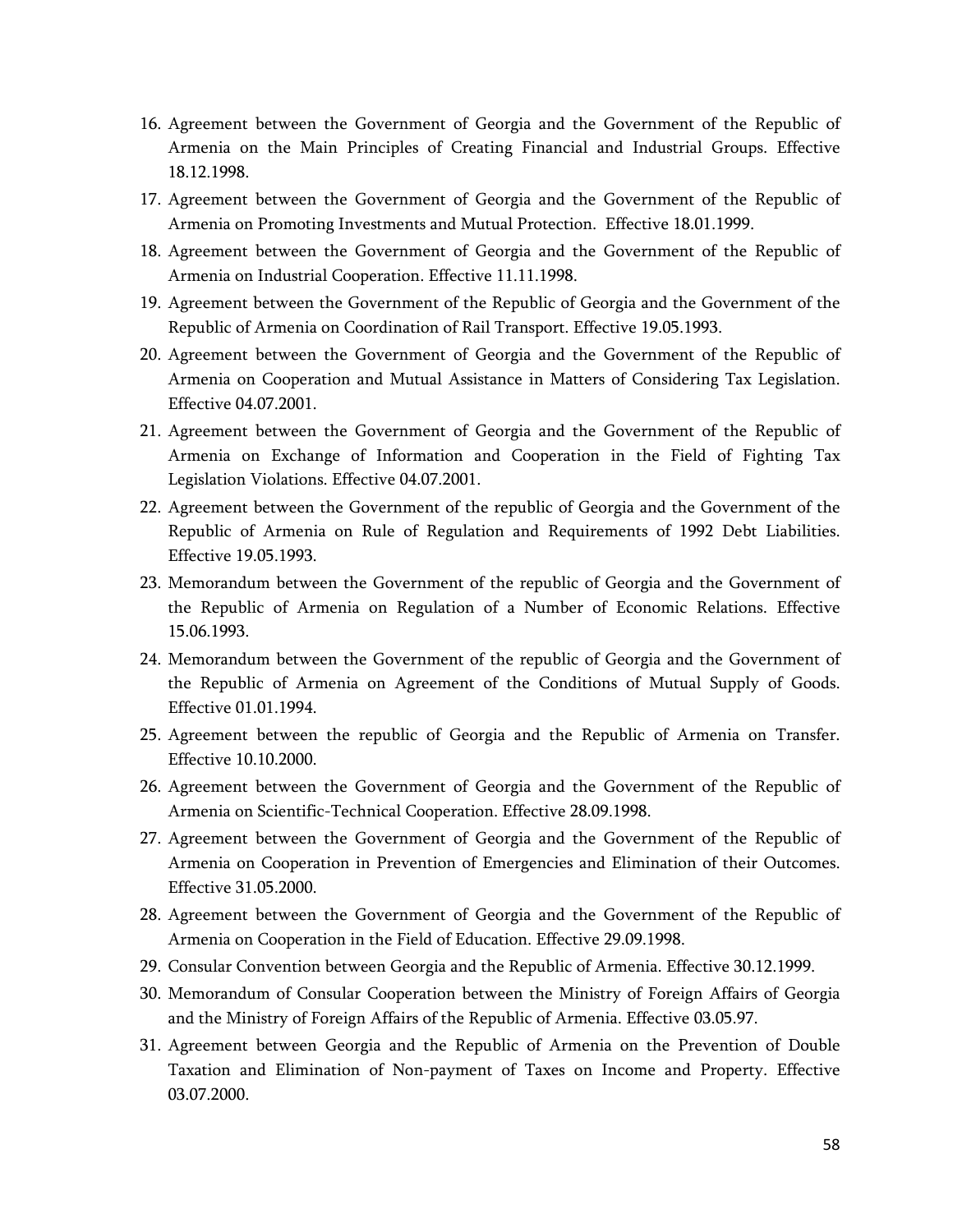16. Agreement between the Government of Georgia and the Government of the Republic of Armenia on the Main Principles of Creating Financial and Industrial Groups. Effective 18.12.1998.
17. Agreement between the Government of Georgia and the Government of the Republic of Armenia on Promoting Investments and Mutual Protection. Effective 18.01.1999.
18. Agreement between the Government of Georgia and the Government of the Republic of Armenia on Industrial Cooperation. Effective 11.11.1998.
19. Agreement between the Government of the Republic of Georgia and the Government of the Republic of Armenia on Coordination of Rail Transport. Effective 19.05.1993.
20. Agreement between the Government of Georgia and the Government of the Republic of Armenia on Cooperation and Mutual Assistance in Matters of Considering Tax Legislation. Effective 04.07.2001.
21. Agreement between the Government of Georgia and the Government of the Republic of Armenia on Exchange of Information and Cooperation in the Field of Fighting Tax Legislation Violations. Effective 04.07.2001.
22. Agreement between the Government of the republic of Georgia and the Government of the Republic of Armenia on Rule of Regulation and Requirements of 1992 Debt Liabilities. Effective 19.05.1993.
23. Memorandum between the Government of the republic of Georgia and the Government of the Republic of Armenia on Regulation of a Number of Economic Relations. Effective 15.06.1993.
24. Memorandum between the Government of the republic of Georgia and the Government of the Republic of Armenia on Agreement of the Conditions of Mutual Supply of Goods. Effective 01.01.1994.
25. Agreement between the republic of Georgia and the Republic of Armenia on Transfer. Effective 10.10.2000.
26. Agreement between the Government of Georgia and the Government of the Republic of Armenia on Scientific-Technical Cooperation. Effective 28.09.1998.
27. Agreement between the Government of Georgia and the Government of the Republic of Armenia on Cooperation in Prevention of Emergencies and Elimination of their Outcomes. Effective 31.05.2000.
28. Agreement between the Government of Georgia and the Government of the Republic of Armenia on Cooperation in the Field of Education. Effective 29.09.1998.
29. Consular Convention between Georgia and the Republic of Armenia. Effective 30.12.1999.
30. Memorandum of Consular Cooperation between the Ministry of Foreign Affairs of Georgia and the Ministry of Foreign Affairs of the Republic of Armenia. Effective 03.05.97.
31. Agreement between Georgia and the Republic of Armenia on the Prevention of Double Taxation and Elimination of Non-payment of Taxes on Income and Property. Effective 03.07.2000.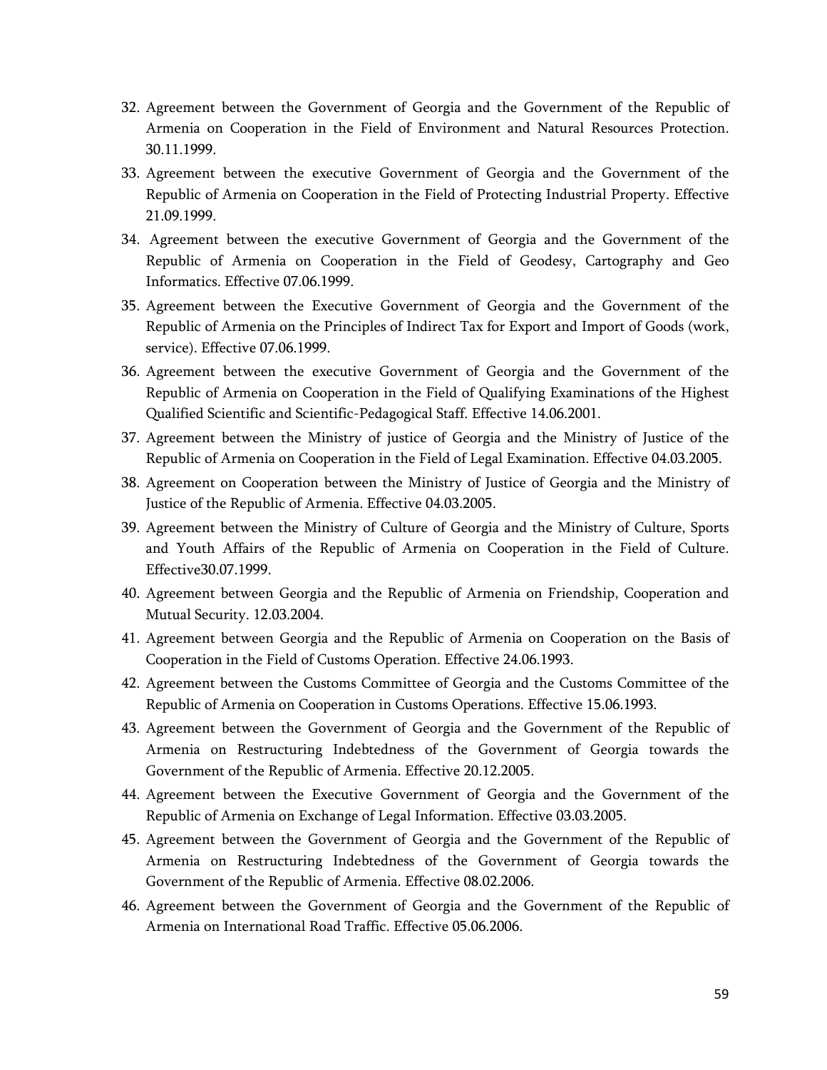32. Agreement between the Government of Georgia and the Government of the Republic of Armenia on Cooperation in the Field of Environment and Natural Resources Protection. 30.11.1999.
33. Agreement between the executive Government of Georgia and the Government of the Republic of Armenia on Cooperation in the Field of Protecting Industrial Property. Effective 21.09.1999.
34. Agreement between the executive Government of Georgia and the Government of the Republic of Armenia on Cooperation in the Field of Geodesy, Cartography and Geo Informatics. Effective 07.06.1999.
35. Agreement between the Executive Government of Georgia and the Government of the Republic of Armenia on the Principles of Indirect Tax for Export and Import of Goods (work, service). Effective 07.06.1999.
36. Agreement between the executive Government of Georgia and the Government of the Republic of Armenia on Cooperation in the Field of Qualifying Examinations of the Highest Qualified Scientific and Scientific-Pedagogical Staff. Effective 14.06.2001.
37. Agreement between the Ministry of justice of Georgia and the Ministry of Justice of the Republic of Armenia on Cooperation in the Field of Legal Examination. Effective 04.03.2005.
38. Agreement on Cooperation between the Ministry of Justice of Georgia and the Ministry of Justice of the Republic of Armenia. Effective 04.03.2005.
39. Agreement between the Ministry of Culture of Georgia and the Ministry of Culture, Sports and Youth Affairs of the Republic of Armenia on Cooperation in the Field of Culture. Effective30.07.1999.
40. Agreement between Georgia and the Republic of Armenia on Friendship, Cooperation and Mutual Security. 12.03.2004.
41. Agreement between Georgia and the Republic of Armenia on Cooperation on the Basis of Cooperation in the Field of Customs Operation. Effective 24.06.1993.
42. Agreement between the Customs Committee of Georgia and the Customs Committee of the Republic of Armenia on Cooperation in Customs Operations. Effective 15.06.1993.
43. Agreement between the Government of Georgia and the Government of the Republic of Armenia on Restructuring Indebtedness of the Government of Georgia towards the Government of the Republic of Armenia. Effective 20.12.2005.
44. Agreement between the Executive Government of Georgia and the Government of the Republic of Armenia on Exchange of Legal Information. Effective 03.03.2005.
45. Agreement between the Government of Georgia and the Government of the Republic of Armenia on Restructuring Indebtedness of the Government of Georgia towards the Government of the Republic of Armenia. Effective 08.02.2006.
46. Agreement between the Government of Georgia and the Government of the Republic of Armenia on International Road Traffic. Effective 05.06.2006.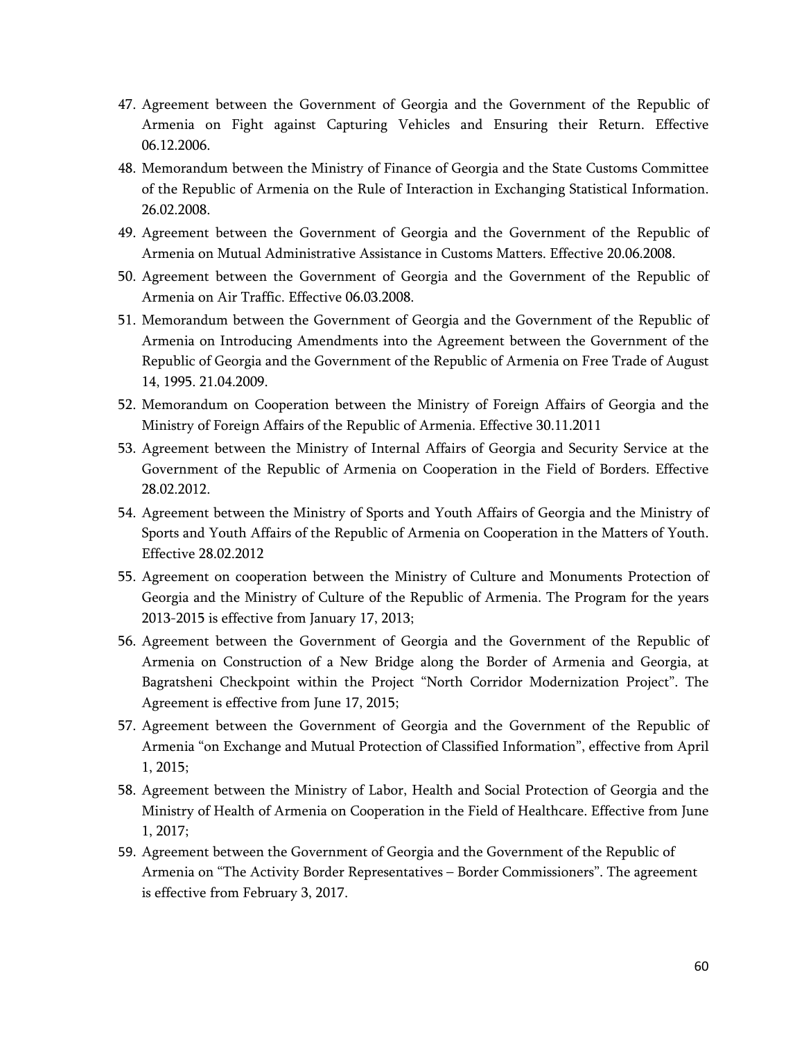47. Agreement between the Government of Georgia and the Government of the Republic of Armenia on Fight against Capturing Vehicles and Ensuring their Return. Effective 06.12.2006.
48. Memorandum between the Ministry of Finance of Georgia and the State Customs Committee of the Republic of Armenia on the Rule of Interaction in Exchanging Statistical Information. 26.02.2008.
49. Agreement between the Government of Georgia and the Government of the Republic of Armenia on Mutual Administrative Assistance in Customs Matters. Effective 20.06.2008.
50. Agreement between the Government of Georgia and the Government of the Republic of Armenia on Air Traffic. Effective 06.03.2008.
51. Memorandum between the Government of Georgia and the Government of the Republic of Armenia on Introducing Amendments into the Agreement between the Government of the Republic of Georgia and the Government of the Republic of Armenia on Free Trade of August 14, 1995. 21.04.2009.
52. Memorandum on Cooperation between the Ministry of Foreign Affairs of Georgia and the Ministry of Foreign Affairs of the Republic of Armenia. Effective 30.11.2011
53. Agreement between the Ministry of Internal Affairs of Georgia and Security Service at the Government of the Republic of Armenia on Cooperation in the Field of Borders. Effective 28.02.2012.
54. Agreement between the Ministry of Sports and Youth Affairs of Georgia and the Ministry of Sports and Youth Affairs of the Republic of Armenia on Cooperation in the Matters of Youth. Effective 28.02.2012
55. Agreement on cooperation between the Ministry of Culture and Monuments Protection of Georgia and the Ministry of Culture of the Republic of Armenia. The Program for the years 2013-2015 is effective from January 17, 2013;
56. Agreement between the Government of Georgia and the Government of the Republic of Armenia on Construction of a New Bridge along the Border of Armenia and Georgia, at Bagratsheni Checkpoint within the Project "North Corridor Modernization Project". The Agreement is effective from June 17, 2015;
57. Agreement between the Government of Georgia and the Government of the Republic of Armenia "on Exchange and Mutual Protection of Classified Information", effective from April 1, 2015;
58. Agreement between the Ministry of Labor, Health and Social Protection of Georgia and the Ministry of Health of Armenia on Cooperation in the Field of Healthcare. Effective from June 1, 2017;
59. Agreement between the Government of Georgia and the Government of the Republic of Armenia on "The Activity Border Representatives – Border Commissioners". The agreement is effective from February 3, 2017.